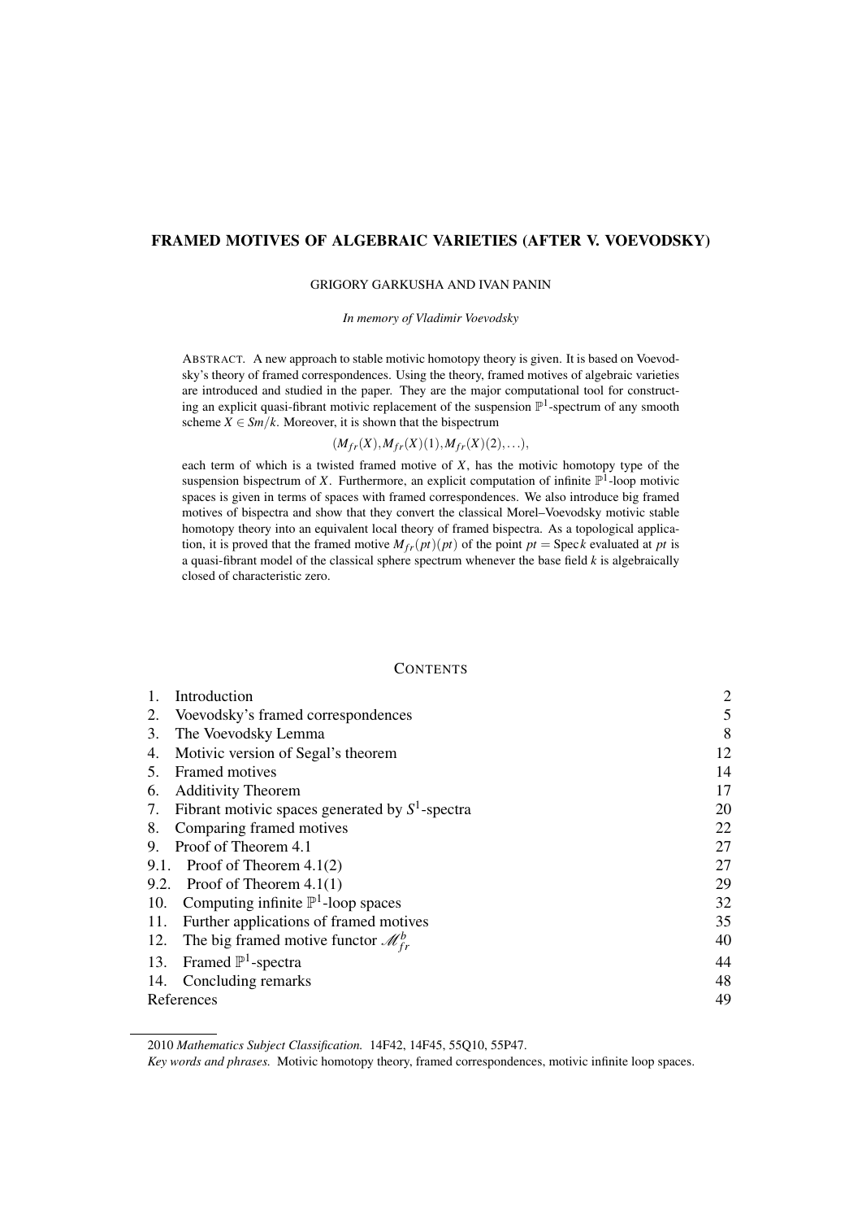# FRAMED MOTIVES OF ALGEBRAIC VARIETIES (AFTER V. VOEVODSKY)

GRIGORY GARKUSHA AND IVAN PANIN

*In memory of Vladimir Voevodsky*

ABSTRACT. A new approach to stable motivic homotopy theory is given. It is based on Voevodsky's theory of framed correspondences. Using the theory, framed motives of algebraic varieties are introduced and studied in the paper. They are the major computational tool for constructing an explicit quasi-fibrant motivic replacement of the suspension $\mathbb{P}^1$-spectrum of any smooth scheme $X \in Sm/k$. Moreover, it is shown that the bispectrum

$$(M_{fr}(X), M_{fr}(X)(1), M_{fr}(X)(2), \ldots),$$

each term of which is a twisted framed motive of $X$, has the motivic homotopy type of the suspension bispectrum of $X$. Furthermore, an explicit computation of infinite $\mathbb{P}^1$-loop motivic spaces is given in terms of spaces with framed correspondences. We also introduce big framed motives of bispectra and show that they convert the classical Morel–Voevodsky motivic stable homotopy theory into an equivalent local theory of framed bispectra. As a topological application, it is proved that the framed motive $M_{fr}(pt)(pt)$ of the point $pt = \operatorname{Spec} k$ evaluated at $pt$ is a quasi-fibrant model of the classical sphere spectrum whenever the base field $k$ is algebraically closed of characteristic zero.

## CONTENTS

| | | |
|---|---|---|
| 1. | Introduction | 2 |
| 2. | Voevodsky's framed correspondences | 5 |
| 3. | The Voevodsky Lemma | 8 |
| 4. | Motivic version of Segal's theorem | 12 |
| 5. | Framed motives | 14 |
| 6. | Additivity Theorem | 17 |
| 7. | Fibrant motivic spaces generated by $S^1$-spectra | 20 |
| 8. | Comparing framed motives | 22 |
| 9. | Proof of Theorem 4.1 | 27 |
| 9.1. | Proof of Theorem 4.1(2) | 27 |
| 9.2. | Proof of Theorem 4.1(1) | 29 |
| 10. | Computing infinite $\mathbb{P}^1$-loop spaces | 32 |
| 11. | Further applications of framed motives | 35 |
| 12. | The big framed motive functor $\mathscr{M}^b_{fr}$ | 40 |
| 13. | Framed $\mathbb{P}^1$-spectra | 44 |
| 14. | Concluding remarks | 48 |
| | References | 49 |

---

2010 *Mathematics Subject Classification.* 14F42, 14F45, 55Q10, 55P47.

*Key words and phrases.* Motivic homotopy theory, framed correspondences, motivic infinite loop spaces.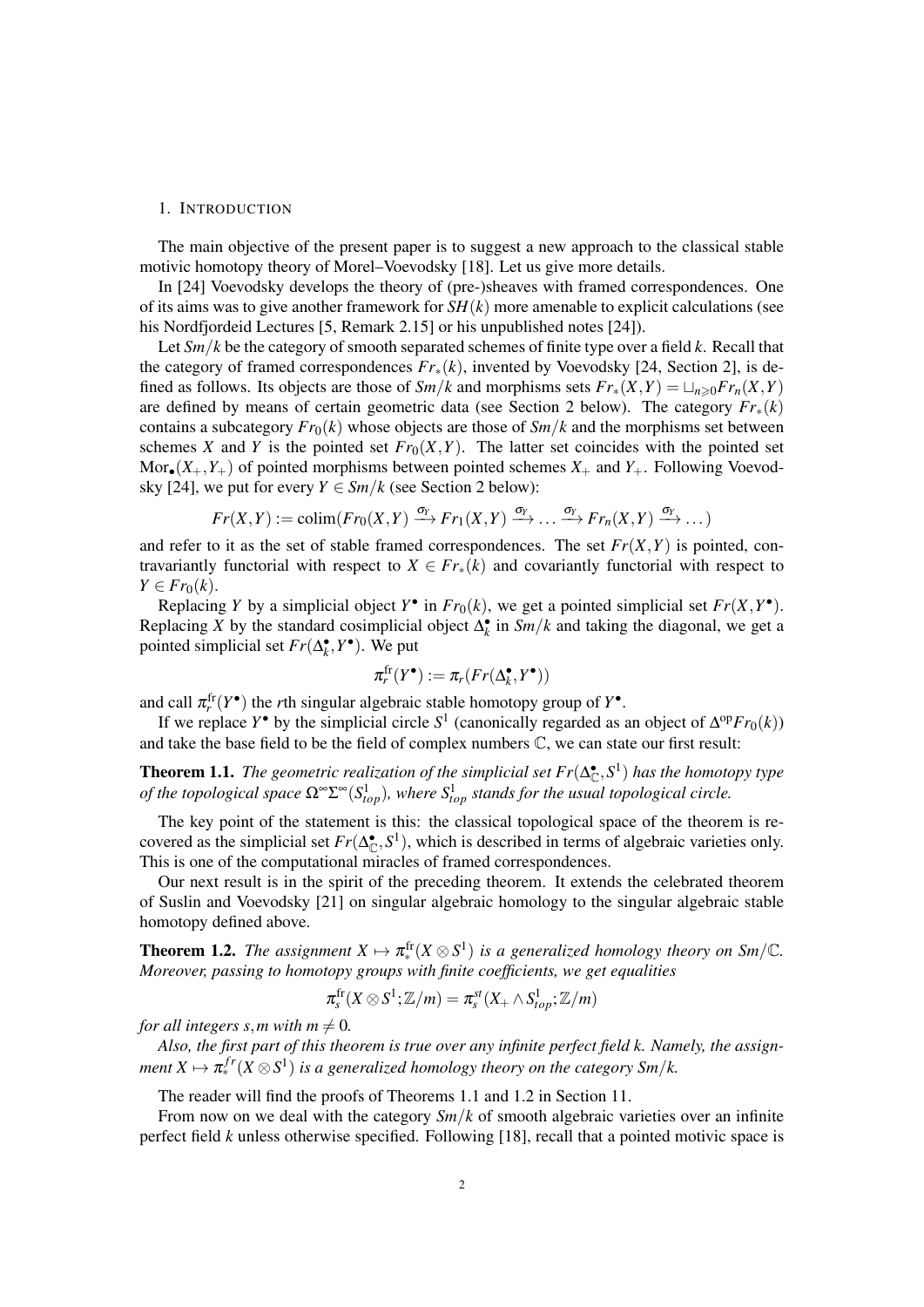## 1. Introduction

The main objective of the present paper is to suggest a new approach to the classical stable motivic homotopy theory of Morel–Voevodsky [18]. Let us give more details.

In [24] Voevodsky develops the theory of (pre-)sheaves with framed correspondences. One of its aims was to give another framework for $SH(k)$ more amenable to explicit calculations (see his Nordfjordeid Lectures [5, Remark 2.15] or his unpublished notes [24]).

Let $Sm/k$ be the category of smooth separated schemes of finite type over a field $k$. Recall that the category of framed correspondences $Fr_*(k)$, invented by Voevodsky [24, Section 2], is defined as follows. Its objects are those of $Sm/k$ and morphisms sets $Fr_*(X,Y) = \sqcup_{n\geqslant 0} Fr_n(X,Y)$ are defined by means of certain geometric data (see Section 2 below). The category $Fr_*(k)$ contains a subcategory $Fr_0(k)$ whose objects are those of $Sm/k$ and the morphisms set between schemes $X$ and $Y$ is the pointed set $Fr_0(X,Y)$. The latter set coincides with the pointed set $\mathrm{Mor}_\bullet(X_+,Y_+)$ of pointed morphisms between pointed schemes $X_+$ and $Y_+$. Following Voevodsky [24], we put for every $Y \in Sm/k$ (see Section 2 below):

$$Fr(X,Y) := \operatorname{colim}(Fr_0(X,Y) \xrightarrow{\sigma_Y} Fr_1(X,Y) \xrightarrow{\sigma_Y} \dots \xrightarrow{\sigma_Y} Fr_n(X,Y) \xrightarrow{\sigma_Y} \dots)$$

and refer to it as the set of stable framed correspondences. The set $Fr(X,Y)$ is pointed, contravariantly functorial with respect to $X \in Fr_*(k)$ and covariantly functorial with respect to $Y \in Fr_0(k)$.

Replacing $Y$ by a simplicial object $Y^\bullet$ in $Fr_0(k)$, we get a pointed simplicial set $Fr(X,Y^\bullet)$. Replacing $X$ by the standard cosimplicial object $\Delta_k^\bullet$ in $Sm/k$ and taking the diagonal, we get a pointed simplicial set $Fr(\Delta_k^\bullet, Y^\bullet)$. We put

$$\pi_r^{\mathrm{fr}}(Y^\bullet) := \pi_r(Fr(\Delta_k^\bullet, Y^\bullet))$$

and call $\pi_r^{\mathrm{fr}}(Y^\bullet)$ the $r$th singular algebraic stable homotopy group of $Y^\bullet$.

If we replace $Y^\bullet$ by the simplicial circle $S^1$ (canonically regarded as an object of $\Delta^{\mathrm{op}} Fr_0(k)$) and take the base field to be the field of complex numbers $\mathbb{C}$, we can state our first result:

**Theorem 1.1.** *The geometric realization of the simplicial set $Fr(\Delta_{\mathbb{C}}^\bullet, S^1)$ has the homotopy type of the topological space $\Omega^\infty\Sigma^\infty(S^1_{top})$, where $S^1_{top}$ stands for the usual topological circle.*

The key point of the statement is this: the classical topological space of the theorem is recovered as the simplicial set $Fr(\Delta_{\mathbb{C}}^\bullet, S^1)$, which is described in terms of algebraic varieties only. This is one of the computational miracles of framed correspondences.

Our next result is in the spirit of the preceding theorem. It extends the celebrated theorem of Suslin and Voevodsky [21] on singular algebraic homology to the singular algebraic stable homotopy defined above.

**Theorem 1.2.** *The assignment $X \mapsto \pi_*^{\mathrm{fr}}(X \otimes S^1)$ is a generalized homology theory on $Sm/\mathbb{C}$. Moreover, passing to homotopy groups with finite coefficients, we get equalities*

$$\pi_s^{\mathrm{fr}}(X \otimes S^1; \mathbb{Z}/m) = \pi_s^{st}(X_+ \wedge S^1_{top}; \mathbb{Z}/m)$$

*for all integers $s,m$ with $m \neq 0$.*

*Also, the first part of this theorem is true over any infinite perfect field $k$. Namely, the assignment $X \mapsto \pi_*^{fr}(X \otimes S^1)$ is a generalized homology theory on the category $Sm/k$.*

The reader will find the proofs of Theorems 1.1 and 1.2 in Section 11.

From now on we deal with the category $Sm/k$ of smooth algebraic varieties over an infinite perfect field $k$ unless otherwise specified. Following [18], recall that a pointed motivic space is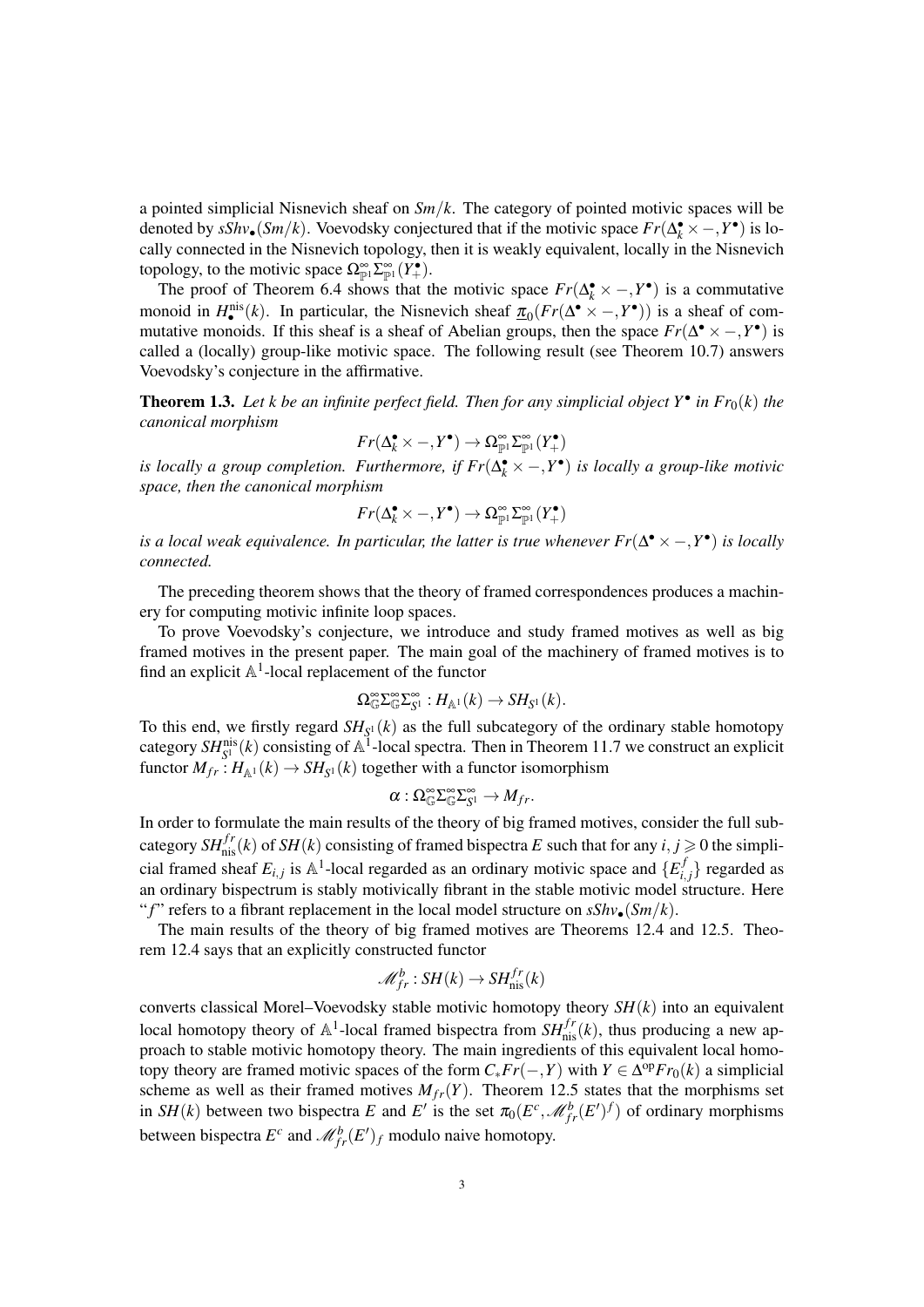a pointed simplicial Nisnevich sheaf on $Sm/k$. The category of pointed motivic spaces will be denoted by $sShv_\bullet(Sm/k)$. Voevodsky conjectured that if the motivic space $Fr(\Delta_k^\bullet \times -, Y^\bullet)$ is locally connected in the Nisnevich topology, then it is weakly equivalent, locally in the Nisnevich topology, to the motivic space $\Omega_{\mathbb{P}^1}^\infty \Sigma_{\mathbb{P}^1}^\infty (Y_+^\bullet)$.

The proof of Theorem 6.4 shows that the motivic space $Fr(\Delta_k^\bullet \times -, Y^\bullet)$ is a commutative monoid in $H_\bullet^{\mathrm{nis}}(k)$. In particular, the Nisnevich sheaf $\underline{\pi}_0(Fr(\Delta^\bullet \times -, Y^\bullet))$ is a sheaf of commutative monoids. If this sheaf is a sheaf of Abelian groups, then the space $Fr(\Delta^\bullet \times -, Y^\bullet)$ is called a (locally) group-like motivic space. The following result (see Theorem 10.7) answers Voevodsky's conjecture in the affirmative.

**Theorem 1.3.** *Let $k$ be an infinite perfect field. Then for any simplicial object $Y^\bullet$ in $Fr_0(k)$ the canonical morphism*

$$Fr(\Delta_k^\bullet \times -, Y^\bullet) \to \Omega_{\mathbb{P}^1}^\infty \Sigma_{\mathbb{P}^1}^\infty (Y_+^\bullet)$$

*is locally a group completion. Furthermore, if $Fr(\Delta_k^\bullet \times -, Y^\bullet)$ is locally a group-like motivic space, then the canonical morphism*

$$Fr(\Delta_k^\bullet \times -, Y^\bullet) \to \Omega_{\mathbb{P}^1}^\infty \Sigma_{\mathbb{P}^1}^\infty (Y_+^\bullet)$$

*is a local weak equivalence. In particular, the latter is true whenever $Fr(\Delta^\bullet \times -, Y^\bullet)$ is locally connected.*

The preceding theorem shows that the theory of framed correspondences produces a machinery for computing motivic infinite loop spaces.

To prove Voevodsky's conjecture, we introduce and study framed motives as well as big framed motives in the present paper. The main goal of the machinery of framed motives is to find an explicit $\mathbb{A}^1$-local replacement of the functor

$$\Omega_{\mathbb{G}}^\infty \Sigma_{\mathbb{G}}^\infty \Sigma_{S^1}^\infty : H_{\mathbb{A}^1}(k) \to SH_{S^1}(k).$$

To this end, we firstly regard $SH_{S^1}(k)$ as the full subcategory of the ordinary stable homotopy category $SH_{S^1}^{\mathrm{nis}}(k)$ consisting of $\mathbb{A}^1$-local spectra. Then in Theorem 11.7 we construct an explicit functor $M_{fr} : H_{\mathbb{A}^1}(k) \to SH_{S^1}(k)$ together with a functor isomorphism

$$\alpha : \Omega_{\mathbb{G}}^\infty \Sigma_{\mathbb{G}}^\infty \Sigma_{S^1}^\infty \to M_{fr}.$$

In order to formulate the main results of the theory of big framed motives, consider the full subcategory $SH_{\mathrm{nis}}^{fr}(k)$ of $SH(k)$ consisting of framed bispectra $E$ such that for any $i, j \geqslant 0$ the simplicial framed sheaf $E_{i,j}$ is $\mathbb{A}^1$-local regarded as an ordinary motivic space and $\{E_{i,j}^f\}$ regarded as an ordinary bispectrum is stably motivically fibrant in the stable motivic model structure. Here "$f$" refers to a fibrant replacement in the local model structure on $sShv_\bullet(Sm/k)$.

The main results of the theory of big framed motives are Theorems 12.4 and 12.5. Theorem 12.4 says that an explicitly constructed functor

$$\mathscr{M}_{fr}^b : SH(k) \to SH_{\mathrm{nis}}^{fr}(k)$$

converts classical Morel–Voevodsky stable motivic homotopy theory $SH(k)$ into an equivalent local homotopy theory of $\mathbb{A}^1$-local framed bispectra from $SH_{\mathrm{nis}}^{fr}(k)$, thus producing a new approach to stable motivic homotopy theory. The main ingredients of this equivalent local homotopy theory are framed motivic spaces of the form $C_*Fr(-, Y)$ with $Y \in \Delta^{\mathrm{op}} Fr_0(k)$ a simplicial scheme as well as their framed motives $M_{fr}(Y)$. Theorem 12.5 states that the morphisms set in $SH(k)$ between two bispectra $E$ and $E'$ is the set $\pi_0(E^c, \mathscr{M}_{fr}^b(E')^f)$ of ordinary morphisms between bispectra $E^c$ and $\mathscr{M}_{fr}^b(E')_f$ modulo naive homotopy.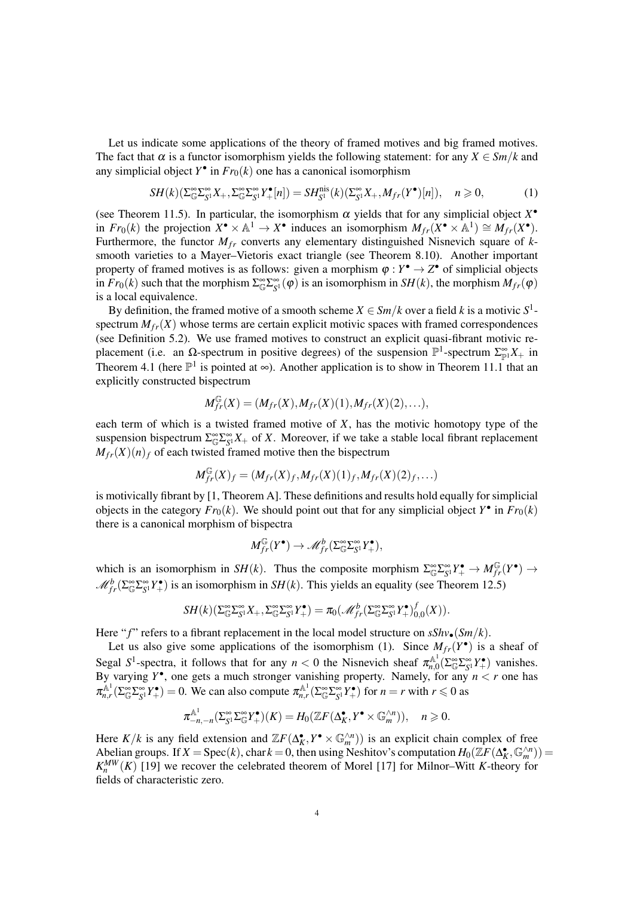Let us indicate some applications of the theory of framed motives and big framed motives. The fact that $\alpha$ is a functor isomorphism yields the following statement: for any $X \in Sm/k$ and any simplicial object $Y^\bullet$ in $Fr_0(k)$ one has a canonical isomorphism

$$SH(k)(\Sigma_{\mathbb{G}}^\infty \Sigma_{S^1}^\infty X_+, \Sigma_{\mathbb{G}}^\infty \Sigma_{S^1}^\infty Y_+^\bullet[n]) = SH_{S^1}^{\mathrm{nis}}(k)(\Sigma_{S^1}^\infty X_+, M_{fr}(Y^\bullet)[n]), \quad n \geqslant 0, \tag{1}$$

(see Theorem 11.5). In particular, the isomorphism $\alpha$ yields that for any simplicial object $X^\bullet$ in $Fr_0(k)$ the projection $X^\bullet \times \mathbb{A}^1 \to X^\bullet$ induces an isomorphism $M_{fr}(X^\bullet \times \mathbb{A}^1) \cong M_{fr}(X^\bullet)$. Furthermore, the functor $M_{fr}$ converts any elementary distinguished Nisnevich square of $k$-smooth varieties to a Mayer–Vietoris exact triangle (see Theorem 8.10). Another important property of framed motives is as follows: given a morphism $\varphi : Y^\bullet \to Z^\bullet$ of simplicial objects in $Fr_0(k)$ such that the morphism $\Sigma_{\mathbb{G}}^\infty \Sigma_{S^1}^\infty(\varphi)$ is an isomorphism in $SH(k)$, the morphism $M_{fr}(\varphi)$ is a local equivalence.

By definition, the framed motive of a smooth scheme $X \in Sm/k$ over a field $k$ is a motivic $S^1$-spectrum $M_{fr}(X)$ whose terms are certain explicit motivic spaces with framed correspondences (see Definition 5.2). We use framed motives to construct an explicit quasi-fibrant motivic replacement (i.e. an $\Omega$-spectrum in positive degrees) of the suspension $\mathbb{P}^1$-spectrum $\Sigma_{\mathbb{P}^1}^\infty X_+$ in Theorem 4.1 (here $\mathbb{P}^1$ is pointed at $\infty$). Another application is to show in Theorem 11.1 that an explicitly constructed bispectrum

$$M_{fr}^{\mathbb{G}}(X) = (M_{fr}(X), M_{fr}(X)(1), M_{fr}(X)(2), \ldots),$$

each term of which is a twisted framed motive of $X$, has the motivic homotopy type of the suspension bispectrum $\Sigma_{\mathbb{G}}^\infty \Sigma_{S^1}^\infty X_+$ of $X$. Moreover, if we take a stable local fibrant replacement $M_{fr}(X)(n)_f$ of each twisted framed motive then the bispectrum

$$M_{fr}^{\mathbb{G}}(X)_f = (M_{fr}(X)_f, M_{fr}(X)(1)_f, M_{fr}(X)(2)_f, \ldots)$$

is motivically fibrant by [1, Theorem A]. These definitions and results hold equally for simplicial objects in the category $Fr_0(k)$. We should point out that for any simplicial object $Y^\bullet$ in $Fr_0(k)$ there is a canonical morphism of bispectra

$$M_{fr}^{\mathbb{G}}(Y^\bullet) \to \mathscr{M}_{fr}^b(\Sigma_{\mathbb{G}}^\infty \Sigma_{S^1}^\infty Y_+^\bullet),$$

which is an isomorphism in $SH(k)$. Thus the composite morphism $\Sigma_{\mathbb{G}}^\infty \Sigma_{S^1}^\infty Y_+^\bullet \to M_{fr}^{\mathbb{G}}(Y^\bullet) \to \mathscr{M}_{fr}^b(\Sigma_{\mathbb{G}}^\infty \Sigma_{S^1}^\infty Y_+^\bullet)$ is an isomorphism in $SH(k)$. This yields an equality (see Theorem 12.5)

$$SH(k)(\Sigma_{\mathbb{G}}^\infty \Sigma_{S^1}^\infty X_+, \Sigma_{\mathbb{G}}^\infty \Sigma_{S^1}^\infty Y_+^\bullet) = \pi_0(\mathscr{M}_{fr}^b(\Sigma_{\mathbb{G}}^\infty \Sigma_{S^1}^\infty Y_+^\bullet)_{0,0}^f(X)).$$

Here "$f$" refers to a fibrant replacement in the local model structure on $sShv_\bullet(Sm/k)$.

Let us also give some applications of the isomorphism (1). Since $M_{fr}(Y^\bullet)$ is a sheaf of Segal $S^1$-spectra, it follows that for any $n < 0$ the Nisnevich sheaf $\pi_{n,0}^{\mathbb{A}^1}(\Sigma_{\mathbb{G}}^\infty \Sigma_{S^1}^\infty Y_+^\bullet)$ vanishes. By varying $Y^\bullet$, one gets a much stronger vanishing property. Namely, for any $n < r$ one has $\pi_{n,r}^{\mathbb{A}^1}(\Sigma_{\mathbb{G}}^\infty \Sigma_{S^1}^\infty Y_+^\bullet) = 0$. We can also compute $\pi_{n,r}^{\mathbb{A}^1}(\Sigma_{\mathbb{G}}^\infty \Sigma_{S^1}^\infty Y_+^\bullet)$ for $n = r$ with $r \leqslant 0$ as

$$\pi_{-n,-n}^{\mathbb{A}^1}(\Sigma_{S^1}^\infty \Sigma_{\mathbb{G}}^\infty Y_+^\bullet)(K) = H_0(\mathbb{Z}F(\Delta_K^\bullet, Y^\bullet \times \mathbb{G}_m^{\wedge n})), \quad n \geqslant 0.$$

Here $K/k$ is any field extension and $\mathbb{Z}F(\Delta_K^\bullet, Y^\bullet \times \mathbb{G}_m^{\wedge n})$ is an explicit chain complex of free Abelian groups. If $X = \operatorname{Spec}(k)$, $\operatorname{char} k = 0$, then using Neshitov's computation $H_0(\mathbb{Z}F(\Delta_K^\bullet, \mathbb{G}_m^{\wedge n})) = K_n^{MW}(K)$ [19] we recover the celebrated theorem of Morel [17] for Milnor–Witt $K$-theory for fields of characteristic zero.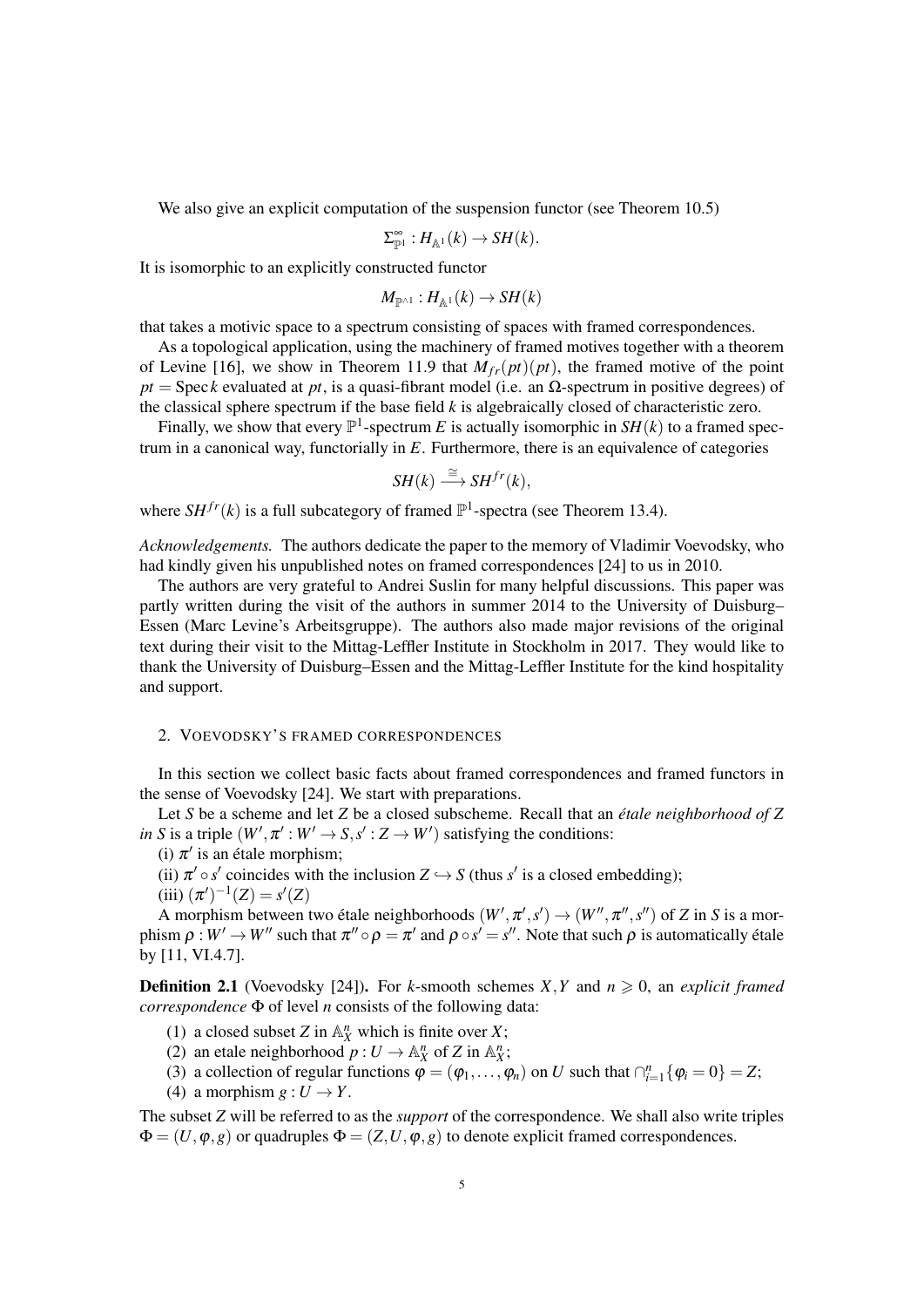We also give an explicit computation of the suspension functor (see Theorem 10.5)

$$\Sigma^\infty_{\mathbb{P}^1} : H_{\mathbb{A}^1}(k) \to SH(k).$$

It is isomorphic to an explicitly constructed functor

$$M_{\mathbb{P}^{\wedge 1}} : H_{\mathbb{A}^1}(k) \to SH(k)$$

that takes a motivic space to a spectrum consisting of spaces with framed correspondences.

As a topological application, using the machinery of framed motives together with a theorem of Levine [16], we show in Theorem 11.9 that $M_{fr}(pt)(pt)$, the framed motive of the point $pt = \operatorname{Spec} k$ evaluated at $pt$, is a quasi-fibrant model (i.e. an $\Omega$-spectrum in positive degrees) of the classical sphere spectrum if the base field $k$ is algebraically closed of characteristic zero.

Finally, we show that every $\mathbb{P}^1$-spectrum $E$ is actually isomorphic in $SH(k)$ to a framed spectrum in a canonical way, functorially in $E$. Furthermore, there is an equivalence of categories

$$SH(k) \xrightarrow{\cong} SH^{fr}(k),$$

where $SH^{fr}(k)$ is a full subcategory of framed $\mathbb{P}^1$-spectra (see Theorem 13.4).

*Acknowledgements.* The authors dedicate the paper to the memory of Vladimir Voevodsky, who had kindly given his unpublished notes on framed correspondences [24] to us in 2010.

The authors are very grateful to Andrei Suslin for many helpful discussions. This paper was partly written during the visit of the authors in summer 2014 to the University of Duisburg–Essen (Marc Levine's Arbeitsgruppe). The authors also made major revisions of the original text during their visit to the Mittag-Leffler Institute in Stockholm in 2017. They would like to thank the University of Duisburg–Essen and the Mittag-Leffler Institute for the kind hospitality and support.

## 2. Voevodsky's framed correspondences

In this section we collect basic facts about framed correspondences and framed functors in the sense of Voevodsky [24]. We start with preparations.

Let $S$ be a scheme and let $Z$ be a closed subscheme. Recall that an *étale neighborhood of $Z$ in $S$* is a triple $(W', \pi' : W' \to S, s' : Z \to W')$ satisfying the conditions:

(i) $\pi'$ is an étale morphism;
(ii) $\pi' \circ s'$ coincides with the inclusion $Z \hookrightarrow S$ (thus $s'$ is a closed embedding);
(iii) $(\pi')^{-1}(Z) = s'(Z)$

A morphism between two étale neighborhoods $(W', \pi', s') \to (W'', \pi'', s'')$ of $Z$ in $S$ is a morphism $\rho : W' \to W''$ such that $\pi'' \circ \rho = \pi'$ and $\rho \circ s' = s''$. Note that such $\rho$ is automatically étale by [11, VI.4.7].

**Definition 2.1** (Voevodsky [24])**.** For $k$-smooth schemes $X, Y$ and $n \geqslant 0$, an *explicit framed correspondence* $\Phi$ of level $n$ consists of the following data:

1. a closed subset $Z$ in $\mathbb{A}^n_X$ which is finite over $X$;
2. an etale neighborhood $p : U \to \mathbb{A}^n_X$ of $Z$ in $\mathbb{A}^n_X$;
3. a collection of regular functions $\varphi = (\varphi_1, \dots, \varphi_n)$ on $U$ such that $\cap_{i=1}^n \{\varphi_i = 0\} = Z$;
4. a morphism $g : U \to Y$.

The subset $Z$ will be referred to as the *support* of the correspondence. We shall also write triples $\Phi = (U, \varphi, g)$ or quadruples $\Phi = (Z, U, \varphi, g)$ to denote explicit framed correspondences.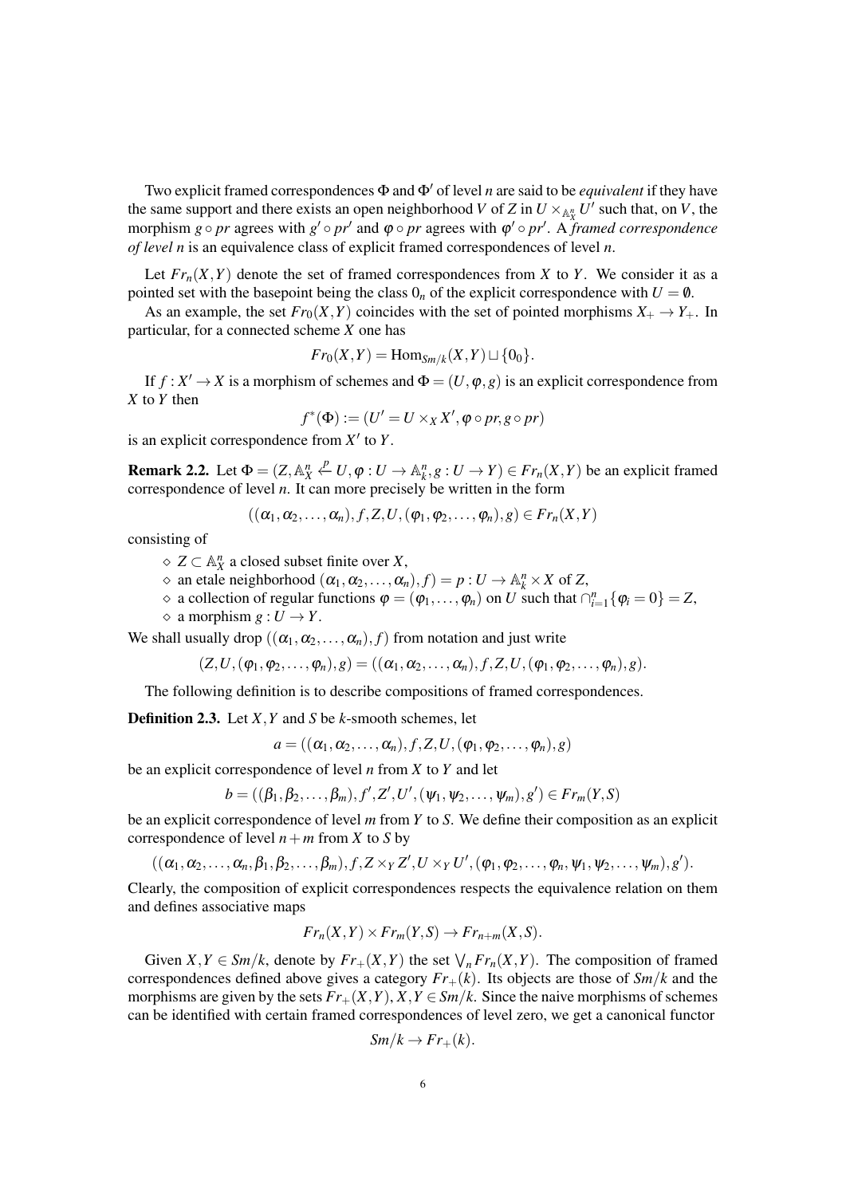Two explicit framed correspondences $\Phi$ and $\Phi'$ of level $n$ are said to be *equivalent* if they have the same support and there exists an open neighborhood $V$ of $Z$ in $U \times_{\mathbb{A}^n_X} U'$ such that, on $V$, the morphism $g \circ pr$ agrees with $g' \circ pr'$ and $\varphi \circ pr$ agrees with $\varphi' \circ pr'$. A *framed correspondence of level $n$* is an equivalence class of explicit framed correspondences of level $n$.

Let $Fr_n(X,Y)$ denote the set of framed correspondences from $X$ to $Y$. We consider it as a pointed set with the basepoint being the class $0_n$ of the explicit correspondence with $U = \emptyset$.

As an example, the set $Fr_0(X,Y)$ coincides with the set of pointed morphisms $X_+ \to Y_+$. In particular, for a connected scheme $X$ one has

$$Fr_0(X,Y) = \mathrm{Hom}_{Sm/k}(X,Y) \sqcup \{0_0\}.$$

If $f : X' \to X$ is a morphism of schemes and $\Phi = (U, \varphi, g)$ is an explicit correspondence from $X$ to $Y$ then

$$f^*(\Phi) := (U' = U \times_X X', \varphi \circ pr, g \circ pr)$$

is an explicit correspondence from $X'$ to $Y$.

**Remark 2.2.** Let $\Phi = (Z, \mathbb{A}^n_X \stackrel{p}{\leftarrow} U, \varphi : U \to \mathbb{A}^n_k, g : U \to Y) \in Fr_n(X,Y)$ be an explicit framed correspondence of level $n$. It can more precisely be written in the form

$$((\alpha_1, \alpha_2, \ldots, \alpha_n), f, Z, U, (\varphi_1, \varphi_2, \ldots, \varphi_n), g) \in Fr_n(X,Y)$$

consisting of

- $\diamond$ $Z \subset \mathbb{A}^n_X$ a closed subset finite over $X$,
- $\diamond$ an etale neighborhood $((\alpha_1, \alpha_2, \ldots, \alpha_n), f) = p : U \to \mathbb{A}^n_k \times X$ of $Z$,
- $\diamond$ a collection of regular functions $\varphi = (\varphi_1, \ldots, \varphi_n)$ on $U$ such that $\cap_{i=1}^n \{\varphi_i = 0\} = Z$,
- $\diamond$ a morphism $g : U \to Y$.

We shall usually drop $((\alpha_1, \alpha_2, \ldots, \alpha_n), f)$ from notation and just write

$$(Z, U, (\varphi_1, \varphi_2, \ldots, \varphi_n), g) = ((\alpha_1, \alpha_2, \ldots, \alpha_n), f, Z, U, (\varphi_1, \varphi_2, \ldots, \varphi_n), g).$$

The following definition is to describe compositions of framed correspondences.

**Definition 2.3.** Let $X, Y$ and $S$ be $k$-smooth schemes, let

$$a = ((\alpha_1, \alpha_2, \ldots, \alpha_n), f, Z, U, (\varphi_1, \varphi_2, \ldots, \varphi_n), g)$$

be an explicit correspondence of level $n$ from $X$ to $Y$ and let

$$b = ((\beta_1, \beta_2, \ldots, \beta_m), f', Z', U', (\psi_1, \psi_2, \ldots, \psi_m), g') \in Fr_m(Y,S)$$

be an explicit correspondence of level $m$ from $Y$ to $S$. We define their composition as an explicit correspondence of level $n+m$ from $X$ to $S$ by

$$((\alpha_1, \alpha_2, \ldots, \alpha_n, \beta_1, \beta_2, \ldots, \beta_m), f, Z \times_Y Z', U \times_Y U', (\varphi_1, \varphi_2, \ldots, \varphi_n, \psi_1, \psi_2, \ldots, \psi_m), g').$$

Clearly, the composition of explicit correspondences respects the equivalence relation on them and defines associative maps

$$Fr_n(X,Y) \times Fr_m(Y,S) \to Fr_{n+m}(X,S).$$

Given $X, Y \in Sm/k$, denote by $Fr_+(X,Y)$ the set $\bigvee_n Fr_n(X,Y)$. The composition of framed correspondences defined above gives a category $Fr_+(k)$. Its objects are those of $Sm/k$ and the morphisms are given by the sets $Fr_+(X,Y)$, $X, Y \in Sm/k$. Since the naive morphisms of schemes can be identified with certain framed correspondences of level zero, we get a canonical functor

$$Sm/k \to Fr_+(k).$$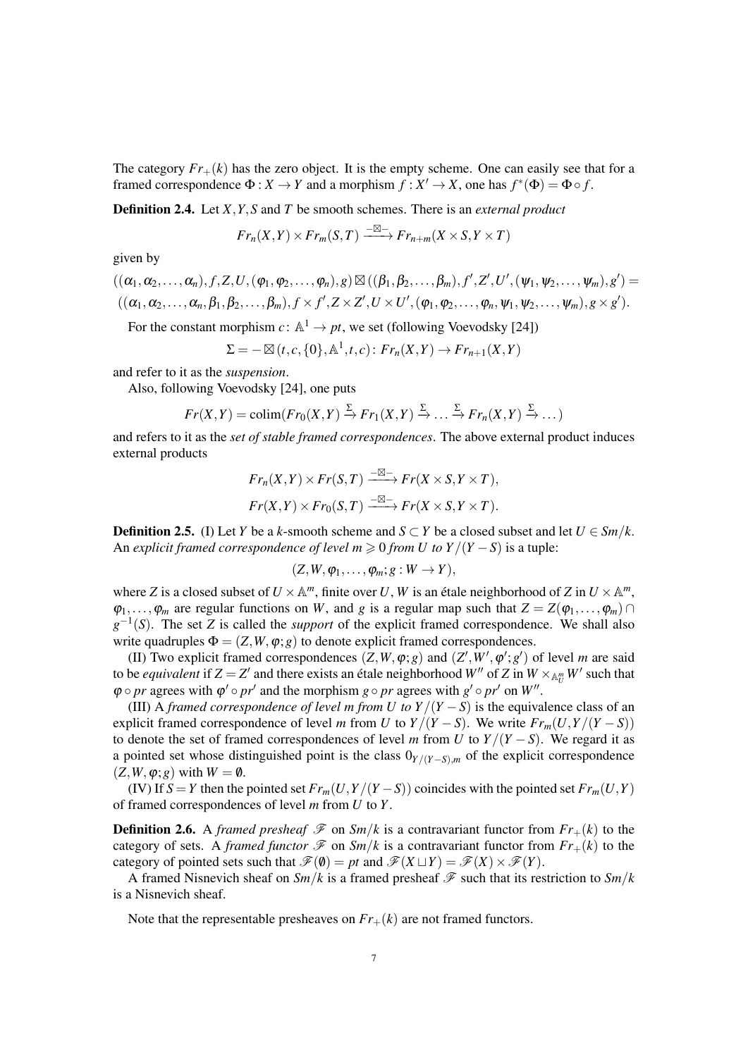The category $Fr_+(k)$ has the zero object. It is the empty scheme. One can easily see that for a framed correspondence $\Phi : X \to Y$ and a morphism $f : X' \to X$, one has $f^*(\Phi) = \Phi \circ f$.

**Definition 2.4.** Let $X, Y, S$ and $T$ be smooth schemes. There is an *external product*

$$Fr_n(X,Y) \times Fr_m(S,T) \xrightarrow{-\boxtimes-} Fr_{n+m}(X \times S, Y \times T)$$

given by

$$((\alpha_1, \alpha_2, \ldots, \alpha_n), f, Z, U, (\varphi_1, \varphi_2, \ldots, \varphi_n), g) \boxtimes ((\beta_1, \beta_2, \ldots, \beta_m), f', Z', U', (\psi_1, \psi_2, \ldots, \psi_m), g') =$$
$$((\alpha_1, \alpha_2, \ldots, \alpha_n, \beta_1, \beta_2, \ldots, \beta_m), f \times f', Z \times Z', U \times U', (\varphi_1, \varphi_2, \ldots, \varphi_n, \psi_1, \psi_2, \ldots, \psi_m), g \times g').$$

For the constant morphism $c \colon \mathbb{A}^1 \to pt$, we set (following Voevodsky [24])

$$\Sigma = - \boxtimes (t, c, \{0\}, \mathbb{A}^1, t, c) \colon Fr_n(X,Y) \to Fr_{n+1}(X,Y)$$

and refer to it as the *suspension*.

Also, following Voevodsky [24], one puts

$$Fr(X,Y) = \operatorname{colim}(Fr_0(X,Y) \xrightarrow{\Sigma} Fr_1(X,Y) \xrightarrow{\Sigma} \ldots \xrightarrow{\Sigma} Fr_n(X,Y) \xrightarrow{\Sigma} \ldots)$$

and refers to it as the *set of stable framed correspondences*. The above external product induces external products

$$Fr_n(X,Y) \times Fr(S,T) \xrightarrow{-\boxtimes-} Fr(X \times S, Y \times T),$$
$$Fr(X,Y) \times Fr_0(S,T) \xrightarrow{-\boxtimes-} Fr(X \times S, Y \times T).$$

**Definition 2.5.** (I) Let $Y$ be a $k$-smooth scheme and $S \subset Y$ be a closed subset and let $U \in Sm/k$. An *explicit framed correspondence of level $m \geqslant 0$ from $U$ to $Y/(Y-S)$* is a tuple:

$$(Z, W, \varphi_1, \ldots, \varphi_m; g : W \to Y),$$

where $Z$ is a closed subset of $U \times \mathbb{A}^m$, finite over $U$, $W$ is an étale neighborhood of $Z$ in $U \times \mathbb{A}^m$, $\varphi_1, \ldots, \varphi_m$ are regular functions on $W$, and $g$ is a regular map such that $Z = Z(\varphi_1, \ldots, \varphi_m) \cap g^{-1}(S)$. The set $Z$ is called the *support* of the explicit framed correspondence. We shall also write quadruples $\Phi = (Z, W, \varphi; g)$ to denote explicit framed correspondences.

(II) Two explicit framed correspondences $(Z, W, \varphi; g)$ and $(Z', W', \varphi'; g')$ of level $m$ are said to be *equivalent* if $Z = Z'$ and there exists an étale neighborhood $W''$ of $Z$ in $W \times_{\mathbb{A}^m_U} W'$ such that $\varphi \circ pr$ agrees with $\varphi' \circ pr'$ and the morphism $g \circ pr$ agrees with $g' \circ pr'$ on $W''$.

(III) A *framed correspondence of level $m$ from $U$ to $Y/(Y-S)$* is the equivalence class of an explicit framed correspondence of level $m$ from $U$ to $Y/(Y-S)$. We write $Fr_m(U, Y/(Y-S))$ to denote the set of framed correspondences of level $m$ from $U$ to $Y/(Y-S)$. We regard it as a pointed set whose distinguished point is the class $0_{Y/(Y-S),m}$ of the explicit correspondence $(Z, W, \varphi; g)$ with $W = \emptyset$.

(IV) If $S = Y$ then the pointed set $Fr_m(U, Y/(Y-S))$ coincides with the pointed set $Fr_m(U,Y)$ of framed correspondences of level $m$ from $U$ to $Y$.

**Definition 2.6.** A *framed presheaf* $\mathscr{F}$ on $Sm/k$ is a contravariant functor from $Fr_+(k)$ to the category of sets. A *framed functor* $\mathscr{F}$ on $Sm/k$ is a contravariant functor from $Fr_+(k)$ to the category of pointed sets such that $\mathscr{F}(\emptyset) = pt$ and $\mathscr{F}(X \sqcup Y) = \mathscr{F}(X) \times \mathscr{F}(Y)$.

A framed Nisnevich sheaf on $Sm/k$ is a framed presheaf $\mathscr{F}$ such that its restriction to $Sm/k$ is a Nisnevich sheaf.

Note that the representable presheaves on $Fr_+(k)$ are not framed functors.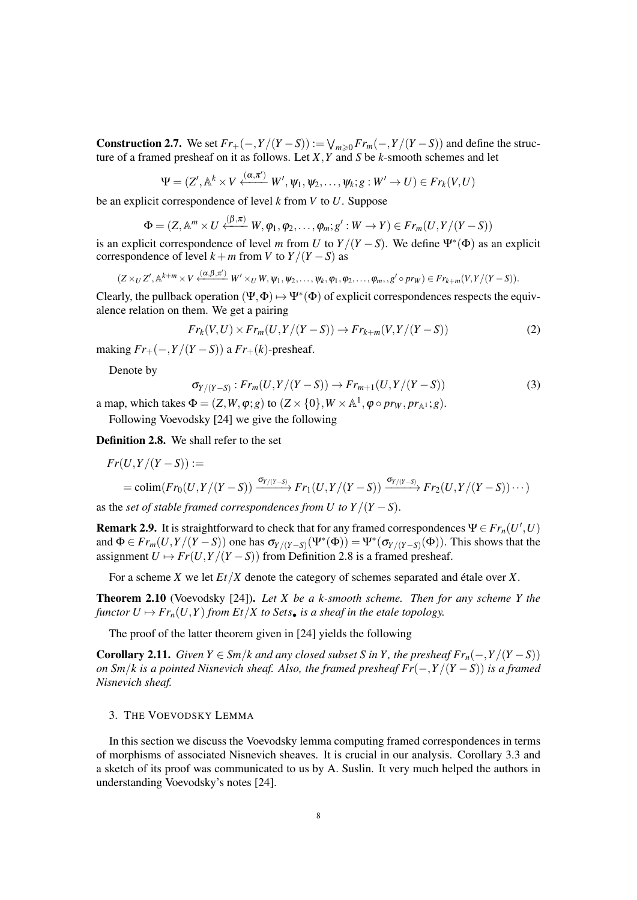**Construction 2.7.** We set $Fr_+(-,Y/(Y-S)) := \bigvee_{m\geqslant 0} Fr_m(-,Y/(Y-S))$ and define the structure of a framed presheaf on it as follows. Let $X, Y$ and $S$ be $k$-smooth schemes and let

$$\Psi = (Z', \mathbb{A}^k \times V \xleftarrow{(\alpha,\pi')} W', \psi_1, \psi_2, \ldots, \psi_k; g : W' \to U) \in Fr_k(V,U)$$

be an explicit correspondence of level $k$ from $V$ to $U$. Suppose

$$\Phi = (Z, \mathbb{A}^m \times U \xleftarrow{(\beta,\pi)} W, \varphi_1, \varphi_2, \ldots, \varphi_m; g' : W \to Y) \in Fr_m(U, Y/(Y-S))$$

is an explicit correspondence of level $m$ from $U$ to $Y/(Y-S)$. We define $\Psi^*(\Phi)$ as an explicit correspondence of level $k+m$ from $V$ to $Y/(Y-S)$ as

$$(Z \times_U Z', \mathbb{A}^{k+m} \times V \xleftarrow{(\alpha,\beta,\pi')} W' \times_U W, \psi_1, \psi_2, \ldots, \psi_k, \varphi_1, \varphi_2, \ldots, \varphi_m,, g' \circ pr_W) \in Fr_{k+m}(V, Y/(Y-S)).$$

Clearly, the pullback operation $(\Psi, \Phi) \mapsto \Psi^*(\Phi)$ of explicit correspondences respects the equivalence relation on them. We get a pairing

$$Fr_k(V,U) \times Fr_m(U, Y/(Y-S)) \to Fr_{k+m}(V, Y/(Y-S)) \tag{2}$$

making $Fr_+(-,Y/(Y-S))$ a $Fr_+(k)$-presheaf.

Denote by

$$\sigma_{Y/(Y-S)} : Fr_m(U, Y/(Y-S)) \to Fr_{m+1}(U, Y/(Y-S)) \tag{3}$$

a map, which takes $\Phi = (Z, W, \varphi; g)$ to $(Z \times \{0\}, W \times \mathbb{A}^1, \varphi \circ pr_W, pr_{\mathbb{A}^1}; g)$.

Following Voevodsky [24] we give the following

**Definition 2.8.** We shall refer to the set

$$Fr(U, Y/(Y-S)) :=$$

$$= \operatorname{colim}(Fr_0(U, Y/(Y-S)) \xrightarrow{\sigma_{Y/(Y-S)}} Fr_1(U, Y/(Y-S)) \xrightarrow{\sigma_{Y/(Y-S)}} Fr_2(U, Y/(Y-S)) \cdots)$$

as the *set of stable framed correspondences from $U$ to $Y/(Y-S)$*.

**Remark 2.9.** It is straightforward to check that for any framed correspondences $\Psi \in Fr_n(U', U)$ and $\Phi \in Fr_m(U, Y/(Y-S))$ one has $\sigma_{Y/(Y-S)}(\Psi^*(\Phi)) = \Psi^*(\sigma_{Y/(Y-S)}(\Phi))$. This shows that the assignment $U \mapsto Fr(U, Y/(Y-S))$ from Definition 2.8 is a framed presheaf.

For a scheme $X$ we let $Et/X$ denote the category of schemes separated and étale over $X$.

**Theorem 2.10** (Voevodsky [24])**.** *Let $X$ be a $k$-smooth scheme. Then for any scheme $Y$ the functor $U \mapsto Fr_n(U,Y)$ from $Et/X$ to $Sets_\bullet$ is a sheaf in the etale topology.*

The proof of the latter theorem given in [24] yields the following

**Corollary 2.11.** *Given $Y \in Sm/k$ and any closed subset $S$ in $Y$, the presheaf $Fr_n(-, Y/(Y-S))$ on $Sm/k$ is a pointed Nisnevich sheaf. Also, the framed presheaf $Fr(-, Y/(Y-S))$ is a framed Nisnevich sheaf.*

## 3. The Voevodsky Lemma

In this section we discuss the Voevodsky lemma computing framed correspondences in terms of morphisms of associated Nisnevich sheaves. It is crucial in our analysis. Corollary 3.3 and a sketch of its proof was communicated to us by A. Suslin. It very much helped the authors in understanding Voevodsky's notes [24].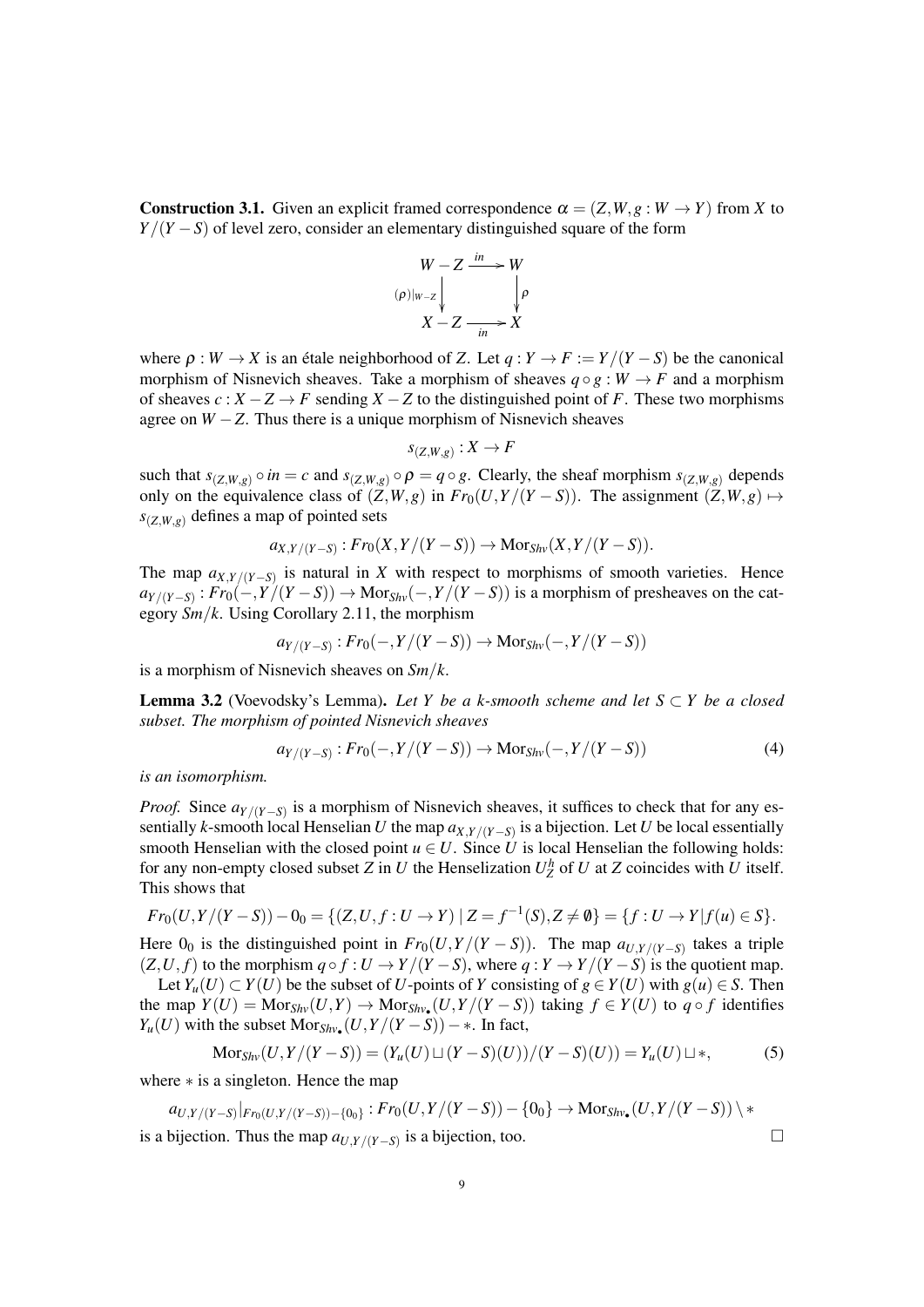**Construction 3.1.** Given an explicit framed correspondence $\alpha = (Z, W, g : W \to Y)$ from $X$ to $Y/(Y-S)$ of level zero, consider an elementary distinguished square of the form

$$\begin{array}{ccc} W - Z & \xrightarrow{in} & W \\ {\scriptstyle (\rho)|_{W-Z}} \downarrow & & \downarrow {\scriptstyle \rho} \\ X - Z & \xrightarrow[in]{} & X \end{array}$$

where $\rho : W \to X$ is an étale neighborhood of $Z$. Let $q : Y \to F := Y/(Y-S)$ be the canonical morphism of Nisnevich sheaves. Take a morphism of sheaves $q \circ g : W \to F$ and a morphism of sheaves $c : X - Z \to F$ sending $X - Z$ to the distinguished point of $F$. These two morphisms agree on $W - Z$. Thus there is a unique morphism of Nisnevich sheaves

$$s_{(Z,W,g)} : X \to F$$

such that $s_{(Z,W,g)} \circ in = c$ and $s_{(Z,W,g)} \circ \rho = q \circ g$. Clearly, the sheaf morphism $s_{(Z,W,g)}$ depends only on the equivalence class of $(Z, W, g)$ in $Fr_0(U, Y/(Y-S))$. The assignment $(Z, W, g) \mapsto s_{(Z,W,g)}$ defines a map of pointed sets

$$a_{X,Y/(Y-S)} : Fr_0(X, Y/(Y-S)) \to \mathrm{Mor}_{Shv}(X, Y/(Y-S)).$$

The map $a_{X,Y/(Y-S)}$ is natural in $X$ with respect to morphisms of smooth varieties. Hence $a_{Y/(Y-S)} : Fr_0(-, Y/(Y-S)) \to \mathrm{Mor}_{Shv}(-, Y/(Y-S))$ is a morphism of presheaves on the category $Sm/k$. Using Corollary 2.11, the morphism

$$a_{Y/(Y-S)} : Fr_0(-, Y/(Y-S)) \to \mathrm{Mor}_{Shv}(-, Y/(Y-S))$$

is a morphism of Nisnevich sheaves on $Sm/k$.

**Lemma 3.2** (Voevodsky's Lemma)**.** *Let $Y$ be a $k$-smooth scheme and let $S \subset Y$ be a closed subset. The morphism of pointed Nisnevich sheaves*

$$a_{Y/(Y-S)} : Fr_0(-, Y/(Y-S)) \to \mathrm{Mor}_{Shv}(-, Y/(Y-S)) \tag{4}$$

*is an isomorphism.*

*Proof.* Since $a_{Y/(Y-S)}$ is a morphism of Nisnevich sheaves, it suffices to check that for any essentially $k$-smooth local Henselian $U$ the map $a_{X,Y/(Y-S)}$ is a bijection. Let $U$ be local essentially smooth Henselian with the closed point $u \in U$. Since $U$ is local Henselian the following holds: for any non-empty closed subset $Z$ in $U$ the Henselization $U^h_Z$ of $U$ at $Z$ coincides with $U$ itself. This shows that

$$Fr_0(U, Y/(Y-S)) - 0_0 = \{(Z, U, f : U \to Y) \mid Z = f^{-1}(S), Z \neq \emptyset\} = \{f : U \to Y | f(u) \in S\}.$$

Here $0_0$ is the distinguished point in $Fr_0(U, Y/(Y-S))$. The map $a_{U,Y/(Y-S)}$ takes a triple $(Z, U, f)$ to the morphism $q \circ f : U \to Y/(Y-S)$, where $q : Y \to Y/(Y-S)$ is the quotient map.

Let $Y_u(U) \subset Y(U)$ be the subset of $U$-points of $Y$ consisting of $g \in Y(U)$ with $g(u) \in S$. Then the map $Y(U) = \mathrm{Mor}_{Shv}(U, Y) \to \mathrm{Mor}_{Shv_\bullet}(U, Y/(Y-S))$ taking $f \in Y(U)$ to $q \circ f$ identifies $Y_u(U)$ with the subset $\mathrm{Mor}_{Shv_\bullet}(U, Y/(Y-S)) - *$. In fact,

$$\mathrm{Mor}_{Shv}(U, Y/(Y-S)) = (Y_u(U) \sqcup (Y-S)(U))/(Y-S)(U)) = Y_u(U) \sqcup *, \tag{5}$$

where $*$ is a singleton. Hence the map

$$a_{U,Y/(Y-S)}|_{Fr_0(U,Y/(Y-S))-\{0_0\}} : Fr_0(U, Y/(Y-S)) - \{0_0\} : \to \mathrm{Mor}_{Shv_\bullet}(U, Y/(Y-S)) \setminus *$$

is a bijection. Thus the map $a_{U,Y/(Y-S)}$ is a bijection, too. $\square$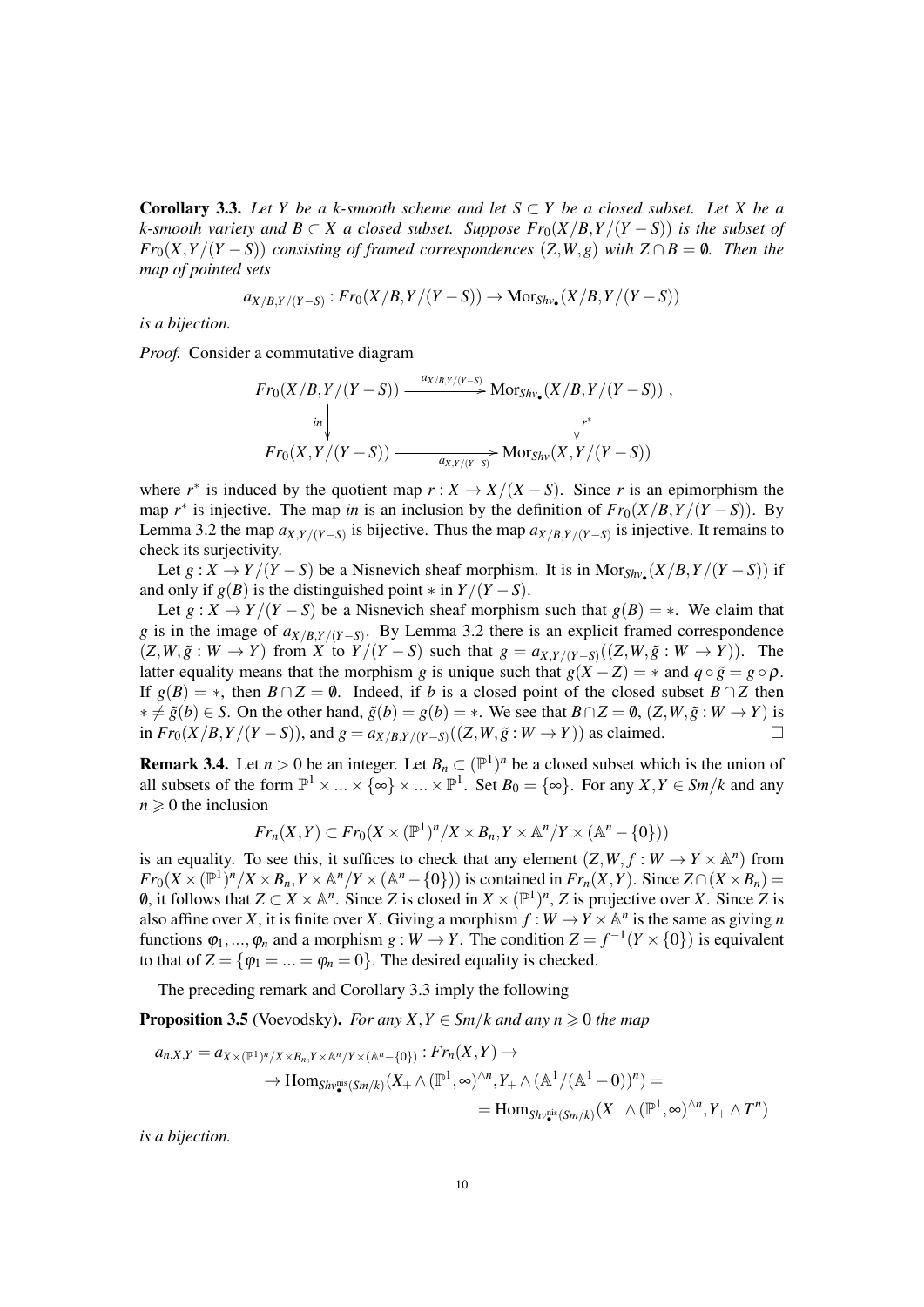**Corollary 3.3.** *Let $Y$ be a $k$-smooth scheme and let $S \subset Y$ be a closed subset. Let $X$ be a $k$-smooth variety and $B \subset X$ a closed subset. Suppose $Fr_0(X/B, Y/(Y-S))$ is the subset of $Fr_0(X, Y/(Y-S))$ consisting of framed correspondences $(Z, W, g)$ with $Z \cap B = \emptyset$. Then the map of pointed sets*

$$a_{X/B,Y/(Y-S)} : Fr_0(X/B, Y/(Y-S)) \to \mathrm{Mor}_{Shv_\bullet}(X/B, Y/(Y-S))$$

*is a bijection.*

*Proof.* Consider a commutative diagram

$$\begin{array}{ccc}
Fr_0(X/B, Y/(Y-S)) & \xrightarrow{a_{X/B,Y/(Y-S)}} & \mathrm{Mor}_{Shv_\bullet}(X/B, Y/(Y-S)) \\
\Big\downarrow{\scriptstyle in} & & \Big\downarrow{\scriptstyle r^*} \\
Fr_0(X, Y/(Y-S)) & \xrightarrow[a_{X,Y/(Y-S)}]{} & \mathrm{Mor}_{Shv}(X, Y/(Y-S))
\end{array}$$

where $r^*$ is induced by the quotient map $r : X \to X/(X-S)$. Since $r$ is an epimorphism the map $r^*$ is injective. The map *in* is an inclusion by the definition of $Fr_0(X/B, Y/(Y-S))$. By Lemma 3.2 the map $a_{X,Y/(Y-S)}$ is bijective. Thus the map $a_{X/B,Y/(Y-S)}$ is injective. It remains to check its surjectivity.

Let $g : X \to Y/(Y-S)$ be a Nisnevich sheaf morphism. It is in $\mathrm{Mor}_{Shv_\bullet}(X/B, Y/(Y-S))$ if and only if $g(B)$ is the distinguished point $*$ in $Y/(Y-S)$.

Let $g : X \to Y/(Y-S)$ be a Nisnevich sheaf morphism such that $g(B) = *$. We claim that $g$ is in the image of $a_{X/B,Y/(Y-S)}$. By Lemma 3.2 there is an explicit framed correspondence $(Z, W, \tilde{g} : W \to Y)$ from $X$ to $Y/(Y-S)$ such that $g = a_{X,Y/(Y-S)}((Z, W, \tilde{g} : W \to Y))$. The latter equality means that the morphism $g$ is unique such that $g(X-Z) = *$ and $q \circ \tilde{g} = g \circ \rho$. If $g(B) = *$, then $B \cap Z = \emptyset$. Indeed, if $b$ is a closed point of the closed subset $B \cap Z$ then $* \neq \tilde{g}(b) \in S$. On the other hand, $\tilde{g}(b) = g(b) = *$. We see that $B \cap Z = \emptyset$, $(Z, W, \tilde{g} : W \to Y)$ is in $Fr_0(X/B, Y/(Y-S))$, and $g = a_{X/B,Y/(Y-S)}((Z, W, \tilde{g} : W \to Y))$ as claimed. $\square$

**Remark 3.4.** Let $n > 0$ be an integer. Let $B_n \subset (\mathbb{P}^1)^n$ be a closed subset which is the union of all subsets of the form $\mathbb{P}^1 \times \ldots \times \{\infty\} \times \ldots \times \mathbb{P}^1$. Set $B_0 = \{\infty\}$. For any $X, Y \in Sm/k$ and any $n \geqslant 0$ the inclusion

$$Fr_n(X, Y) \subset Fr_0(X \times (\mathbb{P}^1)^n / X \times B_n, Y \times \mathbb{A}^n / Y \times (\mathbb{A}^n - \{0\}))$$

is an equality. To see this, it suffices to check that any element $(Z, W, f : W \to Y \times \mathbb{A}^n)$ from $Fr_0(X \times (\mathbb{P}^1)^n / X \times B_n, Y \times \mathbb{A}^n / Y \times (\mathbb{A}^n - \{0\}))$ is contained in $Fr_n(X, Y)$. Since $Z \cap (X \times B_n) = \emptyset$, it follows that $Z \subset X \times \mathbb{A}^n$. Since $Z$ is closed in $X \times (\mathbb{P}^1)^n$, $Z$ is projective over $X$. Since $Z$ is also affine over $X$, it is finite over $X$. Giving a morphism $f : W \to Y \times \mathbb{A}^n$ is the same as giving $n$ functions $\varphi_1, \ldots, \varphi_n$ and a morphism $g : W \to Y$. The condition $Z = f^{-1}(Y \times \{0\})$ is equivalent to that of $Z = \{\varphi_1 = \ldots = \varphi_n = 0\}$. The desired equality is checked.

The preceding remark and Corollary 3.3 imply the following

**Proposition 3.5** (Voevodsky). *For any $X, Y \in Sm/k$ and any $n \geqslant 0$ the map*

$$\begin{aligned}
a_{n,X,Y} = a_{X \times (\mathbb{P}^1)^n / X \times B_n, Y \times \mathbb{A}^n / Y \times (\mathbb{A}^n - \{0\})} &: Fr_n(X, Y) \to \\
&\to \mathrm{Hom}_{Shv_\bullet^{\mathrm{nis}}(Sm/k)}(X_+ \wedge (\mathbb{P}^1, \infty)^{\wedge n}, Y_+ \wedge (\mathbb{A}^1/(\mathbb{A}^1 - 0))^n) = \\
&= \mathrm{Hom}_{Shv_\bullet^{\mathrm{nis}}(Sm/k)}(X_+ \wedge (\mathbb{P}^1, \infty)^{\wedge n}, Y_+ \wedge T^n)
\end{aligned}$$

*is a bijection.*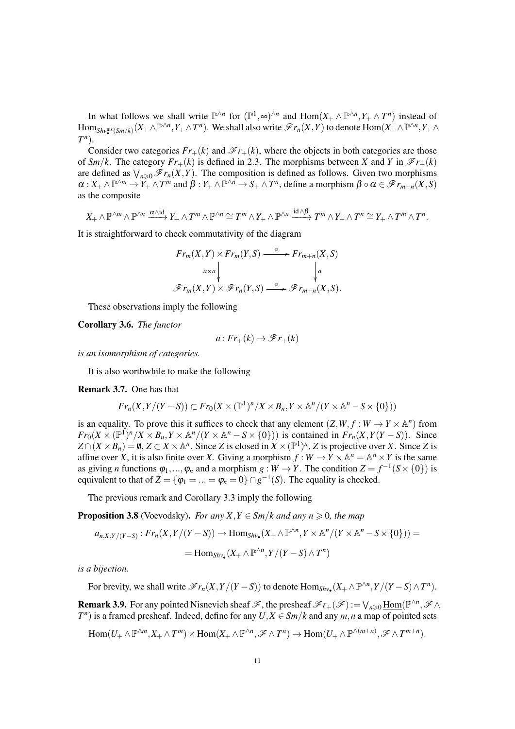In what follows we shall write $\mathbb{P}^{\wedge n}$ for $(\mathbb{P}^1,\infty)^{\wedge n}$ and $\operatorname{Hom}(X_+\wedge\mathbb{P}^{\wedge n}, Y_+\wedge T^n)$ instead of $\operatorname{Hom}_{Shv_\bullet^{\mathrm{nis}}(Sm/k)}(X_+\wedge\mathbb{P}^{\wedge n}, Y_+\wedge T^n)$. We shall also write $\mathscr{F}r_n(X,Y)$ to denote $\operatorname{Hom}(X_+\wedge\mathbb{P}^{\wedge n}, Y_+\wedge T^n)$.

Consider two categories $Fr_+(k)$ and $\mathscr{F}r_+(k)$, where the objects in both categories are those of $Sm/k$. The category $Fr_+(k)$ is defined in 2.3. The morphisms between $X$ and $Y$ in $\mathscr{F}r_+(k)$ are defined as $\bigvee_{n\geqslant 0}\mathscr{F}r_n(X,Y)$. The composition is defined as follows. Given two morphisms $\alpha: X_+\wedge\mathbb{P}^{\wedge m}\to Y_+\wedge T^m$ and $\beta: Y_+\wedge\mathbb{P}^{\wedge n}\to S_+\wedge T^n$, define a morphism $\beta\circ\alpha\in\mathscr{F}r_{m+n}(X,S)$ as the composite

$$X_+\wedge\mathbb{P}^{\wedge m}\wedge\mathbb{P}^{\wedge n}\xrightarrow{\alpha\wedge\mathrm{id}} Y_+\wedge T^m\wedge\mathbb{P}^{\wedge n}\cong T^m\wedge Y_+\wedge\mathbb{P}^{\wedge n}\xrightarrow{\mathrm{id}\wedge\beta} T^m\wedge Y_+\wedge T^n\cong Y_+\wedge T^m\wedge T^n.$$

It is straightforward to check commutativity of the diagram

$$\begin{array}{ccc}
Fr_m(X,Y)\times Fr_m(Y,S) & \xrightarrow{\circ} & Fr_{m+n}(X,S)\\
\big\downarrow{\scriptstyle a\times a} & & \big\downarrow{\scriptstyle a}\\
\mathscr{F}r_m(X,Y)\times\mathscr{F}r_n(Y,S) & \xrightarrow{\circ} & \mathscr{F}r_{m+n}(X,S).
\end{array}$$

These observations imply the following

**Corollary 3.6.** *The functor*

$$a: Fr_+(k)\to\mathscr{F}r_+(k)$$

*is an isomorphism of categories.*

It is also worthwhile to make the following

**Remark 3.7.** One has that

$$Fr_n(X,Y/(Y-S))\subset Fr_0(X\times(\mathbb{P}^1)^n/X\times B_n, Y\times\mathbb{A}^n/(Y\times\mathbb{A}^n-S\times\{0\}))$$

is an equality. To prove this it suffices to check that any element $(Z,W,f:W\to Y\times\mathbb{A}^n)$ from $Fr_0(X\times(\mathbb{P}^1)^n/X\times B_n, Y\times\mathbb{A}^n/(Y\times\mathbb{A}^n-S\times\{0\}))$ is contained in $Fr_n(X,Y(Y-S))$. Since $Z\cap(X\times B_n)=\emptyset$, $Z\subset X\times\mathbb{A}^n$. Since $Z$ is closed in $X\times(\mathbb{P}^1)^n$, $Z$ is projective over $X$. Since $Z$ is affine over $X$, it is also finite over $X$. Giving a morphism $f:W\to Y\times\mathbb{A}^n=\mathbb{A}^n\times Y$ is the same as giving $n$ functions $\varphi_1,\dots,\varphi_n$ and a morphism $g:W\to Y$. The condition $Z=f^{-1}(S\times\{0\})$ is equivalent to that of $Z=\{\varphi_1=\dots=\varphi_n=0\}\cap g^{-1}(S)$. The equality is checked.

The previous remark and Corollary 3.3 imply the following

**Proposition 3.8** (Voevodsky). *For any $X,Y\in Sm/k$ and any $n\geqslant 0$, the map*

$$a_{n,X,Y/(Y-S)}: Fr_n(X,Y/(Y-S))\to\operatorname{Hom}_{Shv_\bullet}(X_+\wedge\mathbb{P}^{\wedge n}, Y\times\mathbb{A}^n/(Y\times\mathbb{A}^n-S\times\{0\}))=$$

$$=\operatorname{Hom}_{Shv_\bullet}(X_+\wedge\mathbb{P}^{\wedge n}, Y/(Y-S)\wedge T^n)$$

*is a bijection.*

For brevity, we shall write $\mathscr{F}r_n(X,Y/(Y-S))$ to denote $\operatorname{Hom}_{Shv_\bullet}(X_+\wedge\mathbb{P}^{\wedge n}, Y/(Y-S)\wedge T^n)$.

**Remark 3.9.** For any pointed Nisnevich sheaf $\mathscr{F}$, the presheaf $\mathscr{F}r_+(\mathscr{F}):=\bigvee_{n\geqslant 0}\underline{\operatorname{Hom}}(\mathbb{P}^{\wedge n},\mathscr{F}\wedge T^n)$ is a framed presheaf. Indeed, define for any $U,X\in Sm/k$ and any $m,n$ a map of pointed sets

$$\operatorname{Hom}(U_+\wedge\mathbb{P}^{\wedge m}, X_+\wedge T^m)\times\operatorname{Hom}(X_+\wedge\mathbb{P}^{\wedge n},\mathscr{F}\wedge T^n)\to\operatorname{Hom}(U_+\wedge\mathbb{P}^{\wedge(m+n)},\mathscr{F}\wedge T^{m+n}).$$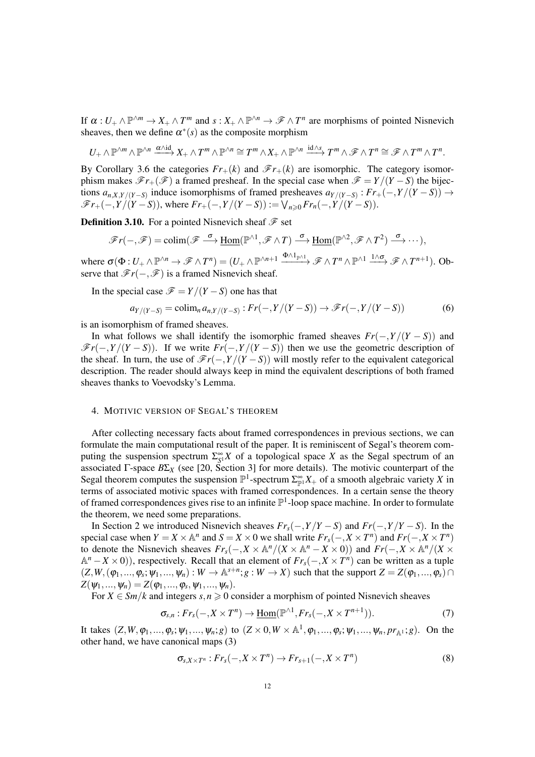If $\alpha : U_+ \wedge \mathbb{P}^{\wedge m} \to X_+ \wedge T^m$ and $s : X_+ \wedge \mathbb{P}^{\wedge n} \to \mathscr{F} \wedge T^n$ are morphisms of pointed Nisnevich sheaves, then we define $\alpha^*(s)$ as the composite morphism

$$U_+ \wedge \mathbb{P}^{\wedge m} \wedge \mathbb{P}^{\wedge n} \xrightarrow{\alpha \wedge \mathrm{id}} X_+ \wedge T^m \wedge \mathbb{P}^{\wedge n} \cong T^m \wedge X_+ \wedge \mathbb{P}^{\wedge n} \xrightarrow{\mathrm{id} \wedge s} T^m \wedge \mathscr{F} \wedge T^n \cong \mathscr{F} \wedge T^m \wedge T^n.$$

By Corollary 3.6 the categories $Fr_+(k)$ and $\mathscr{F}r_+(k)$ are isomorphic. The category isomorphism makes $\mathscr{F}r_+(\mathscr{F})$ a framed presheaf. In the special case when $\mathscr{F} = Y/(Y-S)$ the bijections $a_{n,X,Y/(Y-S)}$ induce isomorphisms of framed presheaves $a_{Y/(Y-S)} : Fr_+(-, Y/(Y-S)) \to \mathscr{F}r_+(-, Y/(Y-S))$, where $Fr_+(-, Y/(Y-S)) := \bigvee_{n \geqslant 0} Fr_n(-, Y/(Y-S))$.

**Definition 3.10.** For a pointed Nisnevich sheaf $\mathscr{F}$ set

$$\mathscr{F}r(-, \mathscr{F}) = \mathrm{colim}(\mathscr{F} \xrightarrow{\sigma} \underline{\mathrm{Hom}}(\mathbb{P}^{\wedge 1}, \mathscr{F} \wedge T) \xrightarrow{\sigma} \underline{\mathrm{Hom}}(\mathbb{P}^{\wedge 2}, \mathscr{F} \wedge T^2) \xrightarrow{\sigma} \cdots),$$

where $\sigma(\Phi : U_+ \wedge \mathbb{P}^{\wedge n} \to \mathscr{F} \wedge T^n) = (U_+ \wedge \mathbb{P}^{\wedge n+1} \xrightarrow{\Phi \wedge 1_{\mathbb{P}^{\wedge 1}}} \mathscr{F} \wedge T^n \wedge \mathbb{P}^{\wedge 1} \xrightarrow{1 \wedge \sigma} \mathscr{F} \wedge T^{n+1})$. Observe that $\mathscr{F}r(-, \mathscr{F})$ is a framed Nisnevich sheaf.

In the special case $\mathscr{F} = Y/(Y-S)$ one has that

$$a_{Y/(Y-S)} = \mathrm{colim}_n a_{n,Y/(Y-S)} : Fr(-, Y/(Y-S)) \to \mathscr{F}r(-, Y/(Y-S)) \tag{6}$$

is an isomorphism of framed sheaves.

In what follows we shall identify the isomorphic framed sheaves $Fr(-, Y/(Y-S))$ and $\mathscr{F}r(-, Y/(Y-S))$. If we write $Fr(-, Y/(Y-S))$ then we use the geometric description of the sheaf. In turn, the use of $\mathscr{F}r(-, Y/(Y-S))$ will mostly refer to the equivalent categorical description. The reader should always keep in mind the equivalent descriptions of both framed sheaves thanks to Voevodsky's Lemma.

## 4. Motivic version of Segal's theorem

After collecting necessary facts about framed correspondences in previous sections, we can formulate the main computational result of the paper. It is reminiscent of Segal's theorem computing the suspension spectrum $\Sigma^\infty_{S^1} X$ of a topological space $X$ as the Segal spectrum of an associated $\Gamma$-space $B\Sigma_X$ (see [20, Section 3] for more details). The motivic counterpart of the Segal theorem computes the suspension $\mathbb{P}^1$-spectrum $\Sigma^\infty_{\mathbb{P}^1} X_+$ of a smooth algebraic variety $X$ in terms of associated motivic spaces with framed correspondences. In a certain sense the theory of framed correspondences gives rise to an infinite $\mathbb{P}^1$-loop space machine. In order to formulate the theorem, we need some preparations.

In Section 2 we introduced Nisnevich sheaves $Fr_s(-, Y/Y-S)$ and $Fr(-, Y/Y-S)$. In the special case when $Y = X \times \mathbb{A}^n$ and $S = X \times 0$ we shall write $Fr_s(-, X \times T^n)$ and $Fr(-, X \times T^n)$ to denote the Nisnevich sheaves $Fr_s(-, X \times \mathbb{A}^n/(X \times \mathbb{A}^n - X \times 0))$ and $Fr(-, X \times \mathbb{A}^n/(X \times \mathbb{A}^n - X \times 0))$, respectively. Recall that an element of $Fr_s(-, X \times T^n)$ can be written as a tuple $(Z, W, (\varphi_1, ..., \varphi_s; \psi_1, ..., \psi_n) : W \to \mathbb{A}^{s+n}; g : W \to X)$ such that the support $Z = Z(\varphi_1, ..., \varphi_s) \cap Z(\psi_1, ..., \psi_n) = Z(\varphi_1, ..., \varphi_s, \psi_1, ..., \psi_n)$.

For $X \in Sm/k$ and integers $s, n \geqslant 0$ consider a morphism of pointed Nisnevich sheaves

$$\sigma_{s,n} : Fr_s(-, X \times T^n) \to \underline{\mathrm{Hom}}(\mathbb{P}^{\wedge 1}, Fr_s(-, X \times T^{n+1})). \tag{7}$$

It takes $(Z, W, \varphi_1, ..., \varphi_s; \psi_1, ..., \psi_n; g)$ to $(Z \times 0, W \times \mathbb{A}^1, \varphi_1, ..., \varphi_s; \psi_1, ..., \psi_n, pr_{\mathbb{A}^1}; g)$. On the other hand, we have canonical maps (3)

$$\sigma_{s,X \times T^n} : Fr_s(-, X \times T^n) \to Fr_{s+1}(-, X \times T^n) \tag{8}$$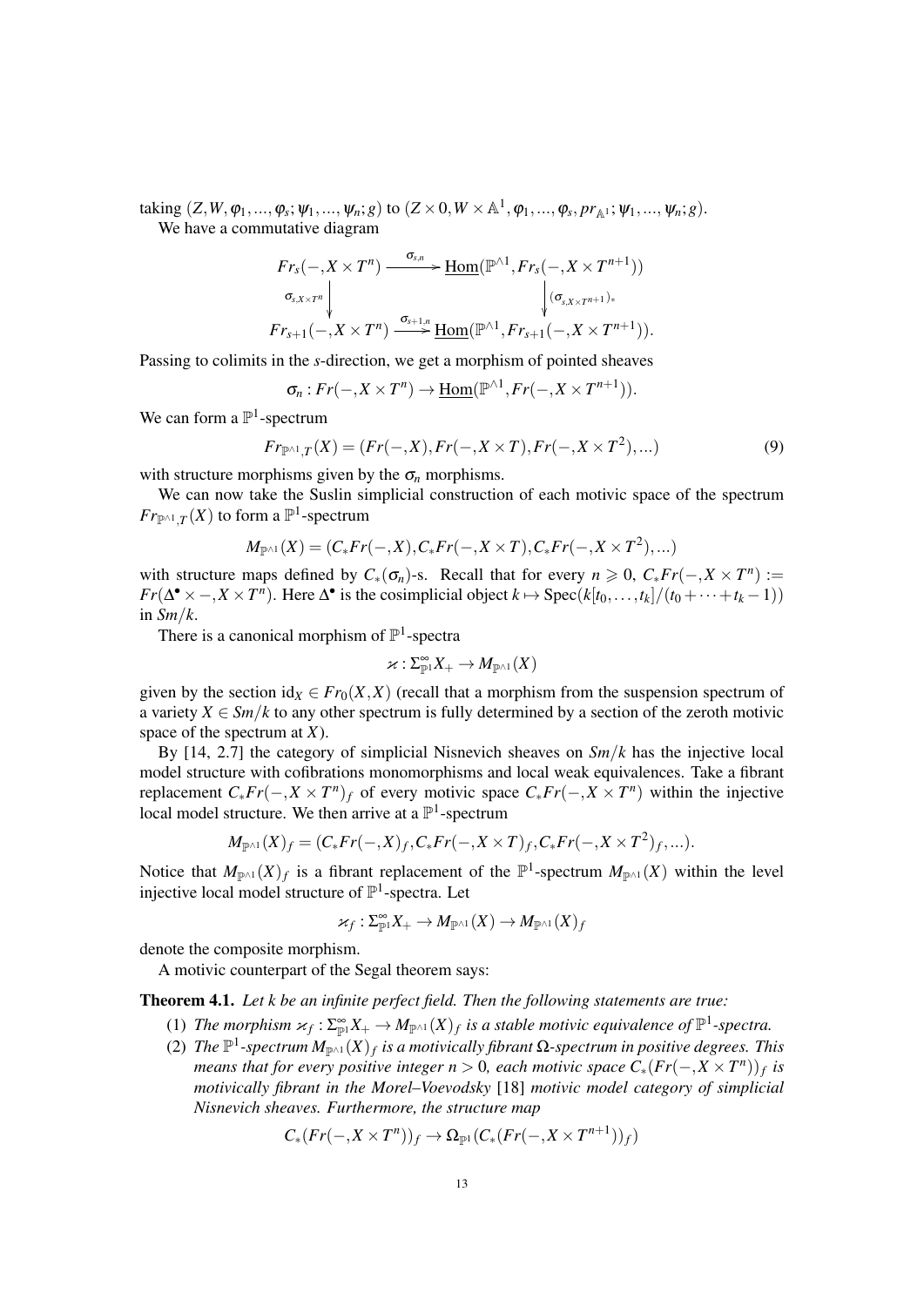taking $(Z,W,\varphi_1,...,\varphi_s;\psi_1,...,\psi_n;g)$ to $(Z\times 0, W\times\mathbb{A}^1,\varphi_1,...,\varphi_s,pr_{\mathbb{A}^1};\psi_1,...,\psi_n;g)$.

We have a commutative diagram

$$\begin{array}{ccc} Fr_s(-,X\times T^n) & \xrightarrow{\sigma_{s,n}} & \underline{\mathrm{Hom}}(\mathbb{P}^{\wedge 1}, Fr_s(-,X\times T^{n+1})) \\ \Big\downarrow{\scriptstyle \sigma_{s,X\times T^n}} & & \Big\downarrow{\scriptstyle (\sigma_{s,X\times T^{n+1}})_*} \\ Fr_{s+1}(-,X\times T^n) & \xrightarrow{\sigma_{s+1,n}} & \underline{\mathrm{Hom}}(\mathbb{P}^{\wedge 1}, Fr_{s+1}(-,X\times T^{n+1})). \end{array}$$

Passing to colimits in the $s$-direction, we get a morphism of pointed sheaves

$$\sigma_n : Fr(-,X\times T^n)\to \underline{\mathrm{Hom}}(\mathbb{P}^{\wedge 1}, Fr(-,X\times T^{n+1})).$$

We can form a $\mathbb{P}^1$-spectrum

$$Fr_{\mathbb{P}^{\wedge 1},T}(X) = (Fr(-,X), Fr(-,X\times T), Fr(-,X\times T^2),...) \tag{9}$$

with structure morphisms given by the $\sigma_n$ morphisms.

We can now take the Suslin simplicial construction of each motivic space of the spectrum $Fr_{\mathbb{P}^{\wedge 1},T}(X)$ to form a $\mathbb{P}^1$-spectrum

$$M_{\mathbb{P}^{\wedge 1}}(X) = (C_*Fr(-,X), C_*Fr(-,X\times T), C_*Fr(-,X\times T^2),...)$$

with structure maps defined by $C_*(\sigma_n)$-s. Recall that for every $n\geqslant 0$, $C_*Fr(-,X\times T^n) := Fr(\Delta^\bullet\times -, X\times T^n)$. Here $\Delta^\bullet$ is the cosimplicial object $k\mapsto \mathrm{Spec}(k[t_0,\dots,t_k]/(t_0+\dots+t_k-1))$ in $Sm/k$.

There is a canonical morphism of $\mathbb{P}^1$-spectra

$$\varkappa : \Sigma^\infty_{\mathbb{P}^1}X_+ \to M_{\mathbb{P}^{\wedge 1}}(X)$$

given by the section $\mathrm{id}_X\in Fr_0(X,X)$ (recall that a morphism from the suspension spectrum of a variety $X\in Sm/k$ to any other spectrum is fully determined by a section of the zeroth motivic space of the spectrum at $X$).

By [14, 2.7] the category of simplicial Nisnevich sheaves on $Sm/k$ has the injective local model structure with cofibrations monomorphisms and local weak equivalences. Take a fibrant replacement $C_*Fr(-,X\times T^n)_f$ of every motivic space $C_*Fr(-,X\times T^n)$ within the injective local model structure. We then arrive at a $\mathbb{P}^1$-spectrum

$$M_{\mathbb{P}^{\wedge 1}}(X)_f = (C_*Fr(-,X)_f, C_*Fr(-,X\times T)_f, C_*Fr(-,X\times T^2)_f,...).$$

Notice that $M_{\mathbb{P}^{\wedge 1}}(X)_f$ is a fibrant replacement of the $\mathbb{P}^1$-spectrum $M_{\mathbb{P}^{\wedge 1}}(X)$ within the level injective local model structure of $\mathbb{P}^1$-spectra. Let

$$\varkappa_f : \Sigma^\infty_{\mathbb{P}^1}X_+ \to M_{\mathbb{P}^{\wedge 1}}(X)\to M_{\mathbb{P}^{\wedge 1}}(X)_f$$

denote the composite morphism.

A motivic counterpart of the Segal theorem says:

**Theorem 4.1.** *Let $k$ be an infinite perfect field. Then the following statements are true:*

1. *The morphism $\varkappa_f : \Sigma^\infty_{\mathbb{P}^1}X_+ \to M_{\mathbb{P}^{\wedge 1}}(X)_f$ is a stable motivic equivalence of $\mathbb{P}^1$-spectra.*
2. *The $\mathbb{P}^1$-spectrum $M_{\mathbb{P}^{\wedge 1}}(X)_f$ is a motivically fibrant $\Omega$-spectrum in positive degrees. This means that for every positive integer $n>0$, each motivic space $C_*(Fr(-,X\times T^n))_f$ is motivically fibrant in the Morel–Voevodsky [18] motivic model category of simplicial Nisnevich sheaves. Furthermore, the structure map*

$$C_*(Fr(-,X\times T^n))_f \to \Omega_{\mathbb{P}^1}(C_*(Fr(-,X\times T^{n+1}))_f)$$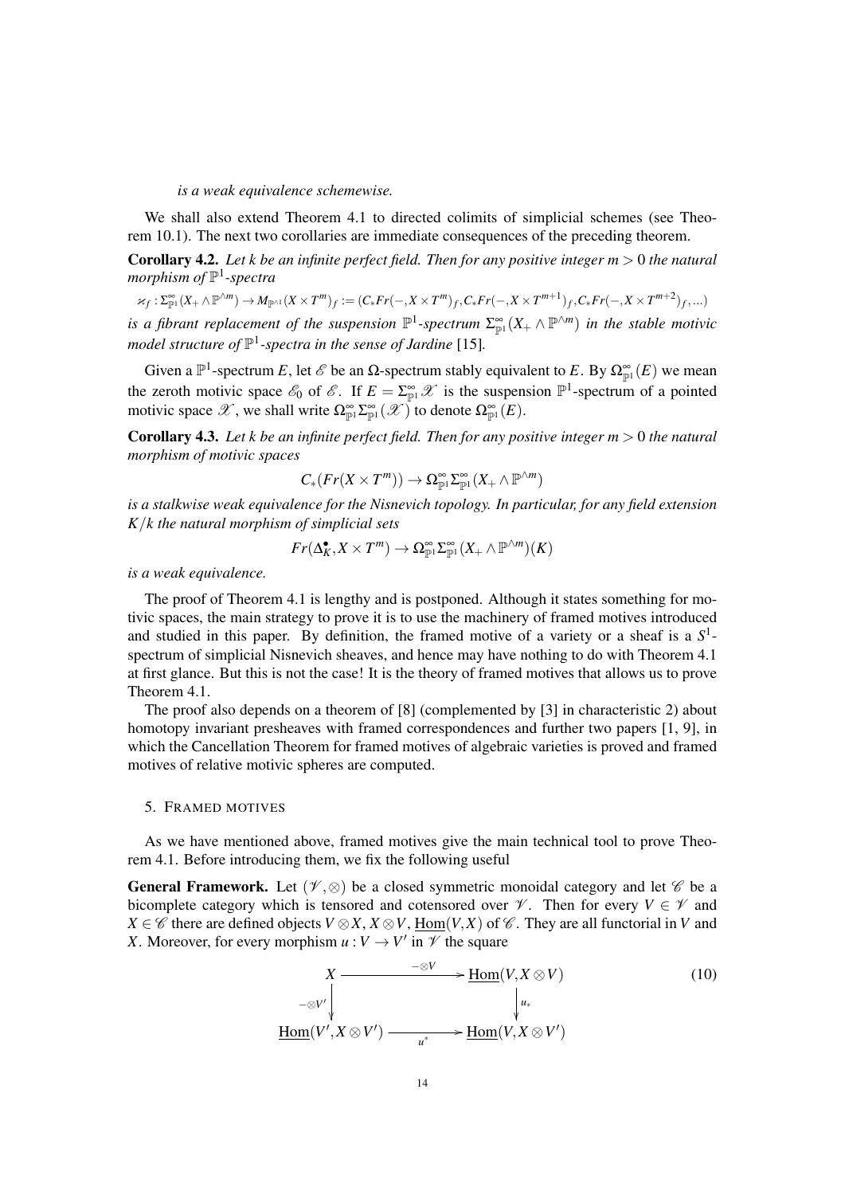*is a weak equivalence schemewise.*

We shall also extend Theorem 4.1 to directed colimits of simplicial schemes (see Theorem 10.1). The next two corollaries are immediate consequences of the preceding theorem.

**Corollary 4.2.** *Let $k$ be an infinite perfect field. Then for any positive integer $m > 0$ the natural morphism of $\mathbb{P}^1$-spectra*

$$\varkappa_f : \Sigma^\infty_{\mathbb{P}^1}(X_+ \wedge \mathbb{P}^{\wedge m}) \to M_{\mathbb{P}^{\wedge 1}}(X \times T^m)_f := (C_*Fr(-, X \times T^m)_f, C_*Fr(-, X \times T^{m+1})_f, C_*Fr(-, X \times T^{m+2})_f, \ldots)$$

*is a fibrant replacement of the suspension $\mathbb{P}^1$-spectrum $\Sigma^\infty_{\mathbb{P}^1}(X_+ \wedge \mathbb{P}^{\wedge m})$ in the stable motivic model structure of $\mathbb{P}^1$-spectra in the sense of Jardine* [15].

Given a $\mathbb{P}^1$-spectrum $E$, let $\mathscr{E}$ be an $\Omega$-spectrum stably equivalent to $E$. By $\Omega^\infty_{\mathbb{P}^1}(E)$ we mean the zeroth motivic space $\mathscr{E}_0$ of $\mathscr{E}$. If $E = \Sigma^\infty_{\mathbb{P}^1}\mathscr{X}$ is the suspension $\mathbb{P}^1$-spectrum of a pointed motivic space $\mathscr{X}$, we shall write $\Omega^\infty_{\mathbb{P}^1}\Sigma^\infty_{\mathbb{P}^1}(\mathscr{X})$ to denote $\Omega^\infty_{\mathbb{P}^1}(E)$.

**Corollary 4.3.** *Let $k$ be an infinite perfect field. Then for any positive integer $m > 0$ the natural morphism of motivic spaces*

$$C_*(Fr(X \times T^m)) \to \Omega^\infty_{\mathbb{P}^1}\Sigma^\infty_{\mathbb{P}^1}(X_+ \wedge \mathbb{P}^{\wedge m})$$

*is a stalkwise weak equivalence for the Nisnevich topology. In particular, for any field extension $K/k$ the natural morphism of simplicial sets*

$$Fr(\Delta^\bullet_K, X \times T^m) \to \Omega^\infty_{\mathbb{P}^1}\Sigma^\infty_{\mathbb{P}^1}(X_+ \wedge \mathbb{P}^{\wedge m})(K)$$

*is a weak equivalence.*

The proof of Theorem 4.1 is lengthy and is postponed. Although it states something for motivic spaces, the main strategy to prove it is to use the machinery of framed motives introduced and studied in this paper. By definition, the framed motive of a variety or a sheaf is a $S^1$-spectrum of simplicial Nisnevich sheaves, and hence may have nothing to do with Theorem 4.1 at first glance. But this is not the case! It is the theory of framed motives that allows us to prove Theorem 4.1.

The proof also depends on a theorem of [8] (complemented by [3] in characteristic 2) about homotopy invariant presheaves with framed correspondences and further two papers [1, 9], in which the Cancellation Theorem for framed motives of algebraic varieties is proved and framed motives of relative motivic spheres are computed.

## 5. Framed motives

As we have mentioned above, framed motives give the main technical tool to prove Theorem 4.1. Before introducing them, we fix the following useful

**General Framework.** Let $(\mathscr{V}, \otimes)$ be a closed symmetric monoidal category and let $\mathscr{C}$ be a bicomplete category which is tensored and cotensored over $\mathscr{V}$. Then for every $V \in \mathscr{V}$ and $X \in \mathscr{C}$ there are defined objects $V \otimes X$, $X \otimes V$, $\underline{\mathrm{Hom}}(V, X)$ of $\mathscr{C}$. They are all functorial in $V$ and $X$. Moreover, for every morphism $u : V \to V'$ in $\mathscr{V}$ the square

$$\begin{array}{ccc} X & \xrightarrow{-\otimes V} & \underline{\mathrm{Hom}}(V, X \otimes V) \\ {\scriptstyle -\otimes V'}\downarrow & & \downarrow{\scriptstyle u_*} \\ \underline{\mathrm{Hom}}(V', X \otimes V') & \xrightarrow{u^*} & \underline{\mathrm{Hom}}(V, X \otimes V') \end{array} \tag{10}$$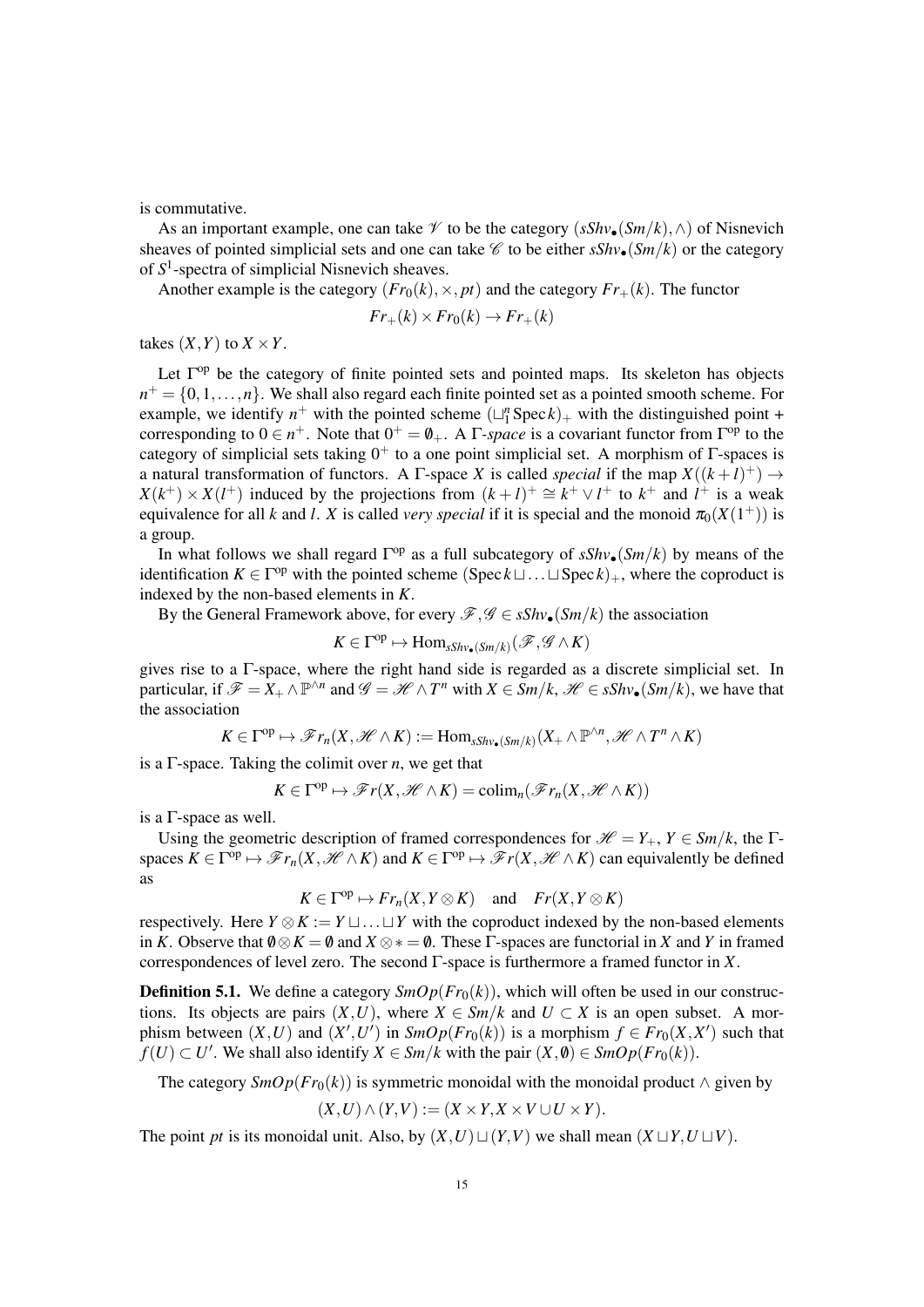is commutative.

As an important example, one can take $\mathscr{V}$ to be the category $(sShv_\bullet(Sm/k), \wedge)$ of Nisnevich sheaves of pointed simplicial sets and one can take $\mathscr{C}$ to be either $sShv_\bullet(Sm/k)$ or the category of $S^1$-spectra of simplicial Nisnevich sheaves.

Another example is the category $(Fr_0(k), \times, pt)$ and the category $Fr_+(k)$. The functor

$$Fr_+(k) \times Fr_0(k) \to Fr_+(k)$$

takes $(X,Y)$ to $X \times Y$.

Let $\Gamma^{\mathrm{op}}$ be the category of finite pointed sets and pointed maps. Its skeleton has objects $n^+ = \{0,1,\dots,n\}$. We shall also regard each finite pointed set as a pointed smooth scheme. For example, we identify $n^+$ with the pointed scheme $(\sqcup_1^n \operatorname{Spec} k)_+$ with the distinguished point $+$ corresponding to $0 \in n^+$. Note that $0^+ = \emptyset_+$. A $\Gamma$-*space* is a covariant functor from $\Gamma^{\mathrm{op}}$ to the category of simplicial sets taking $0^+$ to a one point simplicial set. A morphism of $\Gamma$-spaces is a natural transformation of functors. A $\Gamma$-space $X$ is called *special* if the map $X((k+l)^+) \to X(k^+) \times X(l^+)$ induced by the projections from $(k+l)^+ \cong k^+ \vee l^+$ to $k^+$ and $l^+$ is a weak equivalence for all $k$ and $l$. $X$ is called *very special* if it is special and the monoid $\pi_0(X(1^+))$ is a group.

In what follows we shall regard $\Gamma^{\mathrm{op}}$ as a full subcategory of $sShv_\bullet(Sm/k)$ by means of the identification $K \in \Gamma^{\mathrm{op}}$ with the pointed scheme $(\operatorname{Spec} k \sqcup \ldots \sqcup \operatorname{Spec} k)_+$, where the coproduct is indexed by the non-based elements in $K$.

By the General Framework above, for every $\mathscr{F}, \mathscr{G} \in sShv_\bullet(Sm/k)$ the association

$$K \in \Gamma^{\mathrm{op}} \mapsto \operatorname{Hom}_{sShv_\bullet(Sm/k)}(\mathscr{F}, \mathscr{G} \wedge K)$$

gives rise to a $\Gamma$-space, where the right hand side is regarded as a discrete simplicial set. In particular, if $\mathscr{F} = X_+ \wedge \mathbb{P}^{\wedge n}$ and $\mathscr{G} = \mathscr{H} \wedge T^n$ with $X \in Sm/k$, $\mathscr{H} \in sShv_\bullet(Sm/k)$, we have that the association

$$K \in \Gamma^{\mathrm{op}} \mapsto \mathscr{F}r_n(X, \mathscr{H} \wedge K) := \operatorname{Hom}_{sShv_\bullet(Sm/k)}(X_+ \wedge \mathbb{P}^{\wedge n}, \mathscr{H} \wedge T^n \wedge K)$$

is a $\Gamma$-space. Taking the colimit over $n$, we get that

$$K \in \Gamma^{\mathrm{op}} \mapsto \mathscr{F}r(X, \mathscr{H} \wedge K) = \operatorname{colim}_n(\mathscr{F}r_n(X, \mathscr{H} \wedge K))$$

is a $\Gamma$-space as well.

Using the geometric description of framed correspondences for $\mathscr{H} = Y_+$, $Y \in Sm/k$, the $\Gamma$-spaces $K \in \Gamma^{\mathrm{op}} \mapsto \mathscr{F}r_n(X, \mathscr{H} \wedge K)$ and $K \in \Gamma^{\mathrm{op}} \mapsto \mathscr{F}r(X, \mathscr{H} \wedge K)$ can equivalently be defined as

$$K \in \Gamma^{\mathrm{op}} \mapsto Fr_n(X, Y \otimes K) \quad \text{and} \quad Fr(X, Y \otimes K)$$

respectively. Here $Y \otimes K := Y \sqcup \ldots \sqcup Y$ with the coproduct indexed by the non-based elements in $K$. Observe that $\emptyset \otimes K = \emptyset$ and $X \otimes * = \emptyset$. These $\Gamma$-spaces are functorial in $X$ and $Y$ in framed correspondences of level zero. The second $\Gamma$-space is furthermore a framed functor in $X$.

**Definition 5.1.** We define a category $SmOp(Fr_0(k))$, which will often be used in our constructions. Its objects are pairs $(X,U)$, where $X \in Sm/k$ and $U \subset X$ is an open subset. A morphism between $(X,U)$ and $(X',U')$ in $SmOp(Fr_0(k))$ is a morphism $f \in Fr_0(X,X')$ such that $f(U) \subset U'$. We shall also identify $X \in Sm/k$ with the pair $(X,\emptyset) \in SmOp(Fr_0(k))$.

The category $SmOp(Fr_0(k))$ is symmetric monoidal with the monoidal product $\wedge$ given by

$$(X,U) \wedge (Y,V) := (X \times Y, X \times V \cup U \times Y).$$

The point $pt$ is its monoidal unit. Also, by $(X,U) \sqcup (Y,V)$ we shall mean $(X \sqcup Y, U \sqcup V)$.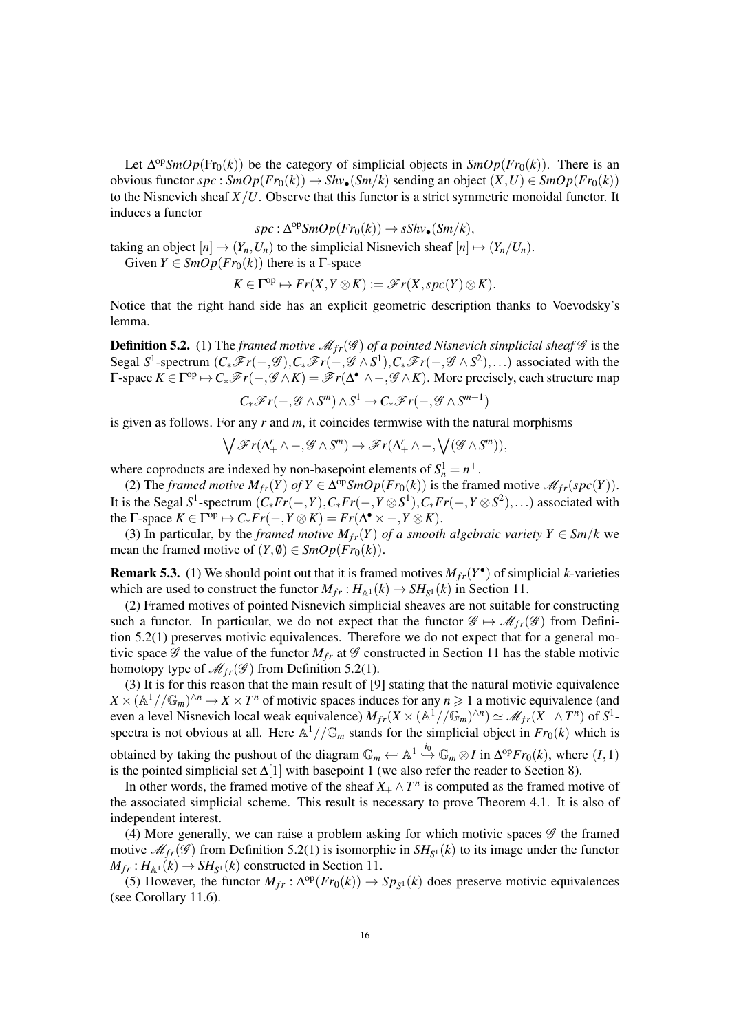Let $\Delta^{\mathrm{op}}SmOp(\mathrm{Fr}_0(k))$ be the category of simplicial objects in $SmOp(Fr_0(k))$. There is an obvious functor $spc : SmOp(Fr_0(k)) \to Shv_\bullet(Sm/k)$ sending an object $(X,U) \in SmOp(Fr_0(k))$ to the Nisnevich sheaf $X/U$. Observe that this functor is a strict symmetric monoidal functor. It induces a functor

$$spc : \Delta^{\mathrm{op}}SmOp(Fr_0(k)) \to sShv_\bullet(Sm/k),$$

taking an object $[n] \mapsto (Y_n, U_n)$ to the simplicial Nisnevich sheaf $[n] \mapsto (Y_n/U_n)$.

Given $Y \in SmOp(Fr_0(k))$ there is a $\Gamma$-space

$$K \in \Gamma^{\mathrm{op}} \mapsto Fr(X, Y \otimes K) := \mathscr{F}r(X, spc(Y) \otimes K).$$

Notice that the right hand side has an explicit geometric description thanks to Voevodsky's lemma.

**Definition 5.2.** (1) The *framed motive $\mathscr{M}_{fr}(\mathscr{G})$ of a pointed Nisnevich simplicial sheaf $\mathscr{G}$* is the Segal $S^1$-spectrum $(C_*\mathscr{F}r(-,\mathscr{G}), C_*\mathscr{F}r(-,\mathscr{G}\wedge S^1), C_*\mathscr{F}r(-,\mathscr{G}\wedge S^2), \ldots)$ associated with the $\Gamma$-space $K \in \Gamma^{\mathrm{op}} \mapsto C_*\mathscr{F}r(-,\mathscr{G}\wedge K) = \mathscr{F}r(\Delta^\bullet_+ \wedge -, \mathscr{G}\wedge K)$. More precisely, each structure map

$$C_*\mathscr{F}r(-,\mathscr{G}\wedge S^m) \wedge S^1 \to C_*\mathscr{F}r(-,\mathscr{G}\wedge S^{m+1})$$

is given as follows. For any $r$ and $m$, it coincides termwise with the natural morphisms

$$\bigvee \mathscr{F}r(\Delta^r_+ \wedge -, \mathscr{G}\wedge S^m) \to \mathscr{F}r(\Delta^r_+ \wedge -, \bigvee (\mathscr{G}\wedge S^m)),$$

where coproducts are indexed by non-basepoint elements of $S^1_n = n^+$.

(2) The *framed motive $M_{fr}(Y)$ of $Y \in \Delta^{\mathrm{op}}SmOp(Fr_0(k))$* is the framed motive $\mathscr{M}_{fr}(spc(Y))$. It is the Segal $S^1$-spectrum $(C_*Fr(-,Y), C_*Fr(-,Y\otimes S^1), C_*Fr(-,Y\otimes S^2), \ldots)$ associated with the $\Gamma$-space $K \in \Gamma^{\mathrm{op}} \mapsto C_*Fr(-,Y\otimes K) = Fr(\Delta^\bullet \times -, Y\otimes K)$.

(3) In particular, by the *framed motive $M_{fr}(Y)$ of a smooth algebraic variety $Y \in Sm/k$* we mean the framed motive of $(Y, \emptyset) \in SmOp(Fr_0(k))$.

**Remark 5.3.** (1) We should point out that it is framed motives $M_{fr}(Y^\bullet)$ of simplicial $k$-varieties which are used to construct the functor $M_{fr} : H_{\mathbb{A}^1}(k) \to SH_{S^1}(k)$ in Section 11.

(2) Framed motives of pointed Nisnevich simplicial sheaves are not suitable for constructing such a functor. In particular, we do not expect that the functor $\mathscr{G} \mapsto \mathscr{M}_{fr}(\mathscr{G})$ from Definition 5.2(1) preserves motivic equivalences. Therefore we do not expect that for a general motivic space $\mathscr{G}$ the value of the functor $M_{fr}$ at $\mathscr{G}$ constructed in Section 11 has the stable motivic homotopy type of $\mathscr{M}_{fr}(\mathscr{G})$ from Definition 5.2(1).

(3) It is for this reason that the main result of [9] stating that the natural motivic equivalence $X \times (\mathbb{A}^1//\mathbb{G}_m)^{\wedge n} \to X \times T^n$ of motivic spaces induces for any $n \geqslant 1$ a motivic equivalence (and even a level Nisnevich local weak equivalence) $M_{fr}(X \times (\mathbb{A}^1//\mathbb{G}_m)^{\wedge n}) \simeq \mathscr{M}_{fr}(X_+ \wedge T^n)$ of $S^1$-spectra is not obvious at all. Here $\mathbb{A}^1//\mathbb{G}_m$ stands for the simplicial object in $Fr_0(k)$ which is obtained by taking the pushout of the diagram $\mathbb{G}_m \hookleftarrow \mathbb{A}^1 \overset{i_0}{\hookrightarrow} \mathbb{G}_m \otimes I$ in $\Delta^{\mathrm{op}}Fr_0(k)$, where $(I,1)$ is the pointed simplicial set $\Delta[1]$ with basepoint 1 (we also refer the reader to Section 8).

In other words, the framed motive of the sheaf $X_+ \wedge T^n$ is computed as the framed motive of the associated simplicial scheme. This result is necessary to prove Theorem 4.1. It is also of independent interest.

(4) More generally, we can raise a problem asking for which motivic spaces $\mathscr{G}$ the framed motive $\mathscr{M}_{fr}(\mathscr{G})$ from Definition 5.2(1) is isomorphic in $SH_{S^1}(k)$ to its image under the functor $M_{fr} : H_{\mathbb{A}^1}(k) \to SH_{S^1}(k)$ constructed in Section 11.

(5) However, the functor $M_{fr} : \Delta^{\mathrm{op}}(Fr_0(k)) \to Sp_{S^1}(k)$ does preserve motivic equivalences (see Corollary 11.6).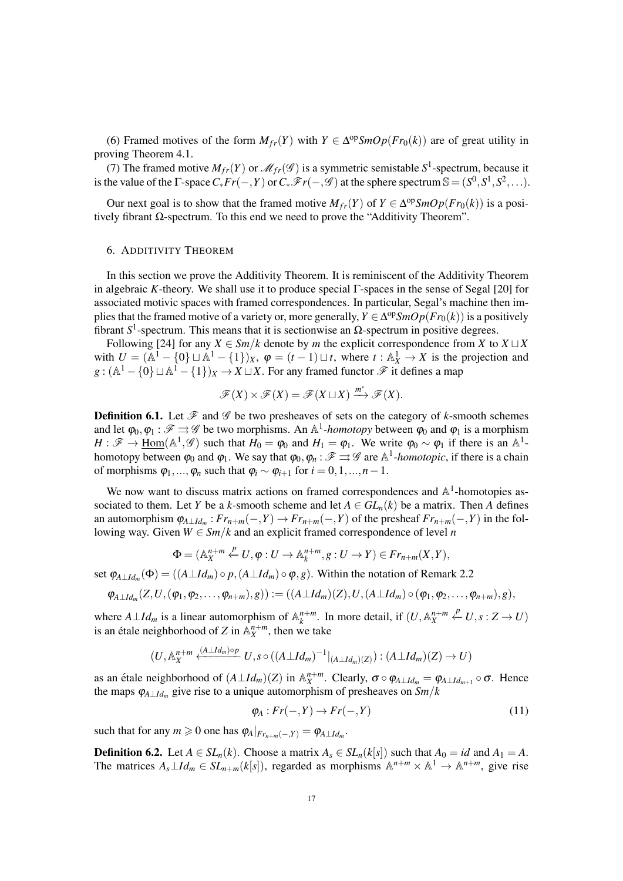(6) Framed motives of the form $M_{fr}(Y)$ with $Y \in \Delta^{\mathrm{op}} SmOp(Fr_0(k))$ are of great utility in proving Theorem 4.1.

(7) The framed motive $M_{fr}(Y)$ or $\mathscr{M}_{fr}(\mathscr{G})$ is a symmetric semistable $S^1$-spectrum, because it is the value of the $\Gamma$-space $C_*Fr(-,Y)$ or $C_*\mathscr{F}r(-,\mathscr{G})$ at the sphere spectrum $\mathbb{S} = (S^0, S^1, S^2, \ldots)$.

Our next goal is to show that the framed motive $M_{fr}(Y)$ of $Y \in \Delta^{\mathrm{op}} SmOp(Fr_0(k))$ is a positively fibrant $\Omega$-spectrum. To this end we need to prove the "Additivity Theorem".

## 6. Additivity Theorem

In this section we prove the Additivity Theorem. It is reminiscent of the Additivity Theorem in algebraic $K$-theory. We shall use it to produce special $\Gamma$-spaces in the sense of Segal [20] for associated motivic spaces with framed correspondences. In particular, Segal's machine then implies that the framed motive of a variety or, more generally, $Y \in \Delta^{\mathrm{op}} SmOp(Fr_0(k))$ is a positively fibrant $S^1$-spectrum. This means that it is sectionwise an $\Omega$-spectrum in positive degrees.

Following [24] for any $X \in Sm/k$ denote by $m$ the explicit correspondence from $X$ to $X \sqcup X$ with $U = (\mathbb{A}^1 - \{0\} \sqcup \mathbb{A}^1 - \{1\})_X$, $\varphi = (t-1) \sqcup t$, where $t : \mathbb{A}^1_X \to X$ is the projection and $g : (\mathbb{A}^1 - \{0\} \sqcup \mathbb{A}^1 - \{1\})_X \to X \sqcup X$. For any framed functor $\mathscr{F}$ it defines a map

$$\mathscr{F}(X) \times \mathscr{F}(X) = \mathscr{F}(X \sqcup X) \xrightarrow{m^*} \mathscr{F}(X).$$

**Definition 6.1.** Let $\mathscr{F}$ and $\mathscr{G}$ be two presheaves of sets on the category of $k$-smooth schemes and let $\varphi_0, \varphi_1 : \mathscr{F} \rightrightarrows \mathscr{G}$ be two morphisms. An *$\mathbb{A}^1$-homotopy* between $\varphi_0$ and $\varphi_1$ is a morphism $H : \mathscr{F} \to \underline{\mathrm{Hom}}(\mathbb{A}^1, \mathscr{G})$ such that $H_0 = \varphi_0$ and $H_1 = \varphi_1$. We write $\varphi_0 \sim \varphi_1$ if there is an $\mathbb{A}^1$-homotopy between $\varphi_0$ and $\varphi_1$. We say that $\varphi_0, \varphi_n : \mathscr{F} \rightrightarrows \mathscr{G}$ are *$\mathbb{A}^1$-homotopic*, if there is a chain of morphisms $\varphi_1, \ldots, \varphi_n$ such that $\varphi_i \sim \varphi_{i+1}$ for $i = 0, 1, \ldots, n-1$.

We now want to discuss matrix actions on framed correspondences and $\mathbb{A}^1$-homotopies associated to them. Let $Y$ be a $k$-smooth scheme and let $A \in GL_n(k)$ be a matrix. Then $A$ defines an automorphism $\varphi_{A \perp Id_m} : Fr_{n+m}(-,Y) \to Fr_{n+m}(-,Y)$ of the presheaf $Fr_{n+m}(-,Y)$ in the following way. Given $W \in Sm/k$ and an explicit framed correspondence of level $n$

$$\Phi = (\mathbb{A}^{n+m}_X \xleftarrow{p} U, \varphi : U \to \mathbb{A}^{n+m}_k, g : U \to Y) \in Fr_{n+m}(X,Y),$$

set $\varphi_{A \perp Id_m}(\Phi) = ((A \perp Id_m) \circ p, (A \perp Id_m) \circ \varphi, g)$. Within the notation of Remark 2.2

$$\varphi_{A \perp Id_m}(Z, U, (\varphi_1, \varphi_2, \ldots, \varphi_{n+m}), g)) := ((A \perp Id_m)(Z), U, (A \perp Id_m) \circ (\varphi_1, \varphi_2, \ldots, \varphi_{n+m}), g),$$

where $A \perp Id_m$ is a linear automorphism of $\mathbb{A}^{n+m}_k$. In more detail, if $(U, \mathbb{A}^{n+m}_X \xleftarrow{p} U, s : Z \to U)$ is an étale neighborhood of $Z$ in $\mathbb{A}^{n+m}_X$, then we take

$$(U, \mathbb{A}^{n+m}_X \xleftarrow{(A \perp Id_m) \circ p} U, s \circ ((A \perp Id_m)^{-1}|_{(A \perp Id_m)(Z)}) : (A \perp Id_m)(Z) \to U)$$

as an étale neighborhood of $(A \perp Id_m)(Z)$ in $\mathbb{A}^{n+m}_X$. Clearly, $\sigma \circ \varphi_{A \perp Id_m} = \varphi_{A \perp Id_{m+1}} \circ \sigma$. Hence the maps $\varphi_{A \perp Id_m}$ give rise to a unique automorphism of presheaves on $Sm/k$

$$\varphi_A : Fr(-,Y) \to Fr(-,Y) \tag{11}$$

such that for any $m \geqslant 0$ one has $\varphi_A|_{Fr_{n+m}(-,Y)} = \varphi_{A \perp Id_m}$.

**Definition 6.2.** Let $A \in SL_n(k)$. Choose a matrix $A_s \in SL_n(k[s])$ such that $A_0 = id$ and $A_1 = A$. The matrices $A_s \perp Id_m \in SL_{n+m}(k[s])$, regarded as morphisms $\mathbb{A}^{n+m} \times \mathbb{A}^1 \to \mathbb{A}^{n+m}$, give rise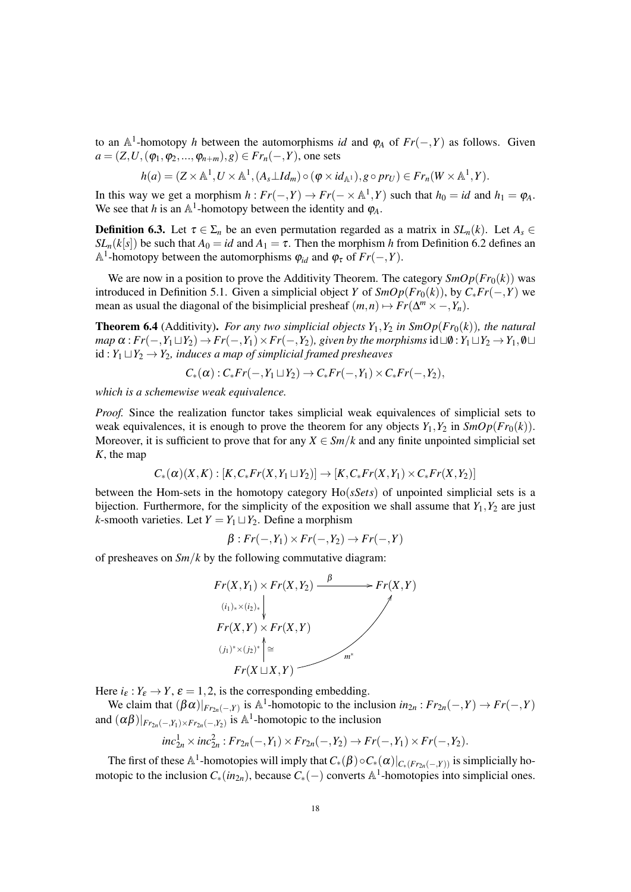to an $\mathbb{A}^1$-homotopy $h$ between the automorphisms $id$ and $\varphi_A$ of $Fr(-,Y)$ as follows. Given $a = (Z, U, (\varphi_1, \varphi_2, ..., \varphi_{n+m}), g) \in Fr_n(-,Y)$, one sets

$$h(a) = (Z \times \mathbb{A}^1, U \times \mathbb{A}^1, (A_s \perp Id_m) \circ (\varphi \times id_{\mathbb{A}^1}), g \circ pr_U) \in Fr_n(W \times \mathbb{A}^1, Y).$$

In this way we get a morphism $h : Fr(-,Y) \to Fr(- \times \mathbb{A}^1, Y)$ such that $h_0 = id$ and $h_1 = \varphi_A$. We see that $h$ is an $\mathbb{A}^1$-homotopy between the identity and $\varphi_A$.

**Definition 6.3.** Let $\tau \in \Sigma_n$ be an even permutation regarded as a matrix in $SL_n(k)$. Let $A_s \in SL_n(k[s])$ be such that $A_0 = id$ and $A_1 = \tau$. Then the morphism $h$ from Definition 6.2 defines an $\mathbb{A}^1$-homotopy between the automorphisms $\varphi_{id}$ and $\varphi_\tau$ of $Fr(-,Y)$.

We are now in a position to prove the Additivity Theorem. The category $SmOp(Fr_0(k))$ was introduced in Definition 5.1. Given a simplicial object $Y$ of $SmOp(Fr_0(k))$, by $C_*Fr(-,Y)$ we mean as usual the diagonal of the bisimplicial presheaf $(m,n) \mapsto Fr(\Delta^m \times -, Y_n)$.

**Theorem 6.4** (Additivity). *For any two simplicial objects $Y_1, Y_2$ in $SmOp(Fr_0(k))$, the natural map $\alpha : Fr(-, Y_1 \sqcup Y_2) \to Fr(-,Y_1) \times Fr(-,Y_2)$, given by the morphisms $\mathrm{id} \sqcup \emptyset : Y_1 \sqcup Y_2 \to Y_1, \emptyset \sqcup \mathrm{id} : Y_1 \sqcup Y_2 \to Y_2$, induces a map of simplicial framed presheaves*

$$C_*(\alpha) : C_*Fr(-, Y_1 \sqcup Y_2) \to C_*Fr(-,Y_1) \times C_*Fr(-,Y_2),$$

*which is a schemewise weak equivalence.*

*Proof.* Since the realization functor takes simplicial weak equivalences of simplicial sets to weak equivalences, it is enough to prove the theorem for any objects $Y_1, Y_2$ in $SmOp(Fr_0(k))$. Moreover, it is sufficient to prove that for any $X \in Sm/k$ and any finite unpointed simplicial set $K$, the map

$$C_*(\alpha)(X,K) : [K, C_*Fr(X, Y_1 \sqcup Y_2)] \to [K, C_*Fr(X,Y_1) \times C_*Fr(X,Y_2)]$$

between the Hom-sets in the homotopy category $\mathrm{Ho}(sSets)$ of unpointed simplicial sets is a bijection. Furthermore, for the simplicity of the exposition we shall assume that $Y_1, Y_2$ are just $k$-smooth varieties. Let $Y = Y_1 \sqcup Y_2$. Define a morphism

$$\beta : Fr(-,Y_1) \times Fr(-,Y_2) \to Fr(-,Y)$$

of presheaves on $Sm/k$ by the following commutative diagram:

$$\begin{array}{ccc}
Fr(X,Y_1) \times Fr(X,Y_2) & \xrightarrow{\beta} & Fr(X,Y) \\
\downarrow{\scriptstyle (i_1)_* \times (i_2)_*} & & \\
Fr(X,Y) \times Fr(X,Y) & & \uparrow{\scriptstyle m^*} \\
\uparrow{\scriptstyle (j_1)^* \times (j_2)^*}\ \cong & & \\
Fr(X \sqcup X, Y) & & 
\end{array}$$

Here $i_\varepsilon : Y_\varepsilon \to Y$, $\varepsilon = 1,2$, is the corresponding embedding.

We claim that $(\beta\alpha)|_{Fr_{2n}(-,Y)}$ is $\mathbb{A}^1$-homotopic to the inclusion $in_{2n} : Fr_{2n}(-,Y) \to Fr(-,Y)$ and $(\alpha\beta)|_{Fr_{2n}(-,Y_1) \times Fr_{2n}(-,Y_2)}$ is $\mathbb{A}^1$-homotopic to the inclusion

$$inc^1_{2n} \times inc^2_{2n} : Fr_{2n}(-,Y_1) \times Fr_{2n}(-,Y_2) \to Fr(-,Y_1) \times Fr(-,Y_2).$$

The first of these $\mathbb{A}^1$-homotopies will imply that $C_*(\beta) \circ C_*(\alpha)|_{C_*(Fr_{2n}(-,Y))}$ is simplicially homotopic to the inclusion $C_*(in_{2n})$, because $C_*(-)$ converts $\mathbb{A}^1$-homotopies into simplicial ones.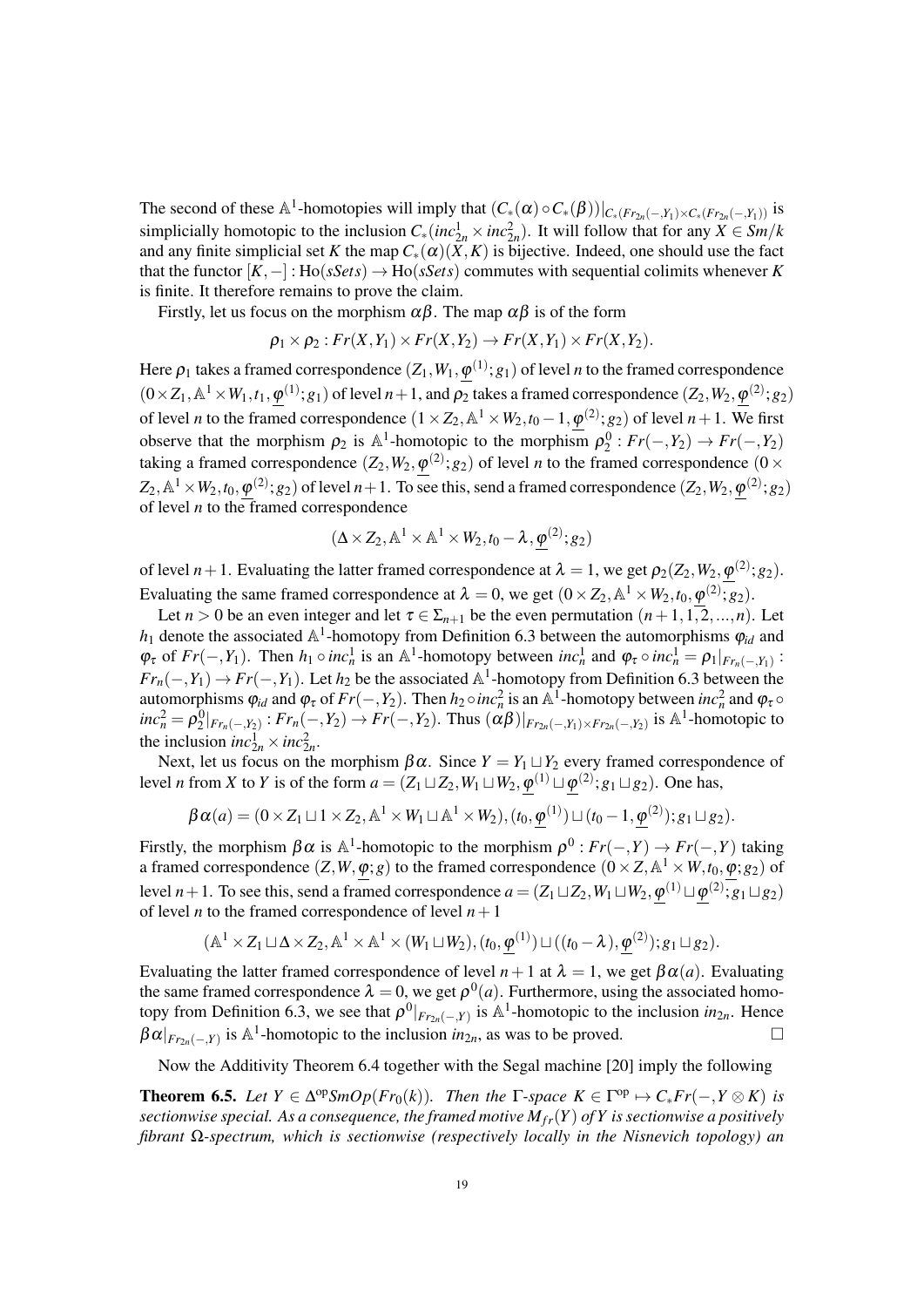The second of these $\mathbb{A}^1$-homotopies will imply that $(C_*(\alpha)\circ C_*(\beta))|_{C_*(Fr_{2n}(-,Y_1)\times C_*(Fr_{2n}(-,Y_1))}$ is simplicially homotopic to the inclusion $C_*(inc^1_{2n}\times inc^2_{2n})$. It will follow that for any $X\in Sm/k$ and any finite simplicial set $K$ the map $C_*(\alpha)(X,K)$ is bijective. Indeed, one should use the fact that the functor $[K,-]:\mathrm{Ho}(sSets)\to\mathrm{Ho}(sSets)$ commutes with sequential colimits whenever $K$ is finite. It therefore remains to prove the claim.

Firstly, let us focus on the morphism $\alpha\beta$. The map $\alpha\beta$ is of the form

$$\rho_1\times\rho_2: Fr(X,Y_1)\times Fr(X,Y_2)\to Fr(X,Y_1)\times Fr(X,Y_2).$$

Here $\rho_1$ takes a framed correspondence $(Z_1,W_1,\underline{\varphi}^{(1)};g_1)$ of level $n$ to the framed correspondence $(0\times Z_1,\mathbb{A}^1\times W_1,t_1,\underline{\varphi}^{(1)};g_1)$ of level $n+1$, and $\rho_2$ takes a framed correspondence $(Z_2,W_2,\underline{\varphi}^{(2)};g_2)$ of level $n$ to the framed correspondence $(1\times Z_2,\mathbb{A}^1\times W_2,t_0-1,\underline{\varphi}^{(2)};g_2)$ of level $n+1$. We first observe that the morphism $\rho_2$ is $\mathbb{A}^1$-homotopic to the morphism $\rho^0_2: Fr(-,Y_2)\to Fr(-,Y_2)$ taking a framed correspondence $(Z_2,W_2,\underline{\varphi}^{(2)};g_2)$ of level $n$ to the framed correspondence $(0\times Z_2,\mathbb{A}^1\times W_2,t_0,\underline{\varphi}^{(2)};g_2)$ of level $n+1$. To see this, send a framed correspondence $(Z_2,W_2,\underline{\varphi}^{(2)};g_2)$ of level $n$ to the framed correspondence

$$(\Delta\times Z_2,\mathbb{A}^1\times\mathbb{A}^1\times W_2,t_0-\lambda,\underline{\varphi}^{(2)};g_2)$$

of level $n+1$. Evaluating the latter framed correspondence at $\lambda=1$, we get $\rho_2(Z_2,W_2,\underline{\varphi}^{(2)};g_2)$. Evaluating the same framed correspondence at $\lambda=0$, we get $(0\times Z_2,\mathbb{A}^1\times W_2,t_0,\underline{\varphi}^{(2)};g_2)$.

Let $n>0$ be an even integer and let $\tau\in\Sigma_{n+1}$ be the even permutation $(n+1,1,\overline{1,2},...,n)$. Let $h_1$ denote the associated $\mathbb{A}^1$-homotopy from Definition 6.3 between the automorphisms $\varphi_{id}$ and $\varphi_\tau$ of $Fr(-,Y_1)$. Then $h_1\circ inc^1_n$ is an $\mathbb{A}^1$-homotopy between $inc^1_n$ and $\varphi_\tau\circ inc^1_n=\rho_1|_{Fr_n(-,Y_1)}: Fr_n(-,Y_1)\to Fr(-,Y_1)$. Let $h_2$ be the associated $\mathbb{A}^1$-homotopy from Definition 6.3 between the automorphisms $\varphi_{id}$ and $\varphi_\tau$ of $Fr(-,Y_2)$. Then $h_2\circ inc^2_n$ is an $\mathbb{A}^1$-homotopy between $inc^2_n$ and $\varphi_\tau\circ inc^2_n=\rho^0_2|_{Fr_n(-,Y_2)}: Fr_n(-,Y_2)\to Fr(-,Y_2)$. Thus $(\alpha\beta)|_{Fr_{2n}(-,Y_1)\times Fr_{2n}(-,Y_2)}$ is $\mathbb{A}^1$-homotopic to the inclusion $inc^1_{2n}\times inc^2_{2n}$.

Next, let us focus on the morphism $\beta\alpha$. Since $Y=Y_1\sqcup Y_2$ every framed correspondence of level $n$ from $X$ to $Y$ is of the form $a=(Z_1\sqcup Z_2,W_1\sqcup W_2,\underline{\varphi}^{(1)}\sqcup\underline{\varphi}^{(2)};g_1\sqcup g_2)$. One has,

$$\beta\alpha(a)=(0\times Z_1\sqcup 1\times Z_2,\mathbb{A}^1\times W_1\sqcup\mathbb{A}^1\times W_2),(t_0,\underline{\varphi}^{(1)})\sqcup(t_0-1,\underline{\varphi}^{(2)});g_1\sqcup g_2).$$

Firstly, the morphism $\beta\alpha$ is $\mathbb{A}^1$-homotopic to the morphism $\rho^0: Fr(-,Y)\to Fr(-,Y)$ taking a framed correspondence $(Z,W,\underline{\varphi};g)$ to the framed correspondence $(0\times Z,\mathbb{A}^1\times W,t_0,\underline{\varphi};g_2)$ of level $n+1$. To see this, send a framed correspondence $a=(Z_1\sqcup Z_2,W_1\sqcup W_2,\underline{\varphi}^{(1)}\sqcup\underline{\varphi}^{(2)};g_1\sqcup g_2)$ of level $n$ to the framed correspondence of level $n+1$

$$(\mathbb{A}^1\times Z_1\sqcup\Delta\times Z_2,\mathbb{A}^1\times\mathbb{A}^1\times(W_1\sqcup W_2),(t_0,\underline{\varphi}^{(1)})\sqcup((t_0-\lambda),\underline{\varphi}^{(2)});g_1\sqcup g_2).$$

Evaluating the latter framed correspondence of level $n+1$ at $\lambda=1$, we get $\beta\alpha(a)$. Evaluating the same framed correspondence $\lambda=0$, we get $\rho^0(a)$. Furthermore, using the associated homotopy from Definition 6.3, we see that $\rho^0|_{Fr_{2n}(-,Y)}$ is $\mathbb{A}^1$-homotopic to the inclusion $in_{2n}$. Hence $\beta\alpha|_{Fr_{2n}(-,Y)}$ is $\mathbb{A}^1$-homotopic to the inclusion $in_{2n}$, as was to be proved. $\square$

Now the Additivity Theorem 6.4 together with the Segal machine [20] imply the following

**Theorem 6.5.** *Let $Y\in\Delta^{\mathrm{op}}SmOp(Fr_0(k))$. Then the $\Gamma$-space $K\in\Gamma^{\mathrm{op}}\mapsto C_*Fr(-,Y\otimes K)$ is sectionwise special. As a consequence, the framed motive $M_{fr}(Y)$ of $Y$ is sectionwise a positively fibrant $\Omega$-spectrum, which is sectionwise (respectively locally in the Nisnevich topology) an*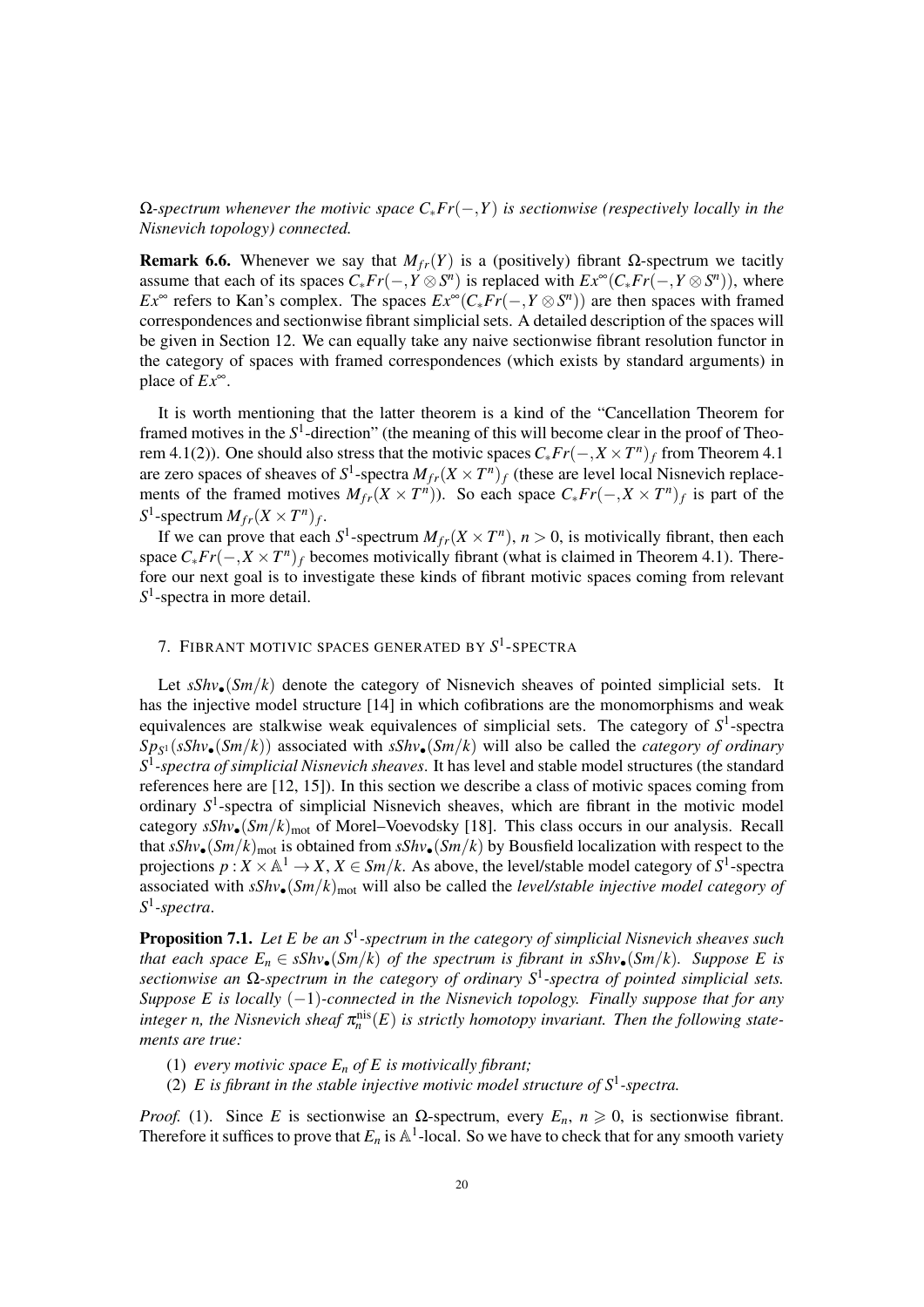*$\Omega$-spectrum whenever the motivic space $C_*Fr(-,Y)$ is sectionwise (respectively locally in the Nisnevich topology) connected.*

**Remark 6.6.** Whenever we say that $M_{fr}(Y)$ is a (positively) fibrant $\Omega$-spectrum we tacitly assume that each of its spaces $C_*Fr(-,Y\otimes S^n)$ is replaced with $Ex^\infty(C_*Fr(-,Y\otimes S^n))$, where $Ex^\infty$ refers to Kan's complex. The spaces $Ex^\infty(C_*Fr(-,Y\otimes S^n))$ are then spaces with framed correspondences and sectionwise fibrant simplicial sets. A detailed description of the spaces will be given in Section 12. We can equally take any naive sectionwise fibrant resolution functor in the category of spaces with framed correspondences (which exists by standard arguments) in place of $Ex^\infty$.

It is worth mentioning that the latter theorem is a kind of the "Cancellation Theorem for framed motives in the $S^1$-direction" (the meaning of this will become clear in the proof of Theorem 4.1(2)). One should also stress that the motivic spaces $C_*Fr(-,X\times T^n)_f$ from Theorem 4.1 are zero spaces of sheaves of $S^1$-spectra $M_{fr}(X\times T^n)_f$ (these are level local Nisnevich replacements of the framed motives $M_{fr}(X\times T^n)$). So each space $C_*Fr(-,X\times T^n)_f$ is part of the $S^1$-spectrum $M_{fr}(X\times T^n)_f$.

If we can prove that each $S^1$-spectrum $M_{fr}(X\times T^n)$, $n>0$, is motivically fibrant, then each space $C_*Fr(-,X\times T^n)_f$ becomes motivically fibrant (what is claimed in Theorem 4.1). Therefore our next goal is to investigate these kinds of fibrant motivic spaces coming from relevant $S^1$-spectra in more detail.

## 7. Fibrant motivic spaces generated by $S^1$-spectra

Let $sShv_\bullet(Sm/k)$ denote the category of Nisnevich sheaves of pointed simplicial sets. It has the injective model structure [14] in which cofibrations are the monomorphisms and weak equivalences are stalkwise weak equivalences of simplicial sets. The category of $S^1$-spectra $Sp_{S^1}(sShv_\bullet(Sm/k))$ associated with $sShv_\bullet(Sm/k)$ will also be called the *category of ordinary $S^1$-spectra of simplicial Nisnevich sheaves*. It has level and stable model structures (the standard references here are [12, 15]). In this section we describe a class of motivic spaces coming from ordinary $S^1$-spectra of simplicial Nisnevich sheaves, which are fibrant in the motivic model category $sShv_\bullet(Sm/k)_{\mathrm{mot}}$ of Morel–Voevodsky [18]. This class occurs in our analysis. Recall that $sShv_\bullet(Sm/k)_{\mathrm{mot}}$ is obtained from $sShv_\bullet(Sm/k)$ by Bousfield localization with respect to the projections $p: X\times\mathbb{A}^1\to X$, $X\in Sm/k$. As above, the level/stable model category of $S^1$-spectra associated with $sShv_\bullet(Sm/k)_{\mathrm{mot}}$ will also be called the *level/stable injective model category of $S^1$-spectra*.

**Proposition 7.1.** *Let $E$ be an $S^1$-spectrum in the category of simplicial Nisnevich sheaves such that each space $E_n\in sShv_\bullet(Sm/k)$ of the spectrum is fibrant in $sShv_\bullet(Sm/k)$. Suppose $E$ is sectionwise an $\Omega$-spectrum in the category of ordinary $S^1$-spectra of pointed simplicial sets. Suppose $E$ is locally $(-1)$-connected in the Nisnevich topology. Finally suppose that for any integer $n$, the Nisnevich sheaf $\pi_n^{\mathrm{nis}}(E)$ is strictly homotopy invariant. Then the following statements are true:*

1. *every motivic space $E_n$ of $E$ is motivically fibrant;*
2. *$E$ is fibrant in the stable injective motivic model structure of $S^1$-spectra.*

*Proof.* (1). Since $E$ is sectionwise an $\Omega$-spectrum, every $E_n$, $n\geqslant 0$, is sectionwise fibrant. Therefore it suffices to prove that $E_n$ is $\mathbb{A}^1$-local. So we have to check that for any smooth variety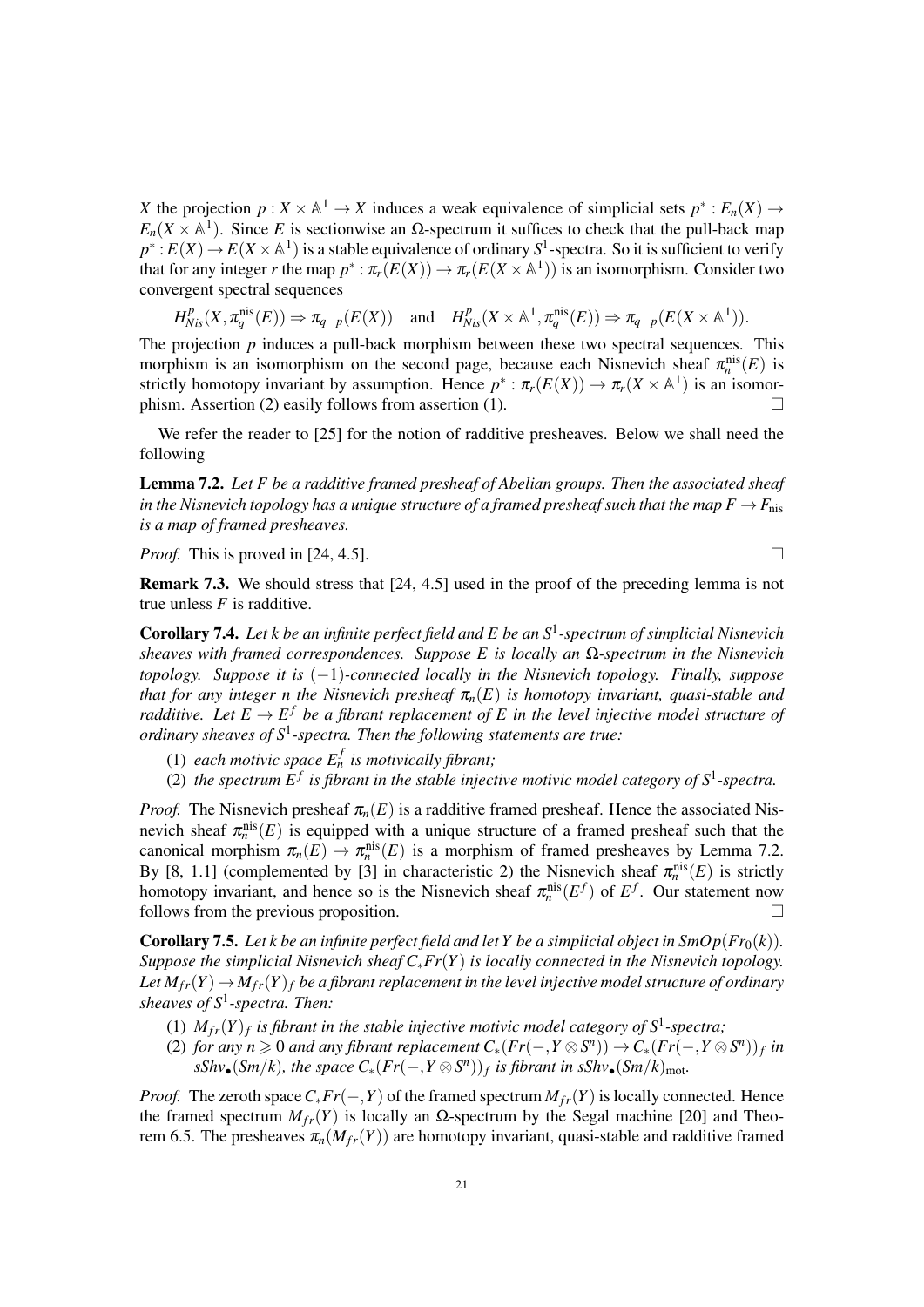$X$ the projection $p : X \times \mathbb{A}^1 \to X$ induces a weak equivalence of simplicial sets $p^* : E_n(X) \to E_n(X \times \mathbb{A}^1)$. Since $E$ is sectionwise an $\Omega$-spectrum it suffices to check that the pull-back map $p^* : E(X) \to E(X \times \mathbb{A}^1)$ is a stable equivalence of ordinary $S^1$-spectra. So it is sufficient to verify that for any integer $r$ the map $p^* : \pi_r(E(X)) \to \pi_r(E(X \times \mathbb{A}^1))$ is an isomorphism. Consider two convergent spectral sequences

$$H^p_{Nis}(X, \pi^{\mathrm{nis}}_q(E)) \Rightarrow \pi_{q-p}(E(X)) \quad \text{and} \quad H^p_{Nis}(X \times \mathbb{A}^1, \pi^{\mathrm{nis}}_q(E)) \Rightarrow \pi_{q-p}(E(X \times \mathbb{A}^1)).$$

The projection $p$ induces a pull-back morphism between these two spectral sequences. This morphism is an isomorphism on the second page, because each Nisnevich sheaf $\pi^{\mathrm{nis}}_n(E)$ is strictly homotopy invariant by assumption. Hence $p^* : \pi_r(E(X)) \to \pi_r(X \times \mathbb{A}^1)$ is an isomorphism. Assertion (2) easily follows from assertion (1). □

We refer the reader to [25] for the notion of radditive presheaves. Below we shall need the following

**Lemma 7.2.** *Let $F$ be a radditive framed presheaf of Abelian groups. Then the associated sheaf in the Nisnevich topology has a unique structure of a framed presheaf such that the map $F \to F_{\mathrm{nis}}$ is a map of framed presheaves.*

*Proof.* This is proved in [24, 4.5]. □

**Remark 7.3.** We should stress that [24, 4.5] used in the proof of the preceding lemma is not true unless $F$ is radditive.

**Corollary 7.4.** *Let $k$ be an infinite perfect field and $E$ be an $S^1$-spectrum of simplicial Nisnevich sheaves with framed correspondences. Suppose $E$ is locally an $\Omega$-spectrum in the Nisnevich topology. Suppose it is $(-1)$-connected locally in the Nisnevich topology. Finally, suppose that for any integer $n$ the Nisnevich presheaf $\pi_n(E)$ is homotopy invariant, quasi-stable and radditive. Let $E \to E^f$ be a fibrant replacement of $E$ in the level injective model structure of ordinary sheaves of $S^1$-spectra. Then the following statements are true:*

1. *each motivic space $E^f_n$ is motivically fibrant;*
2. *the spectrum $E^f$ is fibrant in the stable injective motivic model category of $S^1$-spectra.*

*Proof.* The Nisnevich presheaf $\pi_n(E)$ is a radditive framed presheaf. Hence the associated Nisnevich sheaf $\pi^{\mathrm{nis}}_n(E)$ is equipped with a unique structure of a framed presheaf such that the canonical morphism $\pi_n(E) \to \pi^{\mathrm{nis}}_n(E)$ is a morphism of framed presheaves by Lemma 7.2. By [8, 1.1] (complemented by [3] in characteristic 2) the Nisnevich sheaf $\pi^{\mathrm{nis}}_n(E)$ is strictly homotopy invariant, and hence so is the Nisnevich sheaf $\pi^{\mathrm{nis}}_n(E^f)$ of $E^f$. Our statement now follows from the previous proposition. □

**Corollary 7.5.** *Let $k$ be an infinite perfect field and let $Y$ be a simplicial object in $SmOp(Fr_0(k))$. Suppose the simplicial Nisnevich sheaf $C_*Fr(Y)$ is locally connected in the Nisnevich topology. Let $M_{fr}(Y) \to M_{fr}(Y)_f$ be a fibrant replacement in the level injective model structure of ordinary sheaves of $S^1$-spectra. Then:*

1. *$M_{fr}(Y)_f$ is fibrant in the stable injective motivic model category of $S^1$-spectra;*
2. *for any $n \geqslant 0$ and any fibrant replacement $C_*(Fr(-, Y \otimes S^n)) \to C_*(Fr(-, Y \otimes S^n))_f$ in $sShv_\bullet(Sm/k)$, the space $C_*(Fr(-, Y \otimes S^n))_f$ is fibrant in $sShv_\bullet(Sm/k)_{\mathrm{mot}}$.*

*Proof.* The zeroth space $C_*Fr(-, Y)$ of the framed spectrum $M_{fr}(Y)$ is locally connected. Hence the framed spectrum $M_{fr}(Y)$ is locally an $\Omega$-spectrum by the Segal machine [20] and Theorem 6.5. The presheaves $\pi_n(M_{fr}(Y))$ are homotopy invariant, quasi-stable and radditive framed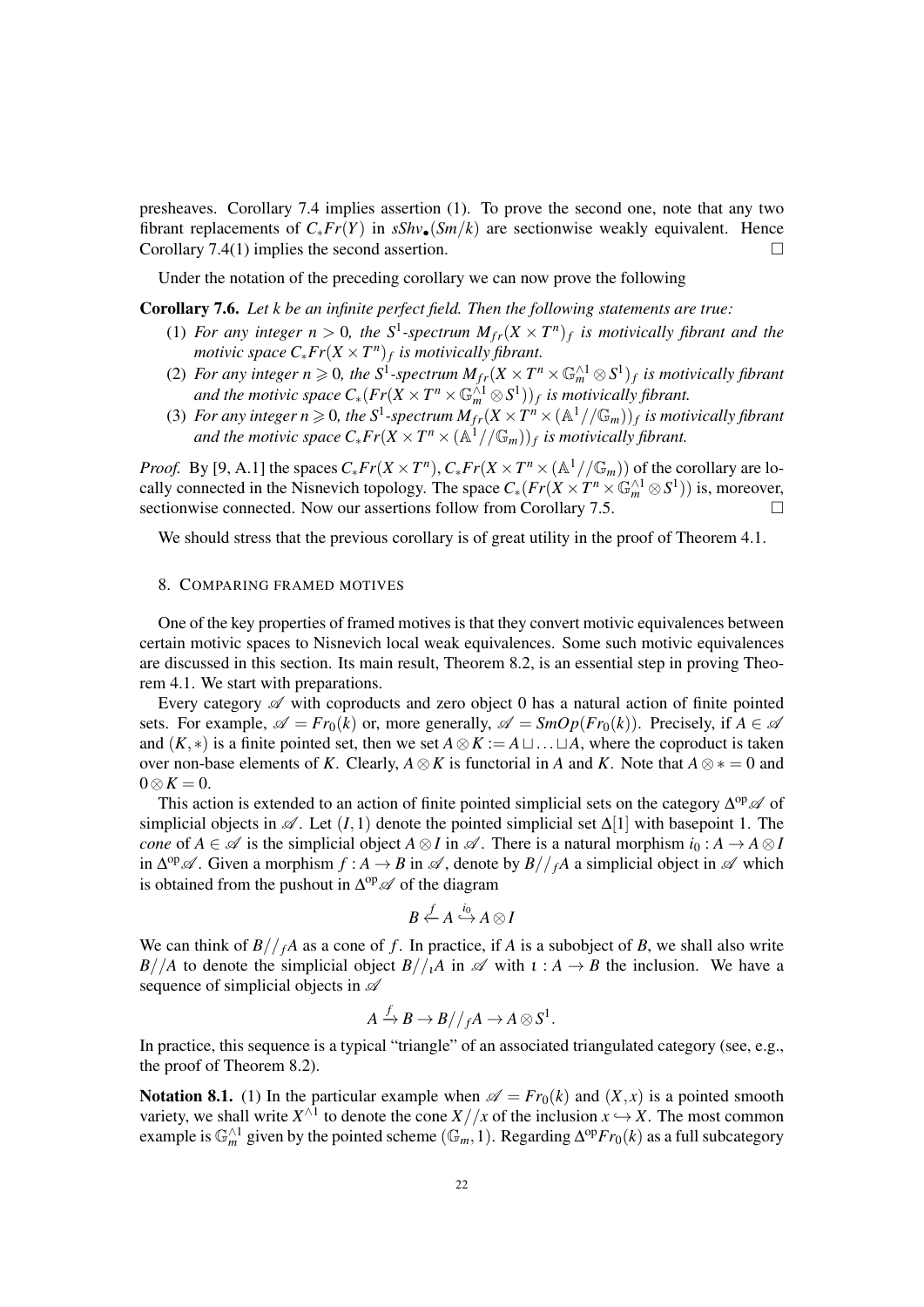presheaves. Corollary 7.4 implies assertion (1). To prove the second one, note that any two fibrant replacements of $C_*Fr(Y)$ in $sShv_\bullet(Sm/k)$ are sectionwise weakly equivalent. Hence Corollary 7.4(1) implies the second assertion. □

Under the notation of the preceding corollary we can now prove the following

**Corollary 7.6.** *Let $k$ be an infinite perfect field. Then the following statements are true:*

1. *For any integer $n > 0$, the $S^1$-spectrum $M_{fr}(X \times T^n)_f$ is motivically fibrant and the motivic space $C_*Fr(X \times T^n)_f$ is motivically fibrant.*
2. *For any integer $n \geqslant 0$, the $S^1$-spectrum $M_{fr}(X \times T^n \times \mathbb{G}_m^{\wedge 1} \otimes S^1)_f$ is motivically fibrant and the motivic space $C_*(Fr(X \times T^n \times \mathbb{G}_m^{\wedge 1} \otimes S^1))_f$ is motivically fibrant.*
3. *For any integer $n \geqslant 0$, the $S^1$-spectrum $M_{fr}(X \times T^n \times (\mathbb{A}^1//\mathbb{G}_m))_f$ is motivically fibrant and the motivic space $C_*Fr(X \times T^n \times (\mathbb{A}^1//\mathbb{G}_m))_f$ is motivically fibrant.*

*Proof.* By [9, A.1] the spaces $C_*Fr(X \times T^n), C_*Fr(X \times T^n \times (\mathbb{A}^1//\mathbb{G}_m))$ of the corollary are locally connected in the Nisnevich topology. The space $C_*(Fr(X \times T^n \times \mathbb{G}_m^{\wedge 1} \otimes S^1))$ is, moreover, sectionwise connected. Now our assertions follow from Corollary 7.5. □

We should stress that the previous corollary is of great utility in the proof of Theorem 4.1.

## 8. Comparing framed motives

One of the key properties of framed motives is that they convert motivic equivalences between certain motivic spaces to Nisnevich local weak equivalences. Some such motivic equivalences are discussed in this section. Its main result, Theorem 8.2, is an essential step in proving Theorem 4.1. We start with preparations.

Every category $\mathscr{A}$ with coproducts and zero object 0 has a natural action of finite pointed sets. For example, $\mathscr{A} = Fr_0(k)$ or, more generally, $\mathscr{A} = SmOp(Fr_0(k))$. Precisely, if $A \in \mathscr{A}$ and $(K,*)$ is a finite pointed set, then we set $A \otimes K := A \sqcup \ldots \sqcup A$, where the coproduct is taken over non-base elements of $K$. Clearly, $A \otimes K$ is functorial in $A$ and $K$. Note that $A \otimes * = 0$ and $0 \otimes K = 0$.

This action is extended to an action of finite pointed simplicial sets on the category $\Delta^{\mathrm{op}}\mathscr{A}$ of simplicial objects in $\mathscr{A}$. Let $(I,1)$ denote the pointed simplicial set $\Delta[1]$ with basepoint 1. The *cone* of $A \in \mathscr{A}$ is the simplicial object $A \otimes I$ in $\mathscr{A}$. There is a natural morphism $i_0 : A \to A \otimes I$ in $\Delta^{\mathrm{op}}\mathscr{A}$. Given a morphism $f : A \to B$ in $\mathscr{A}$, denote by $B//_f A$ a simplicial object in $\mathscr{A}$ which is obtained from the pushout in $\Delta^{\mathrm{op}}\mathscr{A}$ of the diagram

$$B \xleftarrow{f} A \overset{i_0}{\hookrightarrow} A \otimes I$$

We can think of $B//_f A$ as a cone of $f$. In practice, if $A$ is a subobject of $B$, we shall also write $B//A$ to denote the simplicial object $B//_\iota A$ in $\mathscr{A}$ with $\iota : A \to B$ the inclusion. We have a sequence of simplicial objects in $\mathscr{A}$

$$A \xrightarrow{f} B \to B//_f A \to A \otimes S^1.$$

In practice, this sequence is a typical "triangle" of an associated triangulated category (see, e.g., the proof of Theorem 8.2).

**Notation 8.1.** (1) In the particular example when $\mathscr{A} = Fr_0(k)$ and $(X,x)$ is a pointed smooth variety, we shall write $X^{\wedge 1}$ to denote the cone $X//x$ of the inclusion $x \hookrightarrow X$. The most common example is $\mathbb{G}_m^{\wedge 1}$ given by the pointed scheme $(\mathbb{G}_m, 1)$. Regarding $\Delta^{\mathrm{op}}Fr_0(k)$ as a full subcategory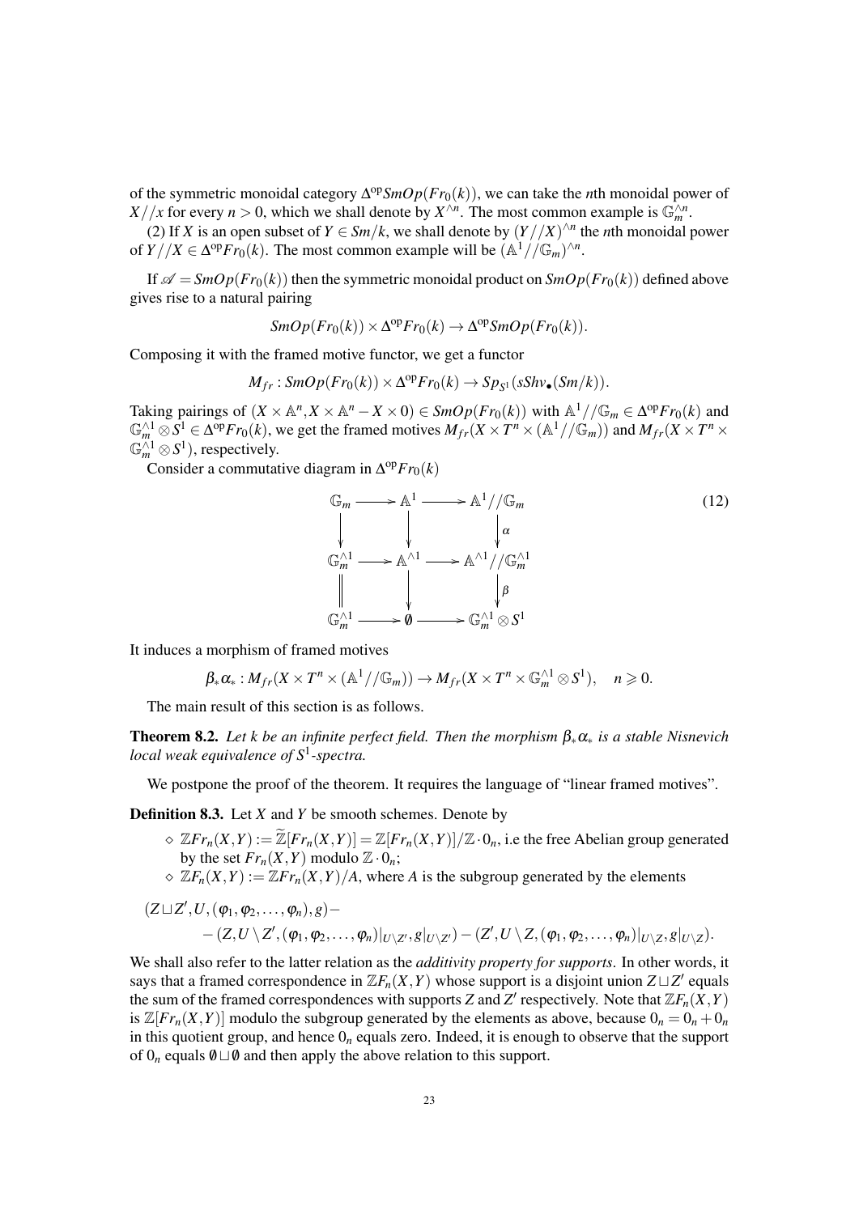of the symmetric monoidal category $\Delta^{\mathrm{op}} SmOp(Fr_0(k))$, we can take the $n$th monoidal power of $X//x$ for every $n>0$, which we shall denote by $X^{\wedge n}$. The most common example is $\mathbb{G}_m^{\wedge n}$.

(2) If $X$ is an open subset of $Y \in Sm/k$, we shall denote by $(Y//X)^{\wedge n}$ the $n$th monoidal power of $Y//X \in \Delta^{\mathrm{op}} Fr_0(k)$. The most common example will be $(\mathbb{A}^1//\mathbb{G}_m)^{\wedge n}$.

If $\mathscr{A} = SmOp(Fr_0(k))$ then the symmetric monoidal product on $SmOp(Fr_0(k))$ defined above gives rise to a natural pairing

$$SmOp(Fr_0(k)) \times \Delta^{\mathrm{op}} Fr_0(k) \to \Delta^{\mathrm{op}} SmOp(Fr_0(k)).$$

Composing it with the framed motive functor, we get a functor

$$M_{fr} : SmOp(Fr_0(k)) \times \Delta^{\mathrm{op}} Fr_0(k) \to Sp_{S^1}(sShv_\bullet(Sm/k)).$$

Taking pairings of $(X \times \mathbb{A}^n, X \times \mathbb{A}^n - X \times 0) \in SmOp(Fr_0(k))$ with $\mathbb{A}^1//\mathbb{G}_m \in \Delta^{\mathrm{op}} Fr_0(k)$ and $\mathbb{G}_m^{\wedge 1} \otimes S^1 \in \Delta^{\mathrm{op}} Fr_0(k)$, we get the framed motives $M_{fr}(X \times T^n \times (\mathbb{A}^1//\mathbb{G}_m))$ and $M_{fr}(X \times T^n \times \mathbb{G}_m^{\wedge 1} \otimes S^1)$, respectively.

Consider a commutative diagram in $\Delta^{\mathrm{op}} Fr_0(k)$

$$\begin{array}{ccccc}
\mathbb{G}_m & \longrightarrow & \mathbb{A}^1 & \longrightarrow & \mathbb{A}^1//\mathbb{G}_m \\
\downarrow & & \downarrow & & \downarrow \alpha \\
\mathbb{G}_m^{\wedge 1} & \longrightarrow & \mathbb{A}^{\wedge 1} & \longrightarrow & \mathbb{A}^{\wedge 1}//\mathbb{G}_m^{\wedge 1} \\
\| & & \downarrow & & \downarrow \beta \\
\mathbb{G}_m^{\wedge 1} & \longrightarrow & \emptyset & \longrightarrow & \mathbb{G}_m^{\wedge 1} \otimes S^1
\end{array} \qquad (12)$$

It induces a morphism of framed motives

$$\beta_* \alpha_* : M_{fr}(X \times T^n \times (\mathbb{A}^1//\mathbb{G}_m)) \to M_{fr}(X \times T^n \times \mathbb{G}_m^{\wedge 1} \otimes S^1), \quad n \geqslant 0.$$

The main result of this section is as follows.

**Theorem 8.2.** *Let $k$ be an infinite perfect field. Then the morphism $\beta_* \alpha_*$ is a stable Nisnevich local weak equivalence of $S^1$-spectra.*

We postpone the proof of the theorem. It requires the language of "linear framed motives".

**Definition 8.3.** Let $X$ and $Y$ be smooth schemes. Denote by

- $\diamond$ $\mathbb{Z}Fr_n(X,Y) := \widetilde{\mathbb{Z}}[Fr_n(X,Y)] = \mathbb{Z}[Fr_n(X,Y)]/\mathbb{Z} \cdot 0_n$, i.e the free Abelian group generated by the set $Fr_n(X,Y)$ modulo $\mathbb{Z} \cdot 0_n$;
- $\diamond$ $\mathbb{Z}F_n(X,Y) := \mathbb{Z}Fr_n(X,Y)/A$, where $A$ is the subgroup generated by the elements

$$(Z \sqcup Z', U, (\varphi_1, \varphi_2, \ldots, \varphi_n), g) - \\ - (Z, U \setminus Z', (\varphi_1, \varphi_2, \ldots, \varphi_n)|_{U \setminus Z'}, g|_{U \setminus Z'}) - (Z', U \setminus Z, (\varphi_1, \varphi_2, \ldots, \varphi_n)|_{U \setminus Z}, g|_{U \setminus Z}).$$

We shall also refer to the latter relation as the *additivity property for supports*. In other words, it says that a framed correspondence in $\mathbb{Z}F_n(X,Y)$ whose support is a disjoint union $Z \sqcup Z'$ equals the sum of the framed correspondences with supports $Z$ and $Z'$ respectively. Note that $\mathbb{Z}F_n(X,Y)$ is $\mathbb{Z}[Fr_n(X,Y)]$ modulo the subgroup generated by the elements as above, because $0_n = 0_n + 0_n$ in this quotient group, and hence $0_n$ equals zero. Indeed, it is enough to observe that the support of $0_n$ equals $\emptyset \sqcup \emptyset$ and then apply the above relation to this support.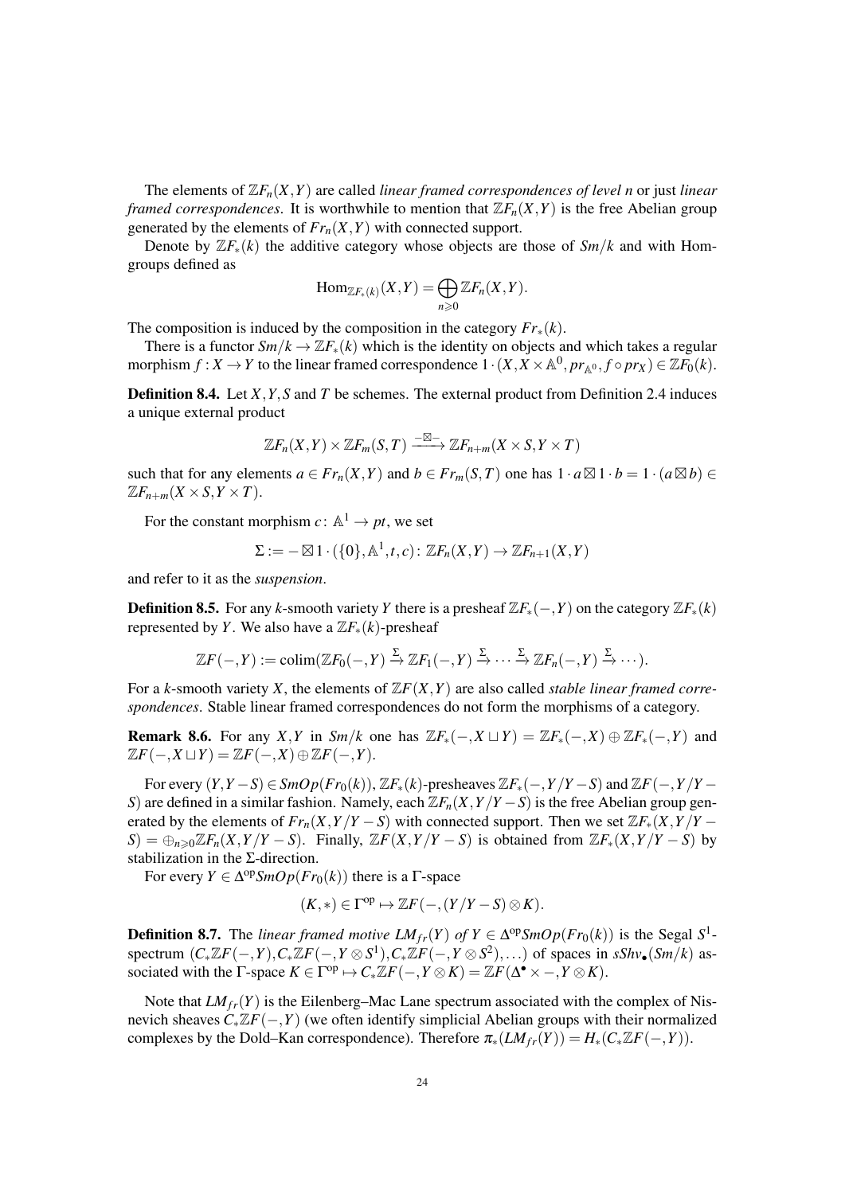The elements of $\mathbb{Z}F_n(X,Y)$ are called *linear framed correspondences of level n* or just *linear framed correspondences*. It is worthwhile to mention that $\mathbb{Z}F_n(X,Y)$ is the free Abelian group generated by the elements of $Fr_n(X,Y)$ with connected support.

Denote by $\mathbb{Z}F_*(k)$ the additive category whose objects are those of $Sm/k$ and with Hom-groups defined as

$$\mathrm{Hom}_{\mathbb{Z}F_*(k)}(X,Y) = \bigoplus_{n\geqslant 0} \mathbb{Z}F_n(X,Y).$$

The composition is induced by the composition in the category $Fr_*(k)$.

There is a functor $Sm/k \to \mathbb{Z}F_*(k)$ which is the identity on objects and which takes a regular morphism $f: X \to Y$ to the linear framed correspondence $1\cdot(X, X\times\mathbb{A}^0, pr_{\mathbb{A}^0}, f\circ pr_X) \in \mathbb{Z}F_0(k)$.

**Definition 8.4.** Let $X, Y, S$ and $T$ be schemes. The external product from Definition 2.4 induces a unique external product

$$\mathbb{Z}F_n(X,Y)\times\mathbb{Z}F_m(S,T) \xrightarrow{-\boxtimes-} \mathbb{Z}F_{n+m}(X\times S, Y\times T)$$

such that for any elements $a \in Fr_n(X,Y)$ and $b \in Fr_m(S,T)$ one has $1\cdot a\boxtimes 1\cdot b = 1\cdot(a\boxtimes b) \in \mathbb{Z}F_{n+m}(X\times S, Y\times T)$.

For the constant morphism $c\colon \mathbb{A}^1 \to pt$, we set

$$\Sigma := -\boxtimes 1\cdot(\{0\}, \mathbb{A}^1, t, c)\colon \mathbb{Z}F_n(X,Y) \to \mathbb{Z}F_{n+1}(X,Y)$$

and refer to it as the *suspension*.

**Definition 8.5.** For any $k$-smooth variety $Y$ there is a presheaf $\mathbb{Z}F_*(-,Y)$ on the category $\mathbb{Z}F_*(k)$ represented by $Y$. We also have a $\mathbb{Z}F_*(k)$-presheaf

$$\mathbb{Z}F(-,Y) := \mathrm{colim}(\mathbb{Z}F_0(-,Y) \xrightarrow{\Sigma} \mathbb{Z}F_1(-,Y) \xrightarrow{\Sigma} \cdots \xrightarrow{\Sigma} \mathbb{Z}F_n(-,Y) \xrightarrow{\Sigma} \cdots).$$

For a $k$-smooth variety $X$, the elements of $\mathbb{Z}F(X,Y)$ are also called *stable linear framed correspondences*. Stable linear framed correspondences do not form the morphisms of a category.

**Remark 8.6.** For any $X, Y$ in $Sm/k$ one has $\mathbb{Z}F_*(-, X\sqcup Y) = \mathbb{Z}F_*(-,X)\oplus\mathbb{Z}F_*(-,Y)$ and $\mathbb{Z}F(-,X\sqcup Y) = \mathbb{Z}F(-,X)\oplus\mathbb{Z}F(-,Y)$.

For every $(Y, Y-S) \in SmOp(Fr_0(k))$, $\mathbb{Z}F_*(k)$-presheaves $\mathbb{Z}F_*(-, Y/Y-S)$ and $\mathbb{Z}F(-,Y/Y-S)$ are defined in a similar fashion. Namely, each $\mathbb{Z}F_n(X, Y/Y-S)$ is the free Abelian group generated by the elements of $Fr_n(X, Y/Y-S)$ with connected support. Then we set $\mathbb{Z}F_*(X, Y/Y-S) = \oplus_{n\geqslant 0}\mathbb{Z}F_n(X, Y/Y-S)$. Finally, $\mathbb{Z}F(X, Y/Y-S)$ is obtained from $\mathbb{Z}F_*(X, Y/Y-S)$ by stabilization in the $\Sigma$-direction.

For every $Y \in \Delta^{\mathrm{op}}SmOp(Fr_0(k))$ there is a $\Gamma$-space

$$(K,*) \in \Gamma^{\mathrm{op}} \mapsto \mathbb{Z}F(-, (Y/Y-S)\otimes K).$$

**Definition 8.7.** The *linear framed motive $LM_{fr}(Y)$ of* $Y \in \Delta^{\mathrm{op}}SmOp(Fr_0(k))$ is the Segal $S^1$-spectrum $(C_*\mathbb{Z}F(-,Y), C_*\mathbb{Z}F(-,Y\otimes S^1), C_*\mathbb{Z}F(-,Y\otimes S^2), \ldots)$ of spaces in $sShv_\bullet(Sm/k)$ associated with the $\Gamma$-space $K \in \Gamma^{\mathrm{op}} \mapsto C_*\mathbb{Z}F(-,Y\otimes K) = \mathbb{Z}F(\Delta^\bullet\times -, Y\otimes K)$.

Note that $LM_{fr}(Y)$ is the Eilenberg–Mac Lane spectrum associated with the complex of Nisnevich sheaves $C_*\mathbb{Z}F(-,Y)$ (we often identify simplicial Abelian groups with their normalized complexes by the Dold–Kan correspondence). Therefore $\pi_*(LM_{fr}(Y)) = H_*(C_*\mathbb{Z}F(-,Y))$.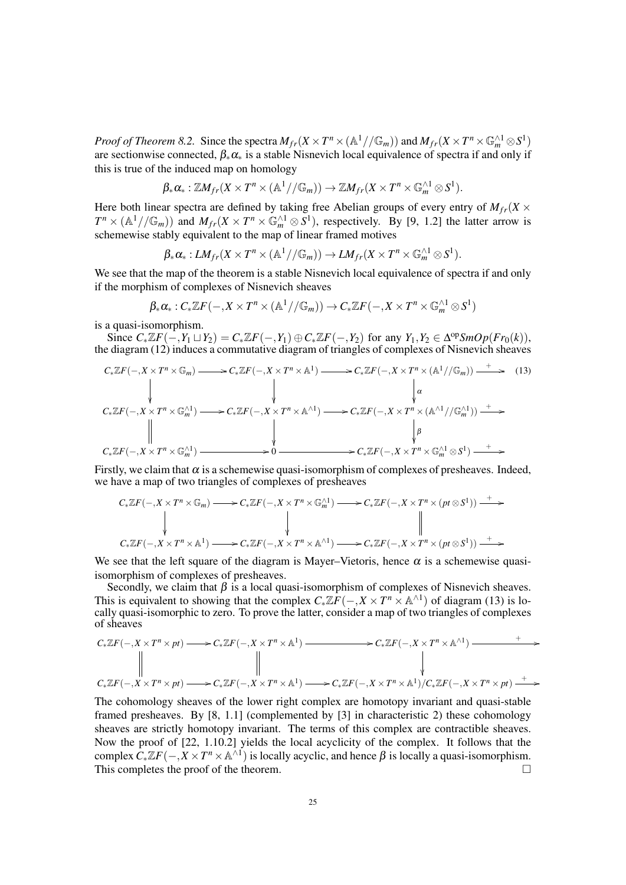*Proof of Theorem 8.2.* Since the spectra $M_{fr}(X \times T^n \times (\mathbb{A}^1//\mathbb{G}_m))$ and $M_{fr}(X \times T^n \times \mathbb{G}_m^{\wedge 1} \otimes S^1)$ are sectionwise connected, $\beta_*\alpha_*$ is a stable Nisnevich local equivalence of spectra if and only if this is true of the induced map on homology

$$\beta_*\alpha_* : \mathbb{Z}M_{fr}(X \times T^n \times (\mathbb{A}^1//\mathbb{G}_m)) \to \mathbb{Z}M_{fr}(X \times T^n \times \mathbb{G}_m^{\wedge 1} \otimes S^1).$$

Here both linear spectra are defined by taking free Abelian groups of every entry of $M_{fr}(X \times T^n \times (\mathbb{A}^1//\mathbb{G}_m))$ and $M_{fr}(X \times T^n \times \mathbb{G}_m^{\wedge 1} \otimes S^1)$, respectively. By [9, 1.2] the latter arrow is schemewise stably equivalent to the map of linear framed motives

$$\beta_*\alpha_* : LM_{fr}(X \times T^n \times (\mathbb{A}^1//\mathbb{G}_m)) \to LM_{fr}(X \times T^n \times \mathbb{G}_m^{\wedge 1} \otimes S^1).$$

We see that the map of the theorem is a stable Nisnevich local equivalence of spectra if and only if the morphism of complexes of Nisnevich sheaves

$$\beta_*\alpha_* : C_*\mathbb{Z}F(-, X \times T^n \times (\mathbb{A}^1//\mathbb{G}_m)) \to C_*\mathbb{Z}F(-, X \times T^n \times \mathbb{G}_m^{\wedge 1} \otimes S^1)$$

is a quasi-isomorphism.

Since $C_*\mathbb{Z}F(-, Y_1 \sqcup Y_2) = C_*\mathbb{Z}F(-, Y_1) \oplus C_*\mathbb{Z}F(-, Y_2)$ for any $Y_1, Y_2 \in \Delta^{\mathrm{op}} SmOp(Fr_0(k))$, the diagram (12) induces a commutative diagram of triangles of complexes of Nisnevich sheaves

$$\begin{array}{ccccccc}
C_*\mathbb{Z}F(-, X \times T^n \times \mathbb{G}_m) & \longrightarrow & C_*\mathbb{Z}F(-, X \times T^n \times \mathbb{A}^1) & \longrightarrow & C_*\mathbb{Z}F(-, X \times T^n \times (\mathbb{A}^1//\mathbb{G}_m)) & \xrightarrow{+} & \\
\downarrow & & \downarrow & & \downarrow \alpha & & \\
C_*\mathbb{Z}F(-, X \times T^n \times \mathbb{G}_m^{\wedge 1}) & \longrightarrow & C_*\mathbb{Z}F(-, X \times T^n \times \mathbb{A}^{\wedge 1}) & \longrightarrow & C_*\mathbb{Z}F(-, X \times T^n \times (\mathbb{A}^{\wedge 1}//\mathbb{G}_m^{\wedge 1})) & \xrightarrow{+} & \\
\| & & \downarrow & & \downarrow \beta & & \\
C_*\mathbb{Z}F(-, X \times T^n \times \mathbb{G}_m^{\wedge 1}) & \longrightarrow & 0 & \longrightarrow & C_*\mathbb{Z}F(-, X \times T^n \times \mathbb{G}_m^{\wedge 1} \otimes S^1) & \xrightarrow{+} &
\end{array} \quad (13)$$

Firstly, we claim that $\alpha$ is a schemewise quasi-isomorphism of complexes of presheaves. Indeed, we have a map of two triangles of complexes of presheaves

$$\begin{array}{ccccccc}
C_*\mathbb{Z}F(-, X \times T^n \times \mathbb{G}_m) & \longrightarrow & C_*\mathbb{Z}F(-, X \times T^n \times \mathbb{G}_m^{\wedge 1}) & \longrightarrow & C_*\mathbb{Z}F(-, X \times T^n \times (pt \otimes S^1)) & \xrightarrow{+} & \\
\downarrow & & \downarrow & & \| & & \\
C_*\mathbb{Z}F(-, X \times T^n \times \mathbb{A}^1) & \longrightarrow & C_*\mathbb{Z}F(-, X \times T^n \times \mathbb{A}^{\wedge 1}) & \longrightarrow & C_*\mathbb{Z}F(-, X \times T^n \times (pt \otimes S^1)) & \xrightarrow{+} &
\end{array}$$

We see that the left square of the diagram is Mayer–Vietoris, hence $\alpha$ is a schemewise quasi-isomorphism of complexes of presheaves.

Secondly, we claim that $\beta$ is a local quasi-isomorphism of complexes of Nisnevich sheaves. This is equivalent to showing that the complex $C_*\mathbb{Z}F(-, X \times T^n \times \mathbb{A}^{\wedge 1})$ of diagram (13) is locally quasi-isomorphic to zero. To prove the latter, consider a map of two triangles of complexes of sheaves

$$\begin{array}{ccccccc}
C_*\mathbb{Z}F(-, X \times T^n \times pt) & \longrightarrow & C_*\mathbb{Z}F(-, X \times T^n \times \mathbb{A}^1) & \longrightarrow & C_*\mathbb{Z}F(-, X \times T^n \times \mathbb{A}^{\wedge 1}) & \xrightarrow{+} & \\
\| & & \| & & \downarrow & & \\
C_*\mathbb{Z}F(-, X \times T^n \times pt) & \longrightarrow & C_*\mathbb{Z}F(-, X \times T^n \times \mathbb{A}^1) & \longrightarrow & C_*\mathbb{Z}F(-, X \times T^n \times \mathbb{A}^1)/C_*\mathbb{Z}F(-, X \times T^n \times pt) & \xrightarrow{+} &
\end{array}$$

The cohomology sheaves of the lower right complex are homotopy invariant and quasi-stable framed presheaves. By [8, 1.1] (complemented by [3] in characteristic 2) these cohomology sheaves are strictly homotopy invariant. The terms of this complex are contractible sheaves. Now the proof of [22, 1.10.2] yields the local acyclicity of the complex. It follows that the complex $C_*\mathbb{Z}F(-, X \times T^n \times \mathbb{A}^{\wedge 1})$ is locally acyclic, and hence $\beta$ is locally a quasi-isomorphism. This completes the proof of the theorem. $\square$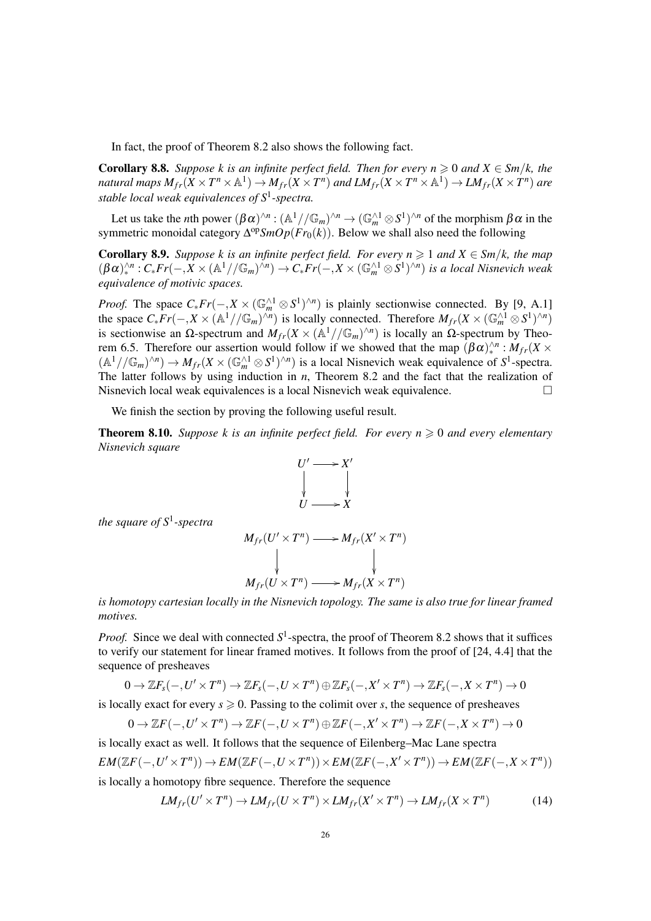In fact, the proof of Theorem 8.2 also shows the following fact.

**Corollary 8.8.** *Suppose $k$ is an infinite perfect field. Then for every $n \geqslant 0$ and $X \in Sm/k$, the natural maps $M_{fr}(X \times T^n \times \mathbb{A}^1) \to M_{fr}(X \times T^n)$ and $LM_{fr}(X \times T^n \times \mathbb{A}^1) \to LM_{fr}(X \times T^n)$ are stable local weak equivalences of $S^1$-spectra.*

Let us take the $n$th power $(\beta\alpha)^{\wedge n} : (\mathbb{A}^1//\mathbb{G}_m)^{\wedge n} \to (\mathbb{G}_m^{\wedge 1} \otimes S^1)^{\wedge n}$ of the morphism $\beta\alpha$ in the symmetric monoidal category $\Delta^{\mathrm{op}} SmOp(Fr_0(k))$. Below we shall also need the following

**Corollary 8.9.** *Suppose $k$ is an infinite perfect field. For every $n \geqslant 1$ and $X \in Sm/k$, the map $(\beta\alpha)^{\wedge n}_* : C_*Fr(-, X \times (\mathbb{A}^1//\mathbb{G}_m)^{\wedge n}) \to C_*Fr(-, X \times (\mathbb{G}_m^{\wedge 1} \otimes S^1)^{\wedge n})$ is a local Nisnevich weak equivalence of motivic spaces.*

*Proof.* The space $C_*Fr(-, X \times (\mathbb{G}_m^{\wedge 1} \otimes S^1)^{\wedge n})$ is plainly sectionwise connected. By [9, A.1] the space $C_*Fr(-, X \times (\mathbb{A}^1//\mathbb{G}_m)^{\wedge n})$ is locally connected. Therefore $M_{fr}(X \times (\mathbb{G}_m^{\wedge 1} \otimes S^1)^{\wedge n})$ is sectionwise an $\Omega$-spectrum and $M_{fr}(X \times (\mathbb{A}^1//\mathbb{G}_m)^{\wedge n})$ is locally an $\Omega$-spectrum by Theorem 6.5. Therefore our assertion would follow if we showed that the map $(\beta\alpha)^{\wedge n}_* : M_{fr}(X \times (\mathbb{A}^1//\mathbb{G}_m)^{\wedge n}) \to M_{fr}(X \times (\mathbb{G}_m^{\wedge 1} \otimes S^1)^{\wedge n})$ is a local Nisnevich weak equivalence of $S^1$-spectra. The latter follows by using induction in $n$, Theorem 8.2 and the fact that the realization of Nisnevich local weak equivalences is a local Nisnevich weak equivalence. □

We finish the section by proving the following useful result.

**Theorem 8.10.** *Suppose $k$ is an infinite perfect field. For every $n \geqslant 0$ and every elementary Nisnevich square*

$$\begin{array}{ccc} U' & \longrightarrow & X' \\ \downarrow & & \downarrow \\ U & \longrightarrow & X \end{array}$$

*the square of $S^1$-spectra*

$$\begin{array}{ccc} M_{fr}(U' \times T^n) & \longrightarrow & M_{fr}(X' \times T^n) \\ \downarrow & & \downarrow \\ M_{fr}(U \times T^n) & \longrightarrow & M_{fr}(X \times T^n) \end{array}$$

*is homotopy cartesian locally in the Nisnevich topology. The same is also true for linear framed motives.*

*Proof.* Since we deal with connected $S^1$-spectra, the proof of Theorem 8.2 shows that it suffices to verify our statement for linear framed motives. It follows from the proof of [24, 4.4] that the sequence of presheaves

$$0 \to \mathbb{Z}F_s(-, U' \times T^n) \to \mathbb{Z}F_s(-, U \times T^n) \oplus \mathbb{Z}F_s(-, X' \times T^n) \to \mathbb{Z}F_s(-, X \times T^n) \to 0$$

is locally exact for every $s \geqslant 0$. Passing to the colimit over $s$, the sequence of presheaves

$$0 \to \mathbb{Z}F(-, U' \times T^n) \to \mathbb{Z}F(-, U \times T^n) \oplus \mathbb{Z}F(-, X' \times T^n) \to \mathbb{Z}F(-, X \times T^n) \to 0$$

is locally exact as well. It follows that the sequence of Eilenberg–Mac Lane spectra

$$EM(\mathbb{Z}F(-, U' \times T^n)) \to EM(\mathbb{Z}F(-, U \times T^n)) \times EM(\mathbb{Z}F(-, X' \times T^n)) \to EM(\mathbb{Z}F(-, X \times T^n))$$

is locally a homotopy fibre sequence. Therefore the sequence

$$LM_{fr}(U' \times T^n) \to LM_{fr}(U \times T^n) \times LM_{fr}(X' \times T^n) \to LM_{fr}(X \times T^n) \tag{14}$$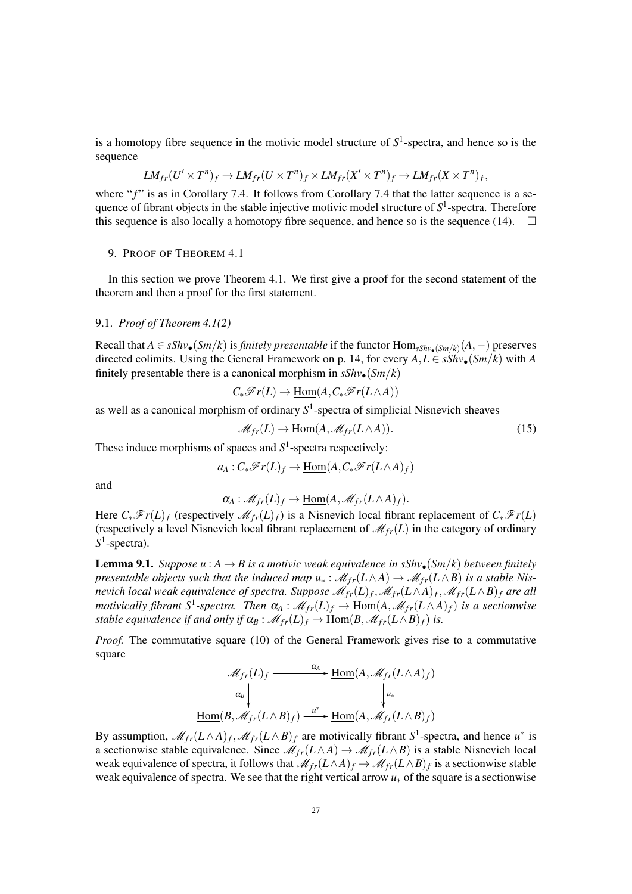is a homotopy fibre sequence in the motivic model structure of $S^1$-spectra, and hence so is the sequence

$$LM_{fr}(U' \times T^n)_f \to LM_{fr}(U \times T^n)_f \times LM_{fr}(X' \times T^n)_f \to LM_{fr}(X \times T^n)_f,$$

where "$f$" is as in Corollary 7.4. It follows from Corollary 7.4 that the latter sequence is a sequence of fibrant objects in the stable injective motivic model structure of $S^1$-spectra. Therefore this sequence is also locally a homotopy fibre sequence, and hence so is the sequence (14). $\square$

## 9. Proof of Theorem 4.1

In this section we prove Theorem 4.1. We first give a proof for the second statement of the theorem and then a proof for the first statement.

### 9.1. *Proof of Theorem 4.1(2)*

Recall that $A \in sShv_\bullet(Sm/k)$ is *finitely presentable* if the functor $\operatorname{Hom}_{sShv_\bullet(Sm/k)}(A,-)$ preserves directed colimits. Using the General Framework on p. 14, for every $A, L \in sShv_\bullet(Sm/k)$ with $A$ finitely presentable there is a canonical morphism in $sShv_\bullet(Sm/k)$

$$C_*\mathscr{F}r(L) \to \underline{\operatorname{Hom}}(A, C_*\mathscr{F}r(L \wedge A))$$

as well as a canonical morphism of ordinary $S^1$-spectra of simplicial Nisnevich sheaves

$$\mathscr{M}_{fr}(L) \to \underline{\operatorname{Hom}}(A, \mathscr{M}_{fr}(L \wedge A)). \tag{15}$$

These induce morphisms of spaces and $S^1$-spectra respectively:

$$a_A : C_*\mathscr{F}r(L)_f \to \underline{\operatorname{Hom}}(A, C_*\mathscr{F}r(L \wedge A)_f)$$

and

$$\alpha_A : \mathscr{M}_{fr}(L)_f \to \underline{\operatorname{Hom}}(A, \mathscr{M}_{fr}(L \wedge A)_f).$$

Here $C_*\mathscr{F}r(L)_f$ (respectively $\mathscr{M}_{fr}(L)_f$) is a Nisnevich local fibrant replacement of $C_*\mathscr{F}r(L)$ (respectively a level Nisnevich local fibrant replacement of $\mathscr{M}_{fr}(L)$ in the category of ordinary $S^1$-spectra).

**Lemma 9.1.** *Suppose $u : A \to B$ is a motivic weak equivalence in $sShv_\bullet(Sm/k)$ between finitely presentable objects such that the induced map $u_* : \mathscr{M}_{fr}(L \wedge A) \to \mathscr{M}_{fr}(L \wedge B)$ is a stable Nisnevich local weak equivalence of spectra. Suppose $\mathscr{M}_{fr}(L)_f, \mathscr{M}_{fr}(L \wedge A)_f, \mathscr{M}_{fr}(L \wedge B)_f$ are all motivically fibrant $S^1$-spectra. Then $\alpha_A : \mathscr{M}_{fr}(L)_f \to \underline{\operatorname{Hom}}(A, \mathscr{M}_{fr}(L \wedge A)_f)$ is a sectionwise stable equivalence if and only if $\alpha_B : \mathscr{M}_{fr}(L)_f \to \underline{\operatorname{Hom}}(B, \mathscr{M}_{fr}(L \wedge B)_f)$ is.*

*Proof.* The commutative square (10) of the General Framework gives rise to a commutative square

$$\begin{array}{ccc}
\mathscr{M}_{fr}(L)_f & \xrightarrow{\alpha_A} & \underline{\operatorname{Hom}}(A, \mathscr{M}_{fr}(L \wedge A)_f) \\
\Big\downarrow{\scriptstyle \alpha_B} & & \Big\downarrow{\scriptstyle u_*} \\
\underline{\operatorname{Hom}}(B, \mathscr{M}_{fr}(L \wedge B)_f) & \xrightarrow{u^*} & \underline{\operatorname{Hom}}(A, \mathscr{M}_{fr}(L \wedge B)_f)
\end{array}$$

By assumption, $\mathscr{M}_{fr}(L \wedge A)_f, \mathscr{M}_{fr}(L \wedge B)_f$ are motivically fibrant $S^1$-spectra, and hence $u^*$ is a sectionwise stable equivalence. Since $\mathscr{M}_{fr}(L \wedge A) \to \mathscr{M}_{fr}(L \wedge B)$ is a stable Nisnevich local weak equivalence of spectra, it follows that $\mathscr{M}_{fr}(L \wedge A)_f \to \mathscr{M}_{fr}(L \wedge B)_f$ is a sectionwise stable weak equivalence of spectra. We see that the right vertical arrow $u_*$ of the square is a sectionwise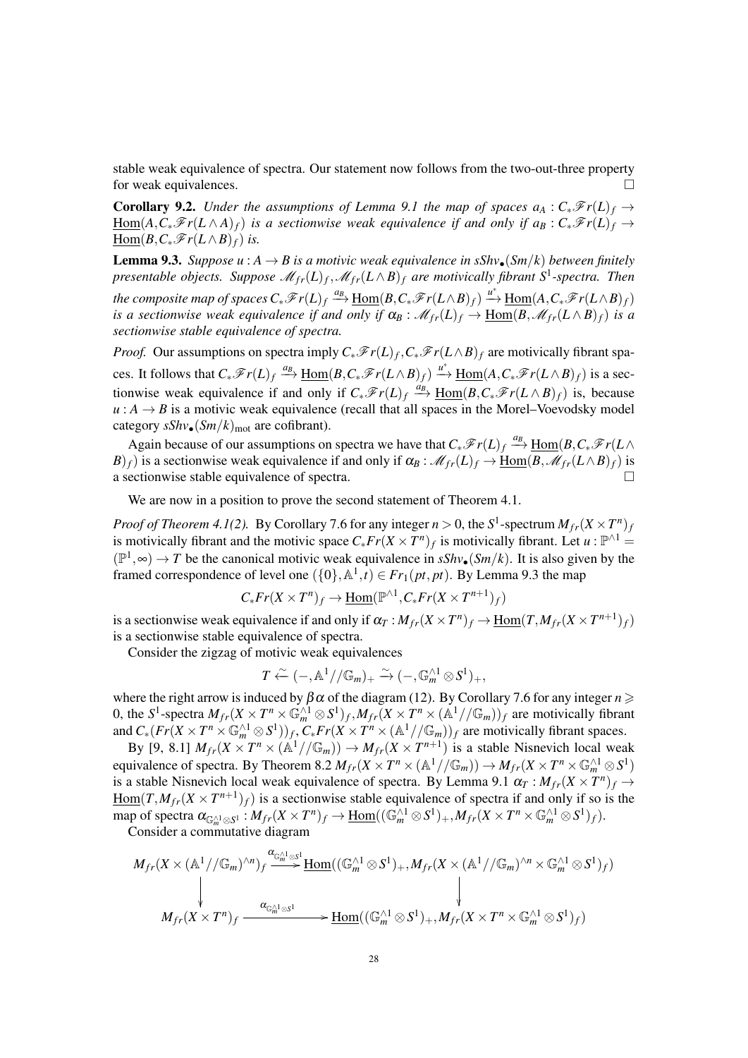stable weak equivalence of spectra. Our statement now follows from the two-out-three property for weak equivalences. $\square$

**Corollary 9.2.** *Under the assumptions of Lemma 9.1 the map of spaces $a_A : C_*\mathscr{F}r(L)_f \to \underline{\mathrm{Hom}}(A, C_*\mathscr{F}r(L \wedge A)_f)$ is a sectionwise weak equivalence if and only if $a_B : C_*\mathscr{F}r(L)_f \to \underline{\mathrm{Hom}}(B, C_*\mathscr{F}r(L \wedge B)_f)$ is.*

**Lemma 9.3.** *Suppose $u : A \to B$ is a motivic weak equivalence in $sShv_\bullet(Sm/k)$ between finitely presentable objects. Suppose $\mathscr{M}_{fr}(L)_f, \mathscr{M}_{fr}(L \wedge B)_f$ are motivically fibrant $S^1$-spectra. Then the composite map of spaces $C_*\mathscr{F}r(L)_f \xrightarrow{a_B} \underline{\mathrm{Hom}}(B, C_*\mathscr{F}r(L \wedge B)_f) \xrightarrow{u^*} \underline{\mathrm{Hom}}(A, C_*\mathscr{F}r(L \wedge B)_f)$ is a sectionwise weak equivalence if and only if $\alpha_B : \mathscr{M}_{fr}(L)_f \to \underline{\mathrm{Hom}}(B, \mathscr{M}_{fr}(L \wedge B)_f)$ is a sectionwise stable equivalence of spectra.*

*Proof.* Our assumptions on spectra imply $C_*\mathscr{F}r(L)_f, C_*\mathscr{F}r(L \wedge B)_f$ are motivically fibrant spaces. It follows that $C_*\mathscr{F}r(L)_f \xrightarrow{a_B} \underline{\mathrm{Hom}}(B, C_*\mathscr{F}r(L \wedge B)_f) \xrightarrow{u^*} \underline{\mathrm{Hom}}(A, C_*\mathscr{F}r(L \wedge B)_f)$ is a sectionwise weak equivalence if and only if $C_*\mathscr{F}r(L)_f \xrightarrow{a_B} \underline{\mathrm{Hom}}(B, C_*\mathscr{F}r(L \wedge B)_f)$ is, because $u : A \to B$ is a motivic weak equivalence (recall that all spaces in the Morel–Voevodsky model category $sShv_\bullet(Sm/k)_{\mathrm{mot}}$ are cofibrant).

Again because of our assumptions on spectra we have that $C_*\mathscr{F}r(L)_f \xrightarrow{a_B} \underline{\mathrm{Hom}}(B, C_*\mathscr{F}r(L \wedge B)_f)$ is a sectionwise weak equivalence if and only if $\alpha_B : \mathscr{M}_{fr}(L)_f \to \underline{\mathrm{Hom}}(B, \mathscr{M}_{fr}(L \wedge B)_f)$ is a sectionwise stable equivalence of spectra. $\square$

We are now in a position to prove the second statement of Theorem 4.1.

*Proof of Theorem 4.1(2).* By Corollary 7.6 for any integer $n > 0$, the $S^1$-spectrum $M_{fr}(X \times T^n)_f$ is motivically fibrant and the motivic space $C_*Fr(X \times T^n)_f$ is motivically fibrant. Let $u : \mathbb{P}^{\wedge 1} = (\mathbb{P}^1, \infty) \to T$ be the canonical motivic weak equivalence in $sShv_\bullet(Sm/k)$. It is also given by the framed correspondence of level one $(\{0\}, \mathbb{A}^1, t) \in Fr_1(pt, pt)$. By Lemma 9.3 the map

$$C_*Fr(X \times T^n)_f \to \underline{\mathrm{Hom}}(\mathbb{P}^{\wedge 1}, C_*Fr(X \times T^{n+1})_f)$$

is a sectionwise weak equivalence if and only if $\alpha_T : M_{fr}(X \times T^n)_f \to \underline{\mathrm{Hom}}(T, M_{fr}(X \times T^{n+1})_f)$ is a sectionwise stable equivalence of spectra.

Consider the zigzag of motivic weak equivalences

$$T \xleftarrow{\sim} (-, \mathbb{A}^1//\mathbb{G}_m)_+ \xrightarrow{\sim} (-, \mathbb{G}_m^{\wedge 1} \otimes S^1)_+,$$

where the right arrow is induced by $\beta\alpha$ of the diagram (12). By Corollary 7.6 for any integer $n \geqslant 0$, the $S^1$-spectra $M_{fr}(X \times T^n \times \mathbb{G}_m^{\wedge 1} \otimes S^1)_f, M_{fr}(X \times T^n \times (\mathbb{A}^1//\mathbb{G}_m))_f$ are motivically fibrant and $C_*(Fr(X \times T^n \times \mathbb{G}_m^{\wedge 1} \otimes S^1))_f, C_*Fr(X \times T^n \times (\mathbb{A}^1//\mathbb{G}_m))_f$ are motivically fibrant spaces.

By [9, 8.1] $M_{fr}(X \times T^n \times (\mathbb{A}^1//\mathbb{G}_m)) \to M_{fr}(X \times T^{n+1})$ is a stable Nisnevich local weak equivalence of spectra. By Theorem 8.2 $M_{fr}(X \times T^n \times (\mathbb{A}^1//\mathbb{G}_m)) \to M_{fr}(X \times T^n \times \mathbb{G}_m^{\wedge 1} \otimes S^1)$ is a stable Nisnevich local weak equivalence of spectra. By Lemma 9.1 $\alpha_T : M_{fr}(X \times T^n)_f \to \underline{\mathrm{Hom}}(T, M_{fr}(X \times T^{n+1})_f)$ is a sectionwise stable equivalence of spectra if and only if so is the map of spectra $\alpha_{\mathbb{G}_m^{\wedge 1} \otimes S^1} : M_{fr}(X \times T^n)_f \to \underline{\mathrm{Hom}}((\mathbb{G}_m^{\wedge 1} \otimes S^1)_+, M_{fr}(X \times T^n \times \mathbb{G}_m^{\wedge 1} \otimes S^1)_f)$.

Consider a commutative diagram

$$\begin{array}{ccc}
M_{fr}(X \times (\mathbb{A}^1//\mathbb{G}_m)^{\wedge n})_f & \xrightarrow{\alpha_{\mathbb{G}_m^{\wedge 1} \otimes S^1}} & \underline{\mathrm{Hom}}((\mathbb{G}_m^{\wedge 1} \otimes S^1)_+, M_{fr}(X \times (\mathbb{A}^1//\mathbb{G}_m)^{\wedge n} \times \mathbb{G}_m^{\wedge 1} \otimes S^1)_f) \\
\downarrow & & \downarrow \\
M_{fr}(X \times T^n)_f & \xrightarrow{\alpha_{\mathbb{G}_m^{\wedge 1} \otimes S^1}} & \underline{\mathrm{Hom}}((\mathbb{G}_m^{\wedge 1} \otimes S^1)_+, M_{fr}(X \times T^n \times \mathbb{G}_m^{\wedge 1} \otimes S^1)_f)
\end{array}$$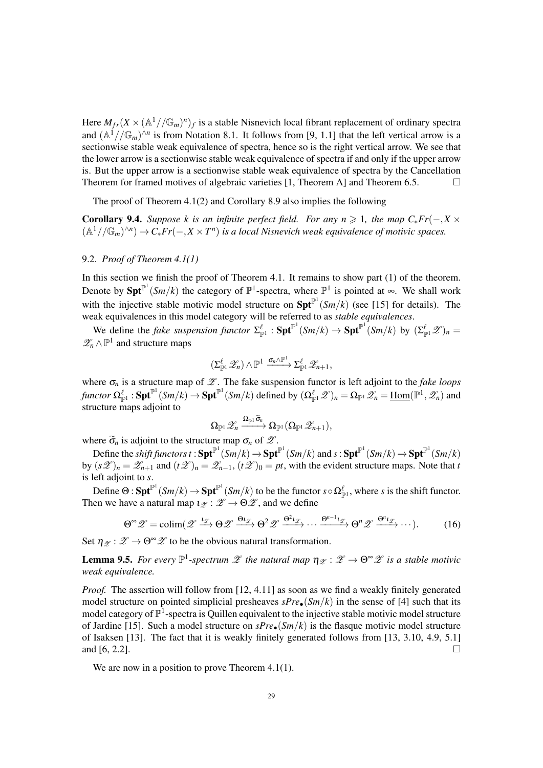Here $M_{fr}(X \times (\mathbb{A}^1//\mathbb{G}_m)^n)_f$ is a stable Nisnevich local fibrant replacement of ordinary spectra and $(\mathbb{A}^1//\mathbb{G}_m)^{\wedge n}$ is from Notation 8.1. It follows from [9, 1.1] that the left vertical arrow is a sectionwise stable weak equivalence of spectra, hence so is the right vertical arrow. We see that the lower arrow is a sectionwise stable weak equivalence of spectra if and only if the upper arrow is. But the upper arrow is a sectionwise stable weak equivalence of spectra by the Cancellation Theorem for framed motives of algebraic varieties [1, Theorem A] and Theorem 6.5. □

The proof of Theorem 4.1(2) and Corollary 8.9 also implies the following

**Corollary 9.4.** *Suppose $k$ is an infinite perfect field. For any $n \geqslant 1$, the map $C_*Fr(-,X \times (\mathbb{A}^1//\mathbb{G}_m)^{\wedge n}) \to C_*Fr(-,X \times T^n)$ is a local Nisnevich weak equivalence of motivic spaces.*

### 9.2. *Proof of Theorem 4.1(1)*

In this section we finish the proof of Theorem 4.1. It remains to show part (1) of the theorem. Denote by $\mathbf{Spt}^{\mathbb{P}^1}(Sm/k)$ the category of $\mathbb{P}^1$-spectra, where $\mathbb{P}^1$ is pointed at $\infty$. We shall work with the injective stable motivic model structure on $\mathbf{Spt}^{\mathbb{P}^1}(Sm/k)$ (see [15] for details). The weak equivalences in this model category will be referred to as *stable equivalences*.

We define the *fake suspension functor* $\Sigma^{\ell}_{\mathbb{P}^1} : \mathbf{Spt}^{\mathbb{P}^1}(Sm/k) \to \mathbf{Spt}^{\mathbb{P}^1}(Sm/k)$ by $(\Sigma^{\ell}_{\mathbb{P}^1}\mathscr{Z})_n = \mathscr{Z}_n \wedge \mathbb{P}^1$ and structure maps

$$(\Sigma^{\ell}_{\mathbb{P}^1}\mathscr{Z}_n) \wedge \mathbb{P}^1 \xrightarrow{\sigma_n \wedge \mathbb{P}^1} \Sigma^{\ell}_{\mathbb{P}^1}\mathscr{Z}_{n+1},$$

where $\sigma_n$ is a structure map of $\mathscr{Z}$. The fake suspension functor is left adjoint to the *fake loops functor* $\Omega^{\ell}_{\mathbb{P}^1} : \mathbf{Spt}^{\mathbb{P}^1}(Sm/k) \to \mathbf{Spt}^{\mathbb{P}^1}(Sm/k)$ defined by $(\Omega^{\ell}_{\mathbb{P}^1}\mathscr{Z})_n = \Omega_{\mathbb{P}^1}\mathscr{Z}_n = \underline{\mathrm{Hom}}(\mathbb{P}^1,\mathscr{Z}_n)$ and structure maps adjoint to

$$\Omega_{\mathbb{P}^1}\mathscr{Z}_n \xrightarrow{\Omega_{\mathbb{P}^1}\widetilde{\sigma}_n} \Omega_{\mathbb{P}^1}(\Omega_{\mathbb{P}^1}\mathscr{Z}_{n+1}),$$

where $\widetilde{\sigma}_n$ is adjoint to the structure map $\sigma_n$ of $\mathscr{Z}$.

Define the *shift functors* $t : \mathbf{Spt}^{\mathbb{P}^1}(Sm/k) \to \mathbf{Spt}^{\mathbb{P}^1}(Sm/k)$ and $s : \mathbf{Spt}^{\mathbb{P}^1}(Sm/k) \to \mathbf{Spt}^{\mathbb{P}^1}(Sm/k)$ by $(s\mathscr{Z})_n = \mathscr{Z}_{n+1}$ and $(t\mathscr{Z})_n = \mathscr{Z}_{n-1}$, $(t\mathscr{Z})_0 = pt$, with the evident structure maps. Note that $t$ is left adjoint to $s$.

Define $\Theta : \mathbf{Spt}^{\mathbb{P}^1}(Sm/k) \to \mathbf{Spt}^{\mathbb{P}^1}(Sm/k)$ to be the functor $s \circ \Omega^{\ell}_{\mathbb{P}^1}$, where $s$ is the shift functor. Then we have a natural map $\iota_{\mathscr{Z}} : \mathscr{Z} \to \Theta\mathscr{Z}$, and we define

$$\Theta^\infty\mathscr{Z} = \operatorname{colim}(\mathscr{Z} \xrightarrow{\iota_{\mathscr{Z}}} \Theta\mathscr{Z} \xrightarrow{\Theta\iota_{\mathscr{Z}}} \Theta^2\mathscr{Z} \xrightarrow{\Theta^2\iota_{\mathscr{Z}}} \cdots \xrightarrow{\Theta^{n-1}\iota_{\mathscr{Z}}} \Theta^n\mathscr{Z} \xrightarrow{\Theta^n\iota_{\mathscr{Z}}} \cdots). \tag{16}$$

Set $\eta_{\mathscr{Z}} : \mathscr{Z} \to \Theta^\infty\mathscr{Z}$ to be the obvious natural transformation.

**Lemma 9.5.** *For every $\mathbb{P}^1$-spectrum $\mathscr{Z}$ the natural map $\eta_{\mathscr{Z}} : \mathscr{Z} \to \Theta^\infty\mathscr{Z}$ is a stable motivic weak equivalence.*

*Proof.* The assertion will follow from [12, 4.11] as soon as we find a weakly finitely generated model structure on pointed simplicial presheaves $sPre_\bullet(Sm/k)$ in the sense of [4] such that its model category of $\mathbb{P}^1$-spectra is Quillen equivalent to the injective stable motivic model structure of Jardine [15]. Such a model structure on $sPre_\bullet(Sm/k)$ is the flasque motivic model structure of Isaksen [13]. The fact that it is weakly finitely generated follows from [13, 3.10, 4.9, 5.1] and [6, 2.2]. □

We are now in a position to prove Theorem 4.1(1).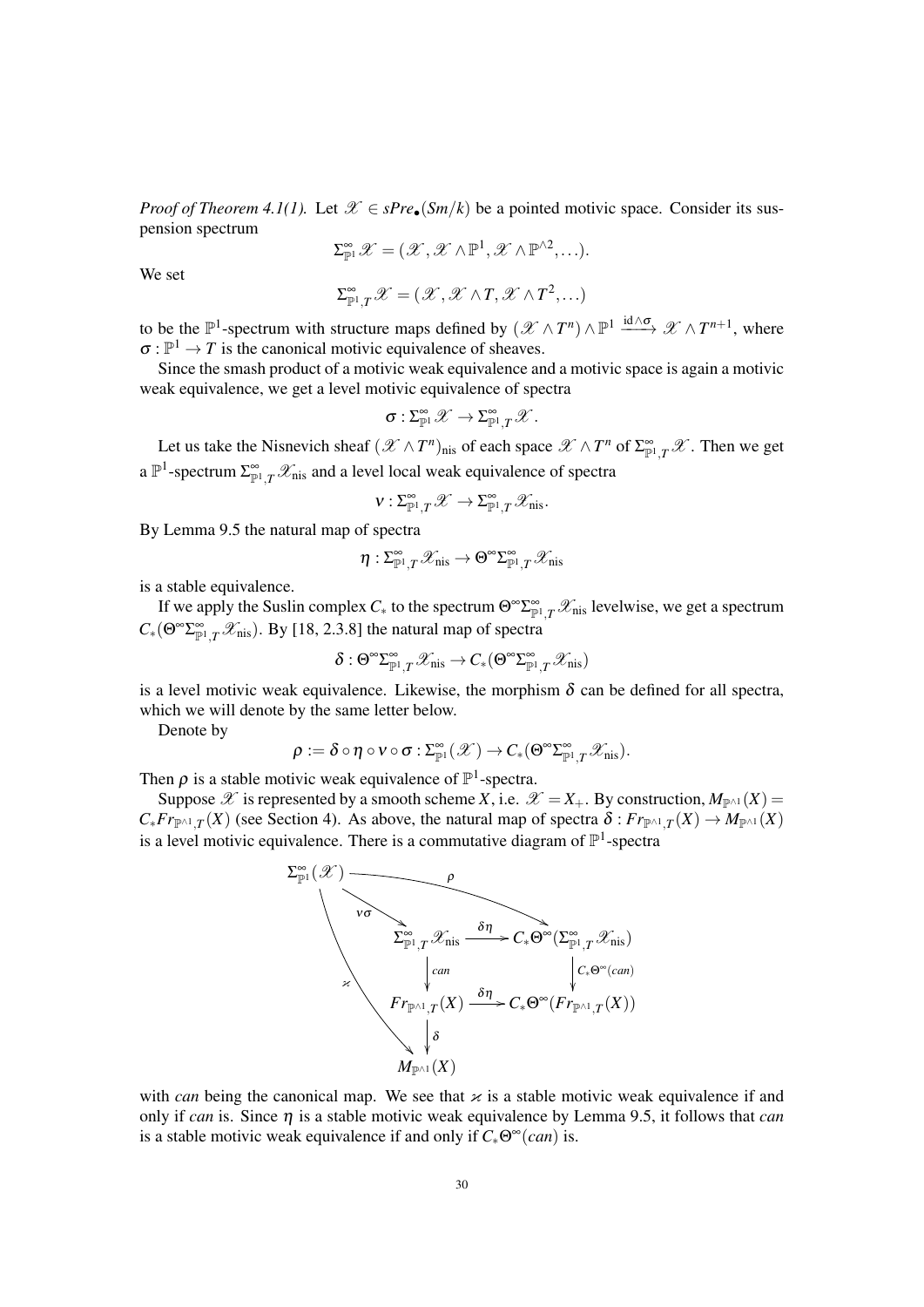*Proof of Theorem 4.1(1).* Let $\mathscr{X} \in sPre_\bullet(Sm/k)$ be a pointed motivic space. Consider its suspension spectrum

$$\Sigma^\infty_{\mathbb{P}^1}\mathscr{X} = (\mathscr{X}, \mathscr{X}\wedge\mathbb{P}^1, \mathscr{X}\wedge\mathbb{P}^{\wedge 2}, \ldots).$$

We set

$$\Sigma^\infty_{\mathbb{P}^1,T}\mathscr{X} = (\mathscr{X}, \mathscr{X}\wedge T, \mathscr{X}\wedge T^2, \ldots)$$

to be the $\mathbb{P}^1$-spectrum with structure maps defined by $(\mathscr{X}\wedge T^n)\wedge\mathbb{P}^1 \xrightarrow{\mathrm{id}\wedge\sigma} \mathscr{X}\wedge T^{n+1}$, where $\sigma : \mathbb{P}^1 \to T$ is the canonical motivic equivalence of sheaves.

Since the smash product of a motivic weak equivalence and a motivic space is again a motivic weak equivalence, we get a level motivic equivalence of spectra

$$\sigma : \Sigma^\infty_{\mathbb{P}^1}\mathscr{X} \to \Sigma^\infty_{\mathbb{P}^1,T}\mathscr{X}.$$

Let us take the Nisnevich sheaf $(\mathscr{X}\wedge T^n)_{\mathrm{nis}}$ of each space $\mathscr{X}\wedge T^n$ of $\Sigma^\infty_{\mathbb{P}^1,T}\mathscr{X}$. Then we get a $\mathbb{P}^1$-spectrum $\Sigma^\infty_{\mathbb{P}^1,T}\mathscr{X}_{\mathrm{nis}}$ and a level local weak equivalence of spectra

$$\nu : \Sigma^\infty_{\mathbb{P}^1,T}\mathscr{X} \to \Sigma^\infty_{\mathbb{P}^1,T}\mathscr{X}_{\mathrm{nis}}.$$

By Lemma 9.5 the natural map of spectra

$$\eta : \Sigma^\infty_{\mathbb{P}^1,T}\mathscr{X}_{\mathrm{nis}} \to \Theta^\infty\Sigma^\infty_{\mathbb{P}^1,T}\mathscr{X}_{\mathrm{nis}}$$

is a stable equivalence.

If we apply the Suslin complex $C_*$ to the spectrum $\Theta^\infty\Sigma^\infty_{\mathbb{P}^1,T}\mathscr{X}_{\mathrm{nis}}$ levelwise, we get a spectrum $C_*(\Theta^\infty\Sigma^\infty_{\mathbb{P}^1,T}\mathscr{X}_{\mathrm{nis}})$. By [18, 2.3.8] the natural map of spectra

$$\delta : \Theta^\infty\Sigma^\infty_{\mathbb{P}^1,T}\mathscr{X}_{\mathrm{nis}} \to C_*(\Theta^\infty\Sigma^\infty_{\mathbb{P}^1,T}\mathscr{X}_{\mathrm{nis}})$$

is a level motivic weak equivalence. Likewise, the morphism $\delta$ can be defined for all spectra, which we will denote by the same letter below.

Denote by

$$\rho := \delta\circ\eta\circ\nu\circ\sigma : \Sigma^\infty_{\mathbb{P}^1}(\mathscr{X}) \to C_*(\Theta^\infty\Sigma^\infty_{\mathbb{P}^1,T}\mathscr{X}_{\mathrm{nis}}).$$

Then $\rho$ is a stable motivic weak equivalence of $\mathbb{P}^1$-spectra.

Suppose $\mathscr{X}$ is represented by a smooth scheme $X$, i.e. $\mathscr{X} = X_+$. By construction, $M_{\mathbb{P}^{\wedge 1}}(X) = C_*Fr_{\mathbb{P}^{\wedge 1},T}(X)$ (see Section 4). As above, the natural map of spectra $\delta : Fr_{\mathbb{P}^{\wedge 1},T}(X) \to M_{\mathbb{P}^{\wedge 1}}(X)$ is a level motivic equivalence. There is a commutative diagram of $\mathbb{P}^1$-spectra

$$\begin{array}{ccc}
\Sigma^\infty_{\mathbb{P}^1}(\mathscr{X}) & \xrightarrow{\quad\rho\quad} & C_*\Theta^\infty(\Sigma^\infty_{\mathbb{P}^1,T}\mathscr{X}_{\mathrm{nis}}) \\
\downarrow{\scriptstyle \nu\sigma} & & \\
\Sigma^\infty_{\mathbb{P}^1,T}\mathscr{X}_{\mathrm{nis}} & \xrightarrow{\delta\eta} & C_*\Theta^\infty(\Sigma^\infty_{\mathbb{P}^1,T}\mathscr{X}_{\mathrm{nis}}) \\
\downarrow{\scriptstyle can} & & \downarrow{\scriptstyle C_*\Theta^\infty(can)} \\
Fr_{\mathbb{P}^{\wedge 1},T}(X) & \xrightarrow{\delta\eta} & C_*\Theta^\infty(Fr_{\mathbb{P}^{\wedge 1},T}(X)) \\
\downarrow{\scriptstyle \delta} & & \\
M_{\mathbb{P}^{\wedge 1}}(X) & &
\end{array}$$

(with $\varkappa : \Sigma^\infty_{\mathbb{P}^1}(\mathscr{X}) \to M_{\mathbb{P}^{\wedge 1}}(X)$ the composite)

with *can* being the canonical map. We see that $\varkappa$ is a stable motivic weak equivalence if and only if *can* is. Since $\eta$ is a stable motivic weak equivalence by Lemma 9.5, it follows that *can* is a stable motivic weak equivalence if and only if $C_*\Theta^\infty(can)$ is.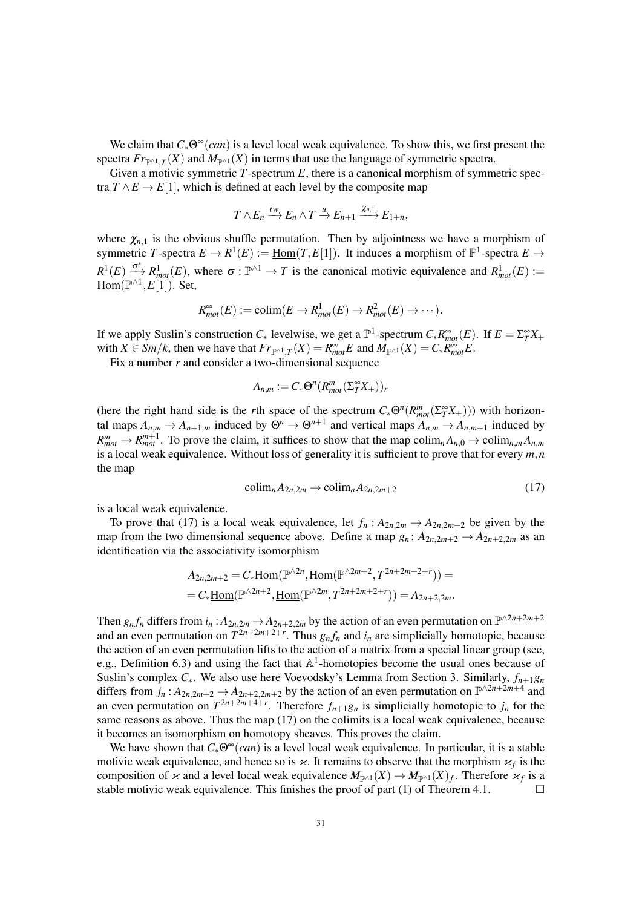We claim that $C_*\Theta^\infty(can)$ is a level local weak equivalence. To show this, we first present the spectra $Fr_{\mathbb{P}^{\wedge 1},T}(X)$ and $M_{\mathbb{P}^{\wedge 1}}(X)$ in terms that use the language of symmetric spectra.

Given a motivic symmetric $T$-spectrum $E$, there is a canonical morphism of symmetric spectra $T \wedge E \to E[1]$, which is defined at each level by the composite map

$$T \wedge E_n \xrightarrow{tw} E_n \wedge T \xrightarrow{u} E_{n+1} \xrightarrow{\chi_{n,1}} E_{1+n},$$

where $\chi_{n,1}$ is the obvious shuffle permutation. Then by adjointness we have a morphism of symmetric $T$-spectra $E \to R^1(E) := \underline{\mathrm{Hom}}(T, E[1])$. It induces a morphism of $\mathbb{P}^1$-spectra $E \to R^1(E) \xrightarrow{\sigma^*} R^1_{mot}(E)$, where $\sigma : \mathbb{P}^{\wedge 1} \to T$ is the canonical motivic equivalence and $R^1_{mot}(E) := \underline{\mathrm{Hom}}(\mathbb{P}^{\wedge 1}, E[1])$. Set,

$$R^\infty_{mot}(E) := \mathrm{colim}(E \to R^1_{mot}(E) \to R^2_{mot}(E) \to \cdots).$$

If we apply Suslin's construction $C_*$ levelwise, we get a $\mathbb{P}^1$-spectrum $C_* R^\infty_{mot}(E)$. If $E = \Sigma^\infty_T X_+$ with $X \in Sm/k$, then we have that $Fr_{\mathbb{P}^{\wedge 1},T}(X) = R^\infty_{mot} E$ and $M_{\mathbb{P}^{\wedge 1}}(X) = C_* R^\infty_{mot} E$.

Fix a number $r$ and consider a two-dimensional sequence

$$A_{n,m} := C_* \Theta^n(R^m_{mot}(\Sigma^\infty_T X_+))_r$$

(here the right hand side is the $r$th space of the spectrum $C_*\Theta^n(R^m_{mot}(\Sigma^\infty_T X_+))$) with horizontal maps $A_{n,m} \to A_{n+1,m}$ induced by $\Theta^n \to \Theta^{n+1}$ and vertical maps $A_{n,m} \to A_{n,m+1}$ induced by $R^m_{mot} \to R^{m+1}_{mot}$. To prove the claim, it suffices to show that the map $\mathrm{colim}_n A_{n,0} \to \mathrm{colim}_{n,m} A_{n,m}$ is a local weak equivalence. Without loss of generality it is sufficient to prove that for every $m, n$ the map

$$\mathrm{colim}_n A_{2n,2m} \to \mathrm{colim}_n A_{2n,2m+2} \tag{17}$$

is a local weak equivalence.

To prove that (17) is a local weak equivalence, let $f_n : A_{2n,2m} \to A_{2n,2m+2}$ be given by the map from the two dimensional sequence above. Define a map $g_n \colon A_{2n,2m+2} \to A_{2n+2,2m}$ as an identification via the associativity isomorphism

$$\begin{aligned} A_{2n,2m+2} &= C_* \underline{\mathrm{Hom}}(\mathbb{P}^{\wedge 2n}, \underline{\mathrm{Hom}}(\mathbb{P}^{\wedge 2m+2}, T^{2n+2m+2+r})) = \\ &= C_* \underline{\mathrm{Hom}}(\mathbb{P}^{\wedge 2n+2}, \underline{\mathrm{Hom}}(\mathbb{P}^{\wedge 2m}, T^{2n+2m+2+r})) = A_{2n+2,2m}. \end{aligned}$$

Then $g_n f_n$ differs from $i_n : A_{2n,2m} \to A_{2n+2,2m}$ by the action of an even permutation on $\mathbb{P}^{\wedge 2n+2m+2}$ and an even permutation on $T^{2n+2m+2+r}$. Thus $g_n f_n$ and $i_n$ are simplicially homotopic, because the action of an even permutation lifts to the action of a matrix from a special linear group (see, e.g., Definition 6.3) and using the fact that $\mathbb{A}^1$-homotopies become the usual ones because of Suslin's complex $C_*$. We also use here Voevodsky's Lemma from Section 3. Similarly, $f_{n+1} g_n$ differs from $j_n : A_{2n,2m+2} \to A_{2n+2,2m+2}$ by the action of an even permutation on $\mathbb{P}^{\wedge 2n+2m+4}$ and an even permutation on $T^{2n+2m+4+r}$. Therefore $f_{n+1} g_n$ is simplicially homotopic to $j_n$ for the same reasons as above. Thus the map (17) on the colimits is a local weak equivalence, because it becomes an isomorphism on homotopy sheaves. This proves the claim.

We have shown that $C_*\Theta^\infty(can)$ is a level local weak equivalence. In particular, it is a stable motivic weak equivalence, and hence so is $\varkappa$. It remains to observe that the morphism $\varkappa_f$ is the composition of $\varkappa$ and a level local weak equivalence $M_{\mathbb{P}^{\wedge 1}}(X) \to M_{\mathbb{P}^{\wedge 1}}(X)_f$. Therefore $\varkappa_f$ is a stable motivic weak equivalence. This finishes the proof of part (1) of Theorem 4.1. □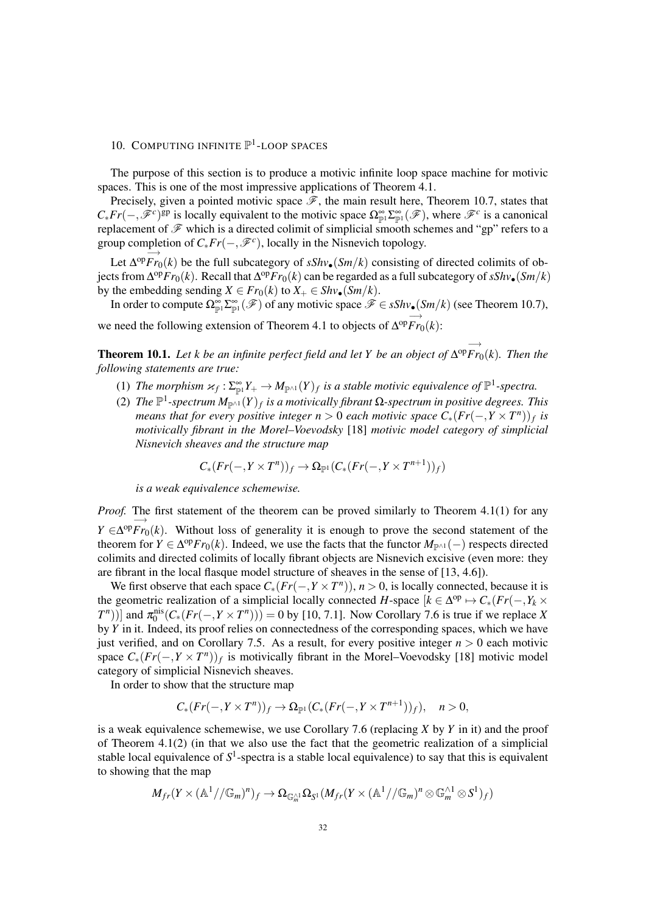## 10. Computing infinite $\mathbb{P}^1$-loop spaces

The purpose of this section is to produce a motivic infinite loop space machine for motivic spaces. This is one of the most impressive applications of Theorem 4.1.

Precisely, given a pointed motivic space $\mathscr{F}$, the main result here, Theorem 10.7, states that $C_*Fr(-,\mathscr{F}^c)^{\mathrm{gp}}$ is locally equivalent to the motivic space $\Omega^\infty_{\mathbb{P}^1}\Sigma^\infty_{\mathbb{P}^1}(\mathscr{F})$, where $\mathscr{F}^c$ is a canonical replacement of $\mathscr{F}$ which is a directed colimit of simplicial smooth schemes and "gp" refers to a group completion of $C_*Fr(-,\mathscr{F}^c)$, locally in the Nisnevich topology.

Let $\Delta^{\mathrm{op}}\overrightarrow{Fr_0}(k)$ be the full subcategory of $sShv_\bullet(Sm/k)$ consisting of directed colimits of objects from $\Delta^{\mathrm{op}}Fr_0(k)$. Recall that $\Delta^{\mathrm{op}}Fr_0(k)$ can be regarded as a full subcategory of $sShv_\bullet(Sm/k)$ by the embedding sending $X \in Fr_0(k)$ to $X_+ \in Shv_\bullet(Sm/k)$.

In order to compute $\Omega^\infty_{\mathbb{P}^1}\Sigma^\infty_{\mathbb{P}^1}(\mathscr{F})$ of any motivic space $\mathscr{F} \in sShv_\bullet(Sm/k)$ (see Theorem 10.7), we need the following extension of Theorem 4.1 to objects of $\Delta^{\mathrm{op}}\overrightarrow{Fr_0}(k)$:

**Theorem 10.1.** *Let $k$ be an infinite perfect field and let $Y$ be an object of $\Delta^{\mathrm{op}}\overrightarrow{Fr_0}(k)$. Then the following statements are true:*

1. *The morphism $\varkappa_f : \Sigma^\infty_{\mathbb{P}^1}Y_+ \to M_{\mathbb{P}^{\wedge 1}}(Y)_f$ is a stable motivic equivalence of $\mathbb{P}^1$-spectra.*
2. *The $\mathbb{P}^1$-spectrum $M_{\mathbb{P}^{\wedge 1}}(Y)_f$ is a motivically fibrant $\Omega$-spectrum in positive degrees. This means that for every positive integer $n > 0$ each motivic space $C_*(Fr(-,Y\times T^n))_f$ is motivically fibrant in the Morel–Voevodsky [18] motivic model category of simplicial Nisnevich sheaves and the structure map*
$$C_*(Fr(-,Y\times T^n))_f \to \Omega_{\mathbb{P}^1}(C_*(Fr(-,Y\times T^{n+1}))_f)$$
*is a weak equivalence schemewise.*

*Proof.* The first statement of the theorem can be proved similarly to Theorem 4.1(1) for any $Y \in \Delta^{\mathrm{op}}\overrightarrow{Fr_0}(k)$. Without loss of generality it is enough to prove the second statement of the theorem for $Y \in \Delta^{\mathrm{op}}Fr_0(k)$. Indeed, we use the facts that the functor $M_{\mathbb{P}^{\wedge 1}}(-)$ respects directed colimits and directed colimits of locally fibrant objects are Nisnevich excisive (even more: they are fibrant in the local flasque model structure of sheaves in the sense of [13, 4.6]).

We first observe that each space $C_*(Fr(-,Y\times T^n))$, $n>0$, is locally connected, because it is the geometric realization of a simplicial locally connected $H$-space $[k \in \Delta^{\mathrm{op}} \mapsto C_*(Fr(-,Y_k \times T^n))]$ and $\pi_0^{\mathrm{nis}}(C_*(Fr(-,Y\times T^n))) = 0$ by [10, 7.1]. Now Corollary 7.6 is true if we replace $X$ by $Y$ in it. Indeed, its proof relies on connectedness of the corresponding spaces, which we have just verified, and on Corollary 7.5. As a result, for every positive integer $n > 0$ each motivic space $C_*(Fr(-,Y\times T^n))_f$ is motivically fibrant in the Morel–Voevodsky [18] motivic model category of simplicial Nisnevich sheaves.

In order to show that the structure map

$$C_*(Fr(-,Y\times T^n))_f \to \Omega_{\mathbb{P}^1}(C_*(Fr(-,Y\times T^{n+1}))_f), \quad n>0,$$

is a weak equivalence schemewise, we use Corollary 7.6 (replacing $X$ by $Y$ in it) and the proof of Theorem 4.1(2) (in that we also use the fact that the geometric realization of a simplicial stable local equivalence of $S^1$-spectra is a stable local equivalence) to say that this is equivalent to showing that the map

$$M_{fr}(Y\times(\mathbb{A}^1//\mathbb{G}_m)^n)_f \to \Omega_{\mathbb{G}_m^{\wedge 1}}\Omega_{S^1}(M_{fr}(Y\times(\mathbb{A}^1//\mathbb{G}_m)^n \otimes \mathbb{G}_m^{\wedge 1}\otimes S^1)_f)$$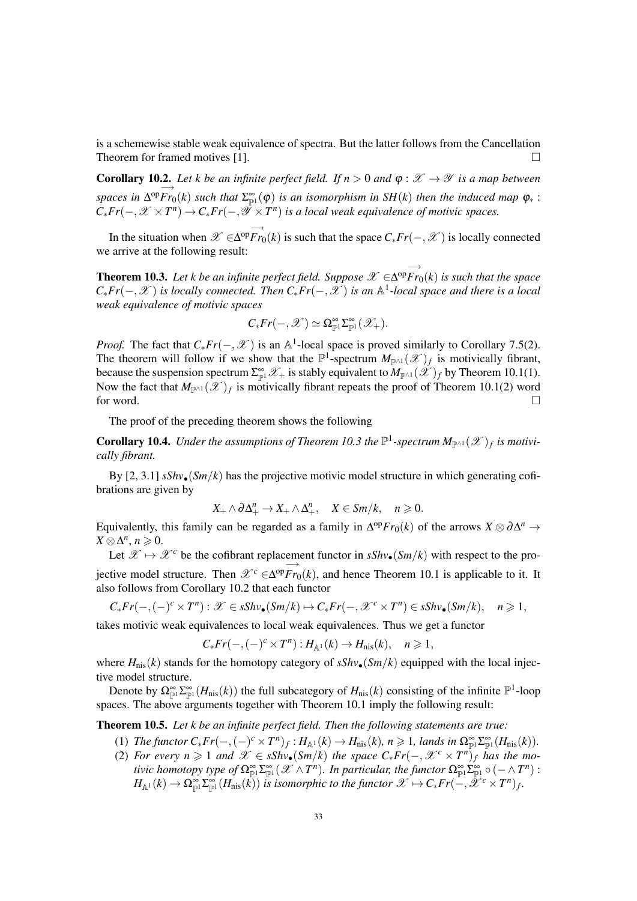is a schemewise stable weak equivalence of spectra. But the latter follows from the Cancellation Theorem for framed motives [1]. □

**Corollary 10.2.** *Let $k$ be an infinite perfect field. If $n > 0$ and $\varphi : \mathscr{X} \to \mathscr{Y}$ is a map between spaces in $\Delta^{\mathrm{op}}\overrightarrow{Fr_0}(k)$ such that $\Sigma^\infty_{\mathbb{P}^1}(\varphi)$ is an isomorphism in $SH(k)$ then the induced map $\varphi_* : C_*Fr(-, \mathscr{X} \times T^n) \to C_*Fr(-, \mathscr{Y} \times T^n)$ is a local weak equivalence of motivic spaces.*

In the situation when $\mathscr{X} \in \Delta^{\mathrm{op}}\overrightarrow{Fr_0}(k)$ is such that the space $C_*Fr(-, \mathscr{X})$ is locally connected we arrive at the following result:

**Theorem 10.3.** *Let $k$ be an infinite perfect field. Suppose $\mathscr{X} \in \Delta^{\mathrm{op}}\overrightarrow{Fr_0}(k)$ is such that the space $C_*Fr(-, \mathscr{X})$ is locally connected. Then $C_*Fr(-, \mathscr{X})$ is an $\mathbb{A}^1$-local space and there is a local weak equivalence of motivic spaces*

$$C_*Fr(-, \mathscr{X}) \simeq \Omega^\infty_{\mathbb{P}^1}\Sigma^\infty_{\mathbb{P}^1}(\mathscr{X}_+).$$

*Proof.* The fact that $C_*Fr(-, \mathscr{X})$ is an $\mathbb{A}^1$-local space is proved similarly to Corollary 7.5(2). The theorem will follow if we show that the $\mathbb{P}^1$-spectrum $M_{\mathbb{P}^{\wedge 1}}(\mathscr{X})_f$ is motivically fibrant, because the suspension spectrum $\Sigma^\infty_{\mathbb{P}^1}\mathscr{X}_+$ is stably equivalent to $M_{\mathbb{P}^{\wedge 1}}(\mathscr{X})_f$ by Theorem 10.1(1). Now the fact that $M_{\mathbb{P}^{\wedge 1}}(\mathscr{X})_f$ is motivically fibrant repeats the proof of Theorem 10.1(2) word for word. □

The proof of the preceding theorem shows the following

**Corollary 10.4.** *Under the assumptions of Theorem 10.3 the $\mathbb{P}^1$-spectrum $M_{\mathbb{P}^{\wedge 1}}(\mathscr{X})_f$ is motivically fibrant.*

By [2, 3.1] $sShv_\bullet(Sm/k)$ has the projective motivic model structure in which generating cofibrations are given by

$$X_+ \wedge \partial\Delta^n_+ \to X_+ \wedge \Delta^n_+, \quad X \in Sm/k, \quad n \geqslant 0.$$

Equivalently, this family can be regarded as a family in $\Delta^{\mathrm{op}}Fr_0(k)$ of the arrows $X \otimes \partial\Delta^n \to X \otimes \Delta^n$, $n \geqslant 0$.

Let $\mathscr{X} \mapsto \mathscr{X}^c$ be the cofibrant replacement functor in $sShv_\bullet(Sm/k)$ with respect to the projective model structure. Then $\mathscr{X}^c \in \Delta^{\mathrm{op}}\overrightarrow{Fr_0}(k)$, and hence Theorem 10.1 is applicable to it. It also follows from Corollary 10.2 that each functor

$$C_*Fr(-, (-)^c \times T^n) : \mathscr{X} \in sShv_\bullet(Sm/k) \mapsto C_*Fr(-, \mathscr{X}^c \times T^n) \in sShv_\bullet(Sm/k), \quad n \geqslant 1,$$

takes motivic weak equivalences to local weak equivalences. Thus we get a functor

$$C_*Fr(-, (-)^c \times T^n) : H_{\mathbb{A}^1}(k) \to H_{\mathrm{nis}}(k), \quad n \geqslant 1,$$

where $H_{\mathrm{nis}}(k)$ stands for the homotopy category of $sShv_\bullet(Sm/k)$ equipped with the local injective model structure.

Denote by $\Omega^\infty_{\mathbb{P}^1}\Sigma^\infty_{\mathbb{P}^1}(H_{\mathrm{nis}}(k))$ the full subcategory of $H_{\mathrm{nis}}(k)$ consisting of the infinite $\mathbb{P}^1$-loop spaces. The above arguments together with Theorem 10.1 imply the following result:

**Theorem 10.5.** *Let $k$ be an infinite perfect field. Then the following statements are true:*

1. *The functor $C_*Fr(-, (-)^c \times T^n)_f : H_{\mathbb{A}^1}(k) \to H_{\mathrm{nis}}(k)$, $n \geqslant 1$, lands in $\Omega^\infty_{\mathbb{P}^1}\Sigma^\infty_{\mathbb{P}^1}(H_{\mathrm{nis}}(k))$.*
2. *For every $n \geqslant 1$ and $\mathscr{X} \in sShv_\bullet(Sm/k)$ the space $C_*Fr(-, \mathscr{X}^c \times T^n)_f$ has the motivic homotopy type of $\Omega^\infty_{\mathbb{P}^1}\Sigma^\infty_{\mathbb{P}^1}(\mathscr{X} \wedge T^n)$. In particular, the functor $\Omega^\infty_{\mathbb{P}^1}\Sigma^\infty_{\mathbb{P}^1} \circ (- \wedge T^n) : H_{\mathbb{A}^1}(k) \to \Omega^\infty_{\mathbb{P}^1}\Sigma^\infty_{\mathbb{P}^1}(H_{\mathrm{nis}}(k))$ is isomorphic to the functor $\mathscr{X} \mapsto C_*Fr(-, \mathscr{X}^c \times T^n)_f$.*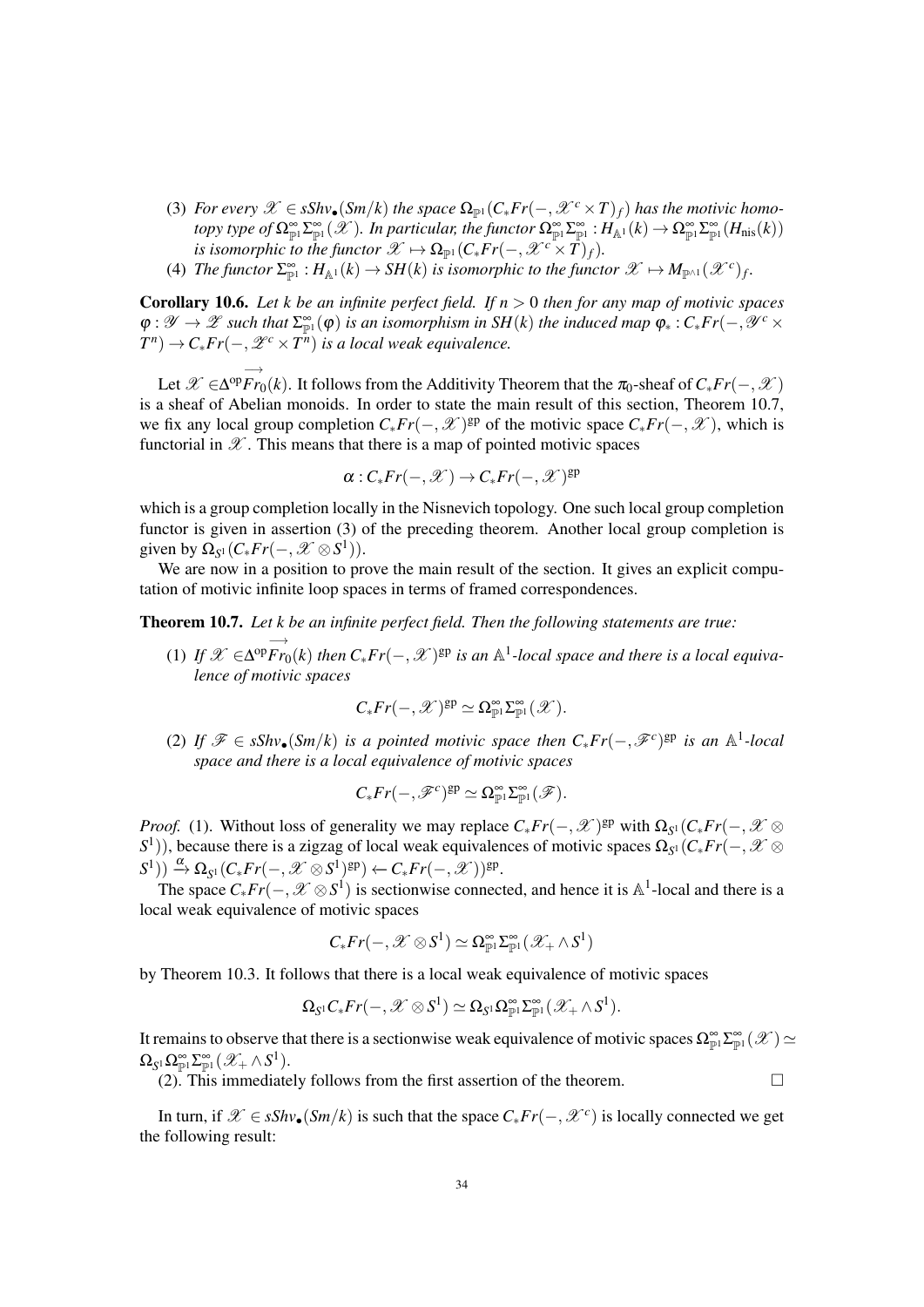(3) *For every $\mathscr{X} \in sShv_\bullet(Sm/k)$ the space $\Omega_{\mathbb{P}^1}(C_*Fr(-,\mathscr{X}^c \times T)_f)$ has the motivic homotopy type of $\Omega^\infty_{\mathbb{P}^1}\Sigma^\infty_{\mathbb{P}^1}(\mathscr{X})$. In particular, the functor $\Omega^\infty_{\mathbb{P}^1}\Sigma^\infty_{\mathbb{P}^1} : H_{\mathbb{A}^1}(k) \to \Omega^\infty_{\mathbb{P}^1}\Sigma^\infty_{\mathbb{P}^1}(H_{\mathrm{nis}}(k))$ is isomorphic to the functor $\mathscr{X} \mapsto \Omega_{\mathbb{P}^1}(C_*Fr(-,\mathscr{X}^c \times T)_f)$.*

(4) *The functor $\Sigma^\infty_{\mathbb{P}^1} : H_{\mathbb{A}^1}(k) \to SH(k)$ is isomorphic to the functor $\mathscr{X} \mapsto M_{\mathbb{P}^{\wedge 1}}(\mathscr{X}^c)_f$.*

**Corollary 10.6.** *Let $k$ be an infinite perfect field. If $n > 0$ then for any map of motivic spaces $\varphi : \mathscr{Y} \to \mathscr{Z}$ such that $\Sigma^\infty_{\mathbb{P}^1}(\varphi)$ is an isomorphism in $SH(k)$ the induced map $\varphi_* : C_*Fr(-,\mathscr{Y}^c \times T^n) \to C_*Fr(-,\mathscr{Z}^c \times T^n)$ is a local weak equivalence.*

Let $\mathscr{X} \in \Delta^{\mathrm{op}}\overrightarrow{Fr_0}(k)$. It follows from the Additivity Theorem that the $\pi_0$-sheaf of $C_*Fr(-,\mathscr{X})$ is a sheaf of Abelian monoids. In order to state the main result of this section, Theorem 10.7, we fix any local group completion $C_*Fr(-,\mathscr{X})^{\mathrm{gp}}$ of the motivic space $C_*Fr(-,\mathscr{X})$, which is functorial in $\mathscr{X}$. This means that there is a map of pointed motivic spaces

$$\alpha : C_*Fr(-,\mathscr{X}) \to C_*Fr(-,\mathscr{X})^{\mathrm{gp}}$$

which is a group completion locally in the Nisnevich topology. One such local group completion functor is given in assertion (3) of the preceding theorem. Another local group completion is given by $\Omega_{S^1}(C_*Fr(-,\mathscr{X} \otimes S^1))$.

We are now in a position to prove the main result of the section. It gives an explicit computation of motivic infinite loop spaces in terms of framed correspondences.

**Theorem 10.7.** *Let $k$ be an infinite perfect field. Then the following statements are true:*

(1) *If $\mathscr{X} \in \Delta^{\mathrm{op}}\overrightarrow{Fr_0}(k)$ then $C_*Fr(-,\mathscr{X})^{\mathrm{gp}}$ is an $\mathbb{A}^1$-local space and there is a local equivalence of motivic spaces*

$$C_*Fr(-,\mathscr{X})^{\mathrm{gp}} \simeq \Omega^\infty_{\mathbb{P}^1}\Sigma^\infty_{\mathbb{P}^1}(\mathscr{X}).$$

(2) *If $\mathscr{F} \in sShv_\bullet(Sm/k)$ is a pointed motivic space then $C_*Fr(-,\mathscr{F}^c)^{\mathrm{gp}}$ is an $\mathbb{A}^1$-local space and there is a local equivalence of motivic spaces*

$$C_*Fr(-,\mathscr{F}^c)^{\mathrm{gp}} \simeq \Omega^\infty_{\mathbb{P}^1}\Sigma^\infty_{\mathbb{P}^1}(\mathscr{F}).$$

*Proof.* (1). Without loss of generality we may replace $C_*Fr(-,\mathscr{X})^{\mathrm{gp}}$ with $\Omega_{S^1}(C_*Fr(-,\mathscr{X} \otimes S^1))$, because there is a zigzag of local weak equivalences of motivic spaces $\Omega_{S^1}(C_*Fr(-,\mathscr{X} \otimes S^1)) \xrightarrow{\alpha} \Omega_{S^1}(C_*Fr(-,\mathscr{X} \otimes S^1)^{\mathrm{gp}}) \leftarrow C_*Fr(-,\mathscr{X}))^{\mathrm{gp}}$.

The space $C_*Fr(-,\mathscr{X} \otimes S^1)$ is sectionwise connected, and hence it is $\mathbb{A}^1$-local and there is a local weak equivalence of motivic spaces

$$C_*Fr(-,\mathscr{X} \otimes S^1) \simeq \Omega^\infty_{\mathbb{P}^1}\Sigma^\infty_{\mathbb{P}^1}(\mathscr{X}_+ \wedge S^1)$$

by Theorem 10.3. It follows that there is a local weak equivalence of motivic spaces

$$\Omega_{S^1}C_*Fr(-,\mathscr{X} \otimes S^1) \simeq \Omega_{S^1}\Omega^\infty_{\mathbb{P}^1}\Sigma^\infty_{\mathbb{P}^1}(\mathscr{X}_+ \wedge S^1).$$

It remains to observe that there is a sectionwise weak equivalence of motivic spaces $\Omega^\infty_{\mathbb{P}^1}\Sigma^\infty_{\mathbb{P}^1}(\mathscr{X}) \simeq \Omega_{S^1}\Omega^\infty_{\mathbb{P}^1}\Sigma^\infty_{\mathbb{P}^1}(\mathscr{X}_+ \wedge S^1)$.

(2). This immediately follows from the first assertion of the theorem. $\square$

In turn, if $\mathscr{X} \in sShv_\bullet(Sm/k)$ is such that the space $C_*Fr(-,\mathscr{X}^c)$ is locally connected we get the following result: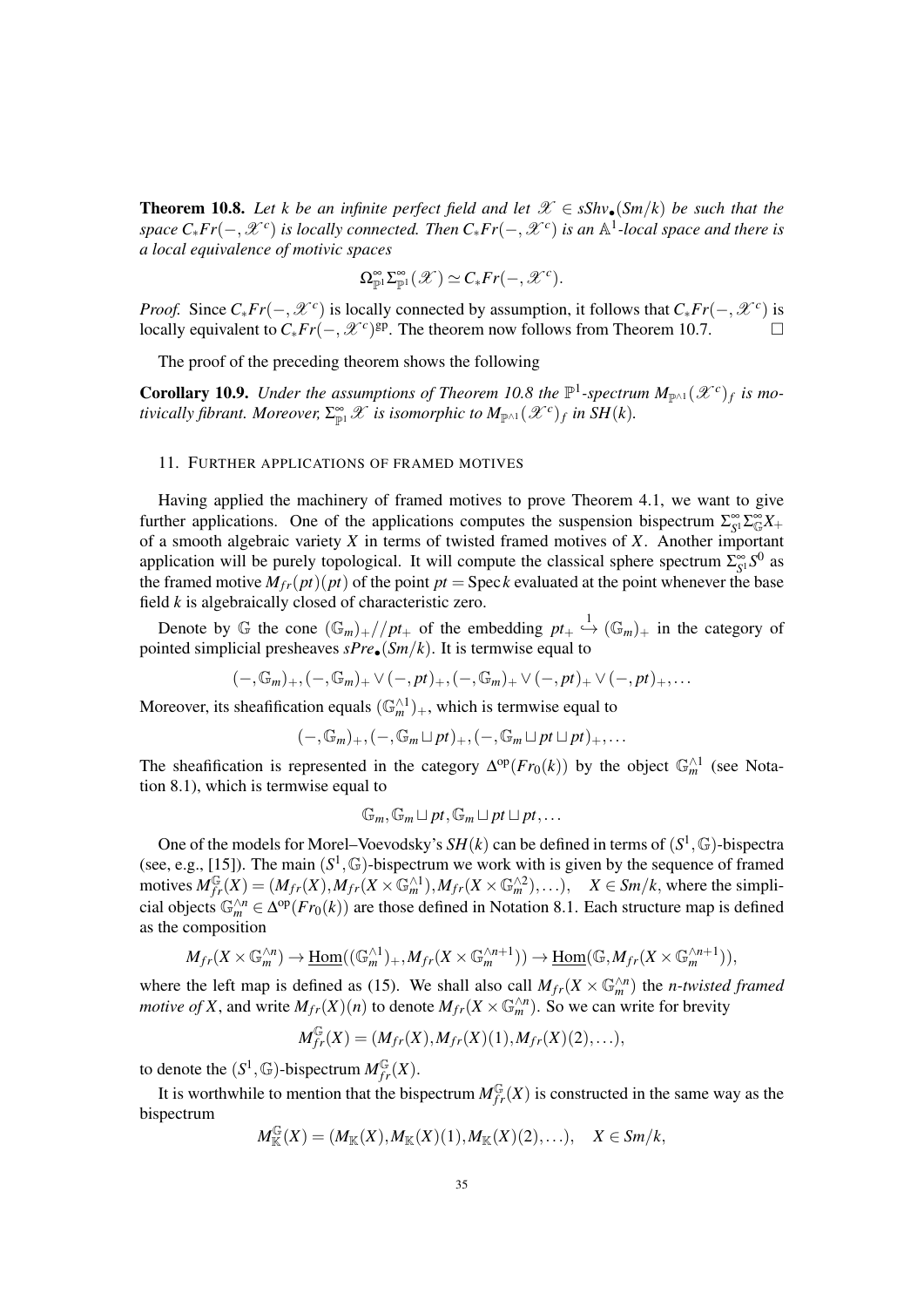**Theorem 10.8.** *Let $k$ be an infinite perfect field and let $\mathscr{X} \in sShv_\bullet(Sm/k)$ be such that the space $C_*Fr(-,\mathscr{X}^c)$ is locally connected. Then $C_*Fr(-,\mathscr{X}^c)$ is an $\mathbb{A}^1$-local space and there is a local equivalence of motivic spaces*

$$\Omega^\infty_{\mathbb{P}^1}\Sigma^\infty_{\mathbb{P}^1}(\mathscr{X}) \simeq C_*Fr(-,\mathscr{X}^c).$$

*Proof.* Since $C_*Fr(-,\mathscr{X}^c)$ is locally connected by assumption, it follows that $C_*Fr(-,\mathscr{X}^c)$ is locally equivalent to $C_*Fr(-,\mathscr{X}^c)^{\mathrm{gp}}$. The theorem now follows from Theorem 10.7. $\square$

The proof of the preceding theorem shows the following

**Corollary 10.9.** *Under the assumptions of Theorem 10.8 the $\mathbb{P}^1$-spectrum $M_{\mathbb{P}^{\wedge 1}}(\mathscr{X}^c)_f$ is motivically fibrant. Moreover, $\Sigma^\infty_{\mathbb{P}^1}\mathscr{X}$ is isomorphic to $M_{\mathbb{P}^{\wedge 1}}(\mathscr{X}^c)_f$ in $SH(k)$.*

## 11. Further applications of framed motives

Having applied the machinery of framed motives to prove Theorem 4.1, we want to give further applications. One of the applications computes the suspension bispectrum $\Sigma^\infty_{S^1}\Sigma^\infty_{\mathbb{G}}X_+$ of a smooth algebraic variety $X$ in terms of twisted framed motives of $X$. Another important application will be purely topological. It will compute the classical sphere spectrum $\Sigma^\infty_{S^1}S^0$ as the framed motive $M_{fr}(pt)(pt)$ of the point $pt = \operatorname{Spec} k$ evaluated at the point whenever the base field $k$ is algebraically closed of characteristic zero.

Denote by $\mathbb{G}$ the cone $(\mathbb{G}_m)_+//pt_+$ of the embedding $pt_+ \overset{1}{\hookrightarrow} (\mathbb{G}_m)_+$ in the category of pointed simplicial presheaves $sPre_\bullet(Sm/k)$. It is termwise equal to

$$(-,\mathbb{G}_m)_+,(-,\mathbb{G}_m)_+\vee(-,pt)_+,(-,\mathbb{G}_m)_+\vee(-,pt)_+\vee(-,pt)_+,\ldots$$

Moreover, its sheafification equals $(\mathbb{G}_m^{\wedge 1})_+$, which is termwise equal to

$$(-,\mathbb{G}_m)_+,(-,\mathbb{G}_m\sqcup pt)_+,(-,\mathbb{G}_m\sqcup pt\sqcup pt)_+,\ldots$$

The sheafification is represented in the category $\Delta^{\mathrm{op}}(Fr_0(k))$ by the object $\mathbb{G}_m^{\wedge 1}$ (see Notation 8.1), which is termwise equal to

$$\mathbb{G}_m,\mathbb{G}_m\sqcup pt,\mathbb{G}_m\sqcup pt\sqcup pt,\ldots$$

One of the models for Morel–Voevodsky's $SH(k)$ can be defined in terms of $(S^1,\mathbb{G})$-bispectra (see, e.g., [15]). The main $(S^1,\mathbb{G})$-bispectrum we work with is given by the sequence of framed motives $M^{\mathbb{G}}_{fr}(X) = (M_{fr}(X), M_{fr}(X\times\mathbb{G}_m^{\wedge 1}), M_{fr}(X\times\mathbb{G}_m^{\wedge 2}),\ldots)$, $\quad X\in Sm/k$, where the simplicial objects $\mathbb{G}_m^{\wedge n}\in\Delta^{\mathrm{op}}(Fr_0(k))$ are those defined in Notation 8.1. Each structure map is defined as the composition

$$M_{fr}(X\times\mathbb{G}_m^{\wedge n}) \to \underline{\mathrm{Hom}}((\mathbb{G}_m^{\wedge 1})_+, M_{fr}(X\times\mathbb{G}_m^{\wedge n+1})) \to \underline{\mathrm{Hom}}(\mathbb{G}, M_{fr}(X\times\mathbb{G}_m^{\wedge n+1})),$$

where the left map is defined as (15). We shall also call $M_{fr}(X\times\mathbb{G}_m^{\wedge n})$ the *$n$-twisted framed motive of $X$*, and write $M_{fr}(X)(n)$ to denote $M_{fr}(X\times\mathbb{G}_m^{\wedge n})$. So we can write for brevity

$$M^{\mathbb{G}}_{fr}(X) = (M_{fr}(X), M_{fr}(X)(1), M_{fr}(X)(2),\ldots),$$

to denote the $(S^1,\mathbb{G})$-bispectrum $M^{\mathbb{G}}_{fr}(X)$.

It is worthwhile to mention that the bispectrum $M^{\mathbb{G}}_{fr}(X)$ is constructed in the same way as the bispectrum

$$M^{\mathbb{G}}_{\mathbb{K}}(X) = (M_{\mathbb{K}}(X), M_{\mathbb{K}}(X)(1), M_{\mathbb{K}}(X)(2),\ldots),\quad X\in Sm/k,$$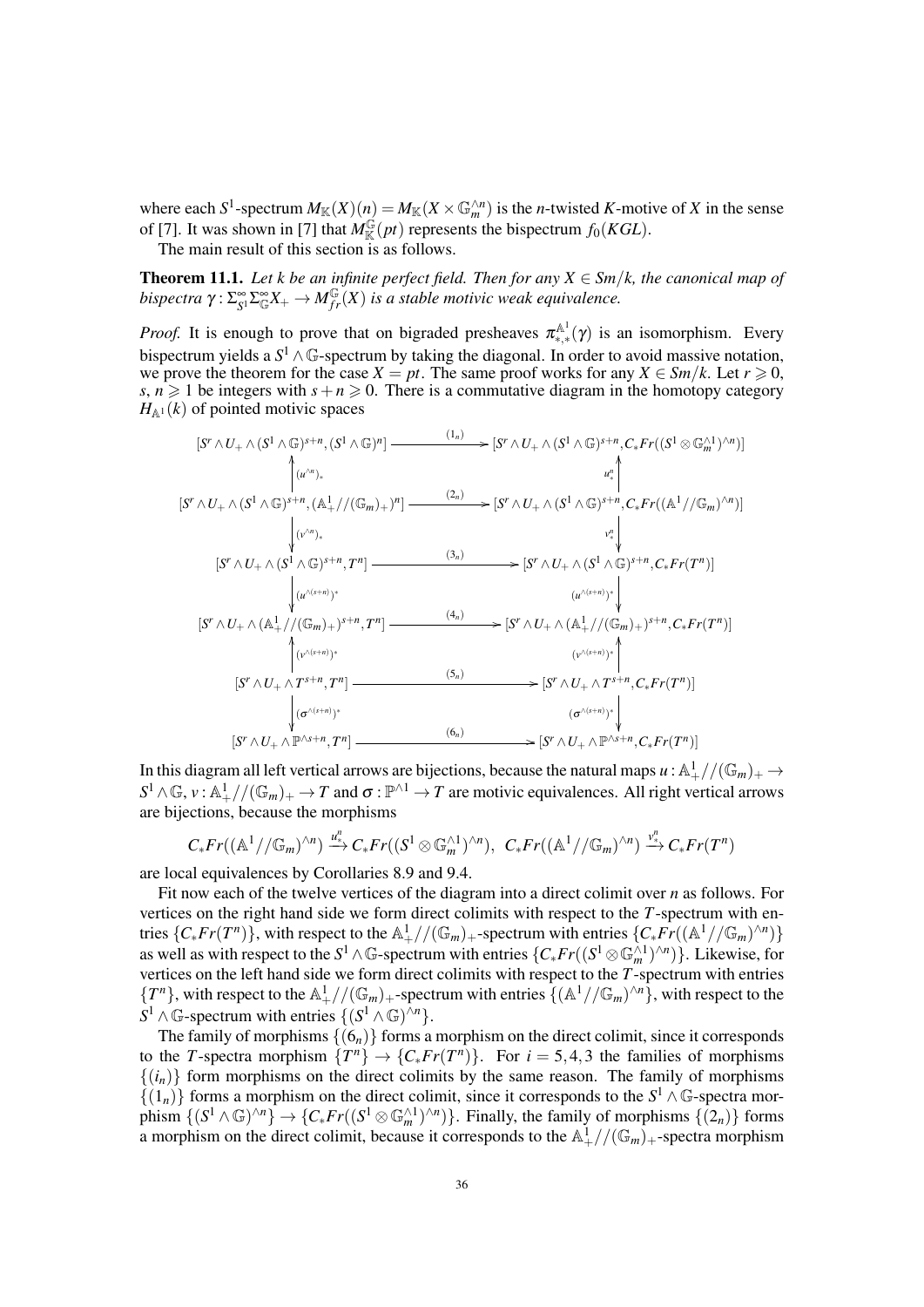where each $S^1$-spectrum $M_{\mathbb{K}}(X)(n) = M_{\mathbb{K}}(X \times \mathbb{G}_m^{\wedge n})$ is the $n$-twisted $K$-motive of $X$ in the sense of [7]. It was shown in [7] that $M_{\mathbb{K}}^{\mathbb{G}}(pt)$ represents the bispectrum $f_0(KGL)$.

The main result of this section is as follows.

**Theorem 11.1.** *Let $k$ be an infinite perfect field. Then for any $X \in Sm/k$, the canonical map of bispectra $\gamma : \Sigma_{S^1}^\infty \Sigma_{\mathbb{G}}^\infty X_+ \to M_{fr}^{\mathbb{G}}(X)$ is a stable motivic weak equivalence.*

*Proof.* It is enough to prove that on bigraded presheaves $\pi_{*,*}^{\mathbb{A}^1}(\gamma)$ is an isomorphism. Every bispectrum yields a $S^1 \wedge \mathbb{G}$-spectrum by taking the diagonal. In order to avoid massive notation, we prove the theorem for the case $X = pt$. The same proof works for any $X \in Sm/k$. Let $r \geqslant 0$, $s$, $n \geqslant 1$ be integers with $s + n \geqslant 0$. There is a commutative diagram in the homotopy category $H_{\mathbb{A}^1}(k)$ of pointed motivic spaces

$$\begin{array}{ccc}
[S^r \wedge U_+ \wedge (S^1 \wedge \mathbb{G})^{s+n}, (S^1 \wedge \mathbb{G})^n] & \xrightarrow{(1_n)} & [S^r \wedge U_+ \wedge (S^1 \wedge \mathbb{G})^{s+n}, C_*Fr((S^1 \otimes \mathbb{G}_m^{\wedge 1})^{\wedge n})] \\
\uparrow (u^{\wedge n})_* & & \uparrow u_*^n \\
[S^r \wedge U_+ \wedge (S^1 \wedge \mathbb{G})^{s+n}, (\mathbb{A}^1_+//(\mathbb{G}_m)_+)^n] & \xrightarrow{(2_n)} & [S^r \wedge U_+ \wedge (S^1 \wedge \mathbb{G})^{s+n}, C_*Fr((\mathbb{A}^1//\mathbb{G}_m)^{\wedge n})] \\
\downarrow (v^{\wedge n})_* & & \downarrow v_*^n \\
[S^r \wedge U_+ \wedge (S^1 \wedge \mathbb{G})^{s+n}, T^n] & \xrightarrow{(3_n)} & [S^r \wedge U_+ \wedge (S^1 \wedge \mathbb{G})^{s+n}, C_*Fr(T^n)] \\
\downarrow (u^{\wedge(s+n)})^* & & \downarrow (u^{\wedge(s+n)})^* \\
[S^r \wedge U_+ \wedge (\mathbb{A}^1_+//(\mathbb{G}_m)_+)^{s+n}, T^n] & \xrightarrow{(4_n)} & [S^r \wedge U_+ \wedge (\mathbb{A}^1_+//(\mathbb{G}_m)_+)^{s+n}, C_*Fr(T^n)] \\
\uparrow (v^{\wedge(s+n)})^* & & \uparrow (v^{\wedge(s+n)})^* \\
[S^r \wedge U_+ \wedge T^{s+n}, T^n] & \xrightarrow{(5_n)} & [S^r \wedge U_+ \wedge T^{s+n}, C_*Fr(T^n)] \\
\downarrow (\sigma^{\wedge(s+n)})^* & & \downarrow (\sigma^{\wedge(s+n)})^* \\
[S^r \wedge U_+ \wedge \mathbb{P}^{\wedge s+n}, T^n] & \xrightarrow{(6_n)} & [S^r \wedge U_+ \wedge \mathbb{P}^{\wedge s+n}, C_*Fr(T^n)]
\end{array}$$

In this diagram all left vertical arrows are bijections, because the natural maps $u : \mathbb{A}^1_+//(\mathbb{G}_m)_+ \to S^1 \wedge \mathbb{G}$, $v : \mathbb{A}^1_+//(\mathbb{G}_m)_+ \to T$ and $\sigma : \mathbb{P}^{\wedge 1} \to T$ are motivic equivalences. All right vertical arrows are bijections, because the morphisms

$$C_*Fr((\mathbb{A}^1//\mathbb{G}_m)^{\wedge n}) \xrightarrow{u_*^n} C_*Fr((S^1 \otimes \mathbb{G}_m^{\wedge 1})^{\wedge n}), \;\; C_*Fr((\mathbb{A}^1//\mathbb{G}_m)^{\wedge n}) \xrightarrow{v_*^n} C_*Fr(T^n)$$

are local equivalences by Corollaries 8.9 and 9.4.

Fit now each of the twelve vertices of the diagram into a direct colimit over $n$ as follows. For vertices on the right hand side we form direct colimits with respect to the $T$-spectrum with entries $\{C_*Fr(T^n)\}$, with respect to the $\mathbb{A}^1_+//(\mathbb{G}_m)_+$-spectrum with entries $\{C_*Fr((\mathbb{A}^1//\mathbb{G}_m)^{\wedge n})\}$ as well as with respect to the $S^1 \wedge \mathbb{G}$-spectrum with entries $\{C_*Fr((S^1 \otimes \mathbb{G}_m^{\wedge 1})^{\wedge n})\}$. Likewise, for vertices on the left hand side we form direct colimits with respect to the $T$-spectrum with entries $\{T^n\}$, with respect to the $\mathbb{A}^1_+//(\mathbb{G}_m)_+$-spectrum with entries $\{(\mathbb{A}^1//\mathbb{G}_m)^{\wedge n}\}$, with respect to the $S^1 \wedge \mathbb{G}$-spectrum with entries $\{(S^1 \wedge \mathbb{G})^{\wedge n}\}$.

The family of morphisms $\{(6_n)\}$ forms a morphism on the direct colimit, since it corresponds to the $T$-spectra morphism $\{T^n\} \to \{C_*Fr(T^n)\}$. For $i = 5, 4, 3$ the families of morphisms $\{(i_n)\}$ form morphisms on the direct colimits by the same reason. The family of morphisms $\{(1_n)\}$ forms a morphism on the direct colimit, since it corresponds to the $S^1 \wedge \mathbb{G}$-spectra morphism $\{(S^1 \wedge \mathbb{G})^{\wedge n}\} \to \{C_*Fr((S^1 \otimes \mathbb{G}_m^{\wedge 1})^{\wedge n})\}$. Finally, the family of morphisms $\{(2_n)\}$ forms a morphism on the direct colimit, because it corresponds to the $\mathbb{A}^1_+//(\mathbb{G}_m)_+$-spectra morphism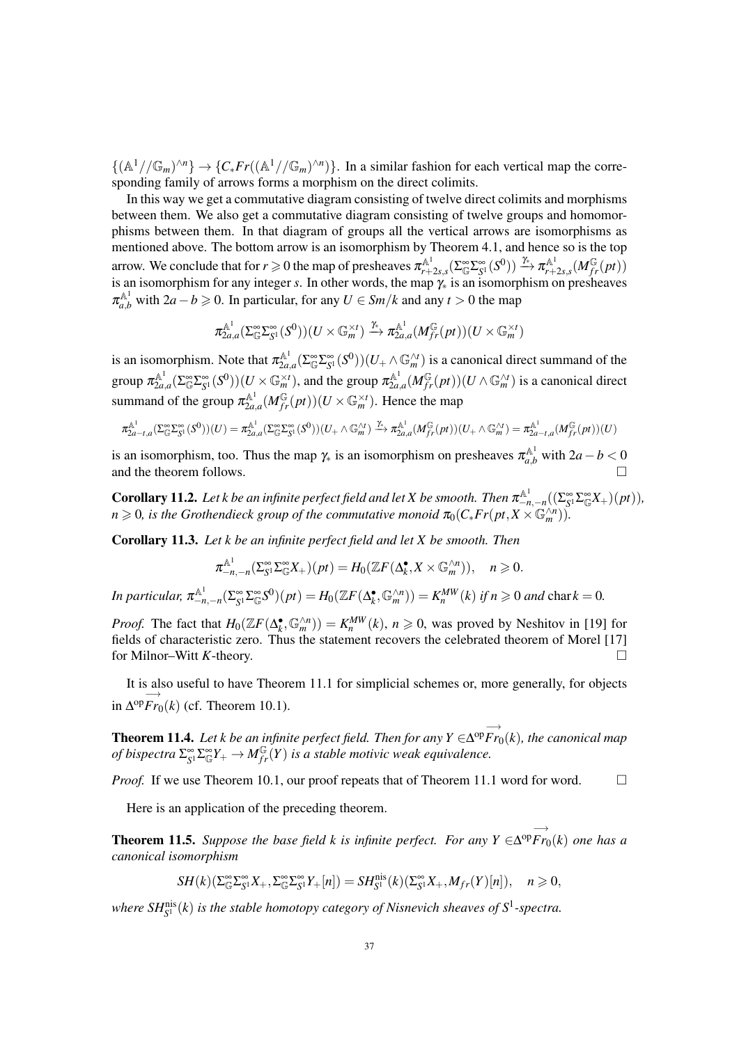$\{(\mathbb{A}^1//\mathbb{G}_m)^{\wedge n}\} \to \{C_*Fr((\mathbb{A}^1//\mathbb{G}_m)^{\wedge n})\}$. In a similar fashion for each vertical map the corresponding family of arrows forms a morphism on the direct colimits.

In this way we get a commutative diagram consisting of twelve direct colimits and morphisms between them. We also get a commutative diagram consisting of twelve groups and homomorphisms between them. In that diagram of groups all the vertical arrows are isomorphisms as mentioned above. The bottom arrow is an isomorphism by Theorem 4.1, and hence so is the top arrow. We conclude that for $r \geqslant 0$ the map of presheaves $\pi^{\mathbb{A}^1}_{r+2s,s}(\Sigma^\infty_{\mathbb{G}}\Sigma^\infty_{S^1}(S^0)) \xrightarrow{\gamma_*} \pi^{\mathbb{A}^1}_{r+2s,s}(M^{\mathbb{G}}_{fr}(pt))$ is an isomorphism for any integer $s$. In other words, the map $\gamma_*$ is an isomorphism on presheaves $\pi^{\mathbb{A}^1}_{a,b}$ with $2a-b \geqslant 0$. In particular, for any $U \in Sm/k$ and any $t>0$ the map

$$\pi^{\mathbb{A}^1}_{2a,a}(\Sigma^\infty_{\mathbb{G}}\Sigma^\infty_{S^1}(S^0))(U \times \mathbb{G}_m^{\times t}) \xrightarrow{\gamma_*} \pi^{\mathbb{A}^1}_{2a,a}(M^{\mathbb{G}}_{fr}(pt))(U \times \mathbb{G}_m^{\times t})$$

is an isomorphism. Note that $\pi^{\mathbb{A}^1}_{2a,a}(\Sigma^\infty_{\mathbb{G}}\Sigma^\infty_{S^1}(S^0))(U_+ \wedge \mathbb{G}_m^{\wedge t})$ is a canonical direct summand of the group $\pi^{\mathbb{A}^1}_{2a,a}(\Sigma^\infty_{\mathbb{G}}\Sigma^\infty_{S^1}(S^0))(U \times \mathbb{G}_m^{\times t})$, and the group $\pi^{\mathbb{A}^1}_{2a,a}(M^{\mathbb{G}}_{fr}(pt))(U \wedge \mathbb{G}_m^{\wedge t})$ is a canonical direct summand of the group $\pi^{\mathbb{A}^1}_{2a,a}(M^{\mathbb{G}}_{fr}(pt))(U \times \mathbb{G}_m^{\times t})$. Hence the map

$$\pi^{\mathbb{A}^1}_{2a-t,a}(\Sigma^\infty_{\mathbb{G}}\Sigma^\infty_{S^1}(S^0))(U) = \pi^{\mathbb{A}^1}_{2a,a}(\Sigma^\infty_{\mathbb{G}}\Sigma^\infty_{S^1}(S^0))(U_+ \wedge \mathbb{G}_m^{\wedge t}) \xrightarrow{\gamma_*} \pi^{\mathbb{A}^1}_{2a,a}(M^{\mathbb{G}}_{fr}(pt))(U_+ \wedge \mathbb{G}_m^{\wedge t}) = \pi^{\mathbb{A}^1}_{2a-t,a}(M^{\mathbb{G}}_{fr}(pt))(U)$$

is an isomorphism, too. Thus the map $\gamma_*$ is an isomorphism on presheaves $\pi^{\mathbb{A}^1}_{a,b}$ with $2a-b<0$ and the theorem follows. □

**Corollary 11.2.** *Let $k$ be an infinite perfect field and let $X$ be smooth. Then $\pi^{\mathbb{A}^1}_{-n,-n}((\Sigma^\infty_{S^1}\Sigma^\infty_{\mathbb{G}}X_+)(pt))$, $n \geqslant 0$, is the Grothendieck group of the commutative monoid $\pi_0(C_*Fr(pt, X \times \mathbb{G}_m^{\wedge n}))$.*

**Corollary 11.3.** *Let $k$ be an infinite perfect field and let $X$ be smooth. Then*

$$\pi^{\mathbb{A}^1}_{-n,-n}(\Sigma^\infty_{S^1}\Sigma^\infty_{\mathbb{G}}X_+)(pt) = H_0(\mathbb{Z}F(\Delta^\bullet_k, X \times \mathbb{G}_m^{\wedge n})), \quad n \geqslant 0.$$

*In particular, $\pi^{\mathbb{A}^1}_{-n,-n}(\Sigma^\infty_{S^1}\Sigma^\infty_{\mathbb{G}}S^0)(pt) = H_0(\mathbb{Z}F(\Delta^\bullet_k, \mathbb{G}_m^{\wedge n})) = K^{MW}_n(k)$ if $n \geqslant 0$ and $\operatorname{char} k = 0$.*

*Proof.* The fact that $H_0(\mathbb{Z}F(\Delta^\bullet_k, \mathbb{G}_m^{\wedge n})) = K^{MW}_n(k)$, $n \geqslant 0$, was proved by Neshitov in [19] for fields of characteristic zero. Thus the statement recovers the celebrated theorem of Morel [17] for Milnor–Witt $K$-theory. □

It is also useful to have Theorem 11.1 for simplicial schemes or, more generally, for objects in $\Delta^{\mathrm{op}}\overrightarrow{Fr_0}(k)$ (cf. Theorem 10.1).

**Theorem 11.4.** *Let $k$ be an infinite perfect field. Then for any $Y \in \Delta^{\mathrm{op}}\overrightarrow{Fr_0}(k)$, the canonical map of bispectra $\Sigma^\infty_{S^1}\Sigma^\infty_{\mathbb{G}}Y_+ \to M^{\mathbb{G}}_{fr}(Y)$ is a stable motivic weak equivalence.*

*Proof.* If we use Theorem 10.1, our proof repeats that of Theorem 11.1 word for word. □

Here is an application of the preceding theorem.

**Theorem 11.5.** *Suppose the base field $k$ is infinite perfect. For any $Y \in \Delta^{\mathrm{op}}\overrightarrow{Fr_0}(k)$ one has a canonical isomorphism*

$$SH(k)(\Sigma^\infty_{\mathbb{G}}\Sigma^\infty_{S^1}X_+, \Sigma^\infty_{\mathbb{G}}\Sigma^\infty_{S^1}Y_+[n]) = SH^{\mathrm{nis}}_{S^1}(k)(\Sigma^\infty_{S^1}X_+, M_{fr}(Y)[n]), \quad n \geqslant 0,$$

*where $SH^{\mathrm{nis}}_{S^1}(k)$ is the stable homotopy category of Nisnevich sheaves of $S^1$-spectra.*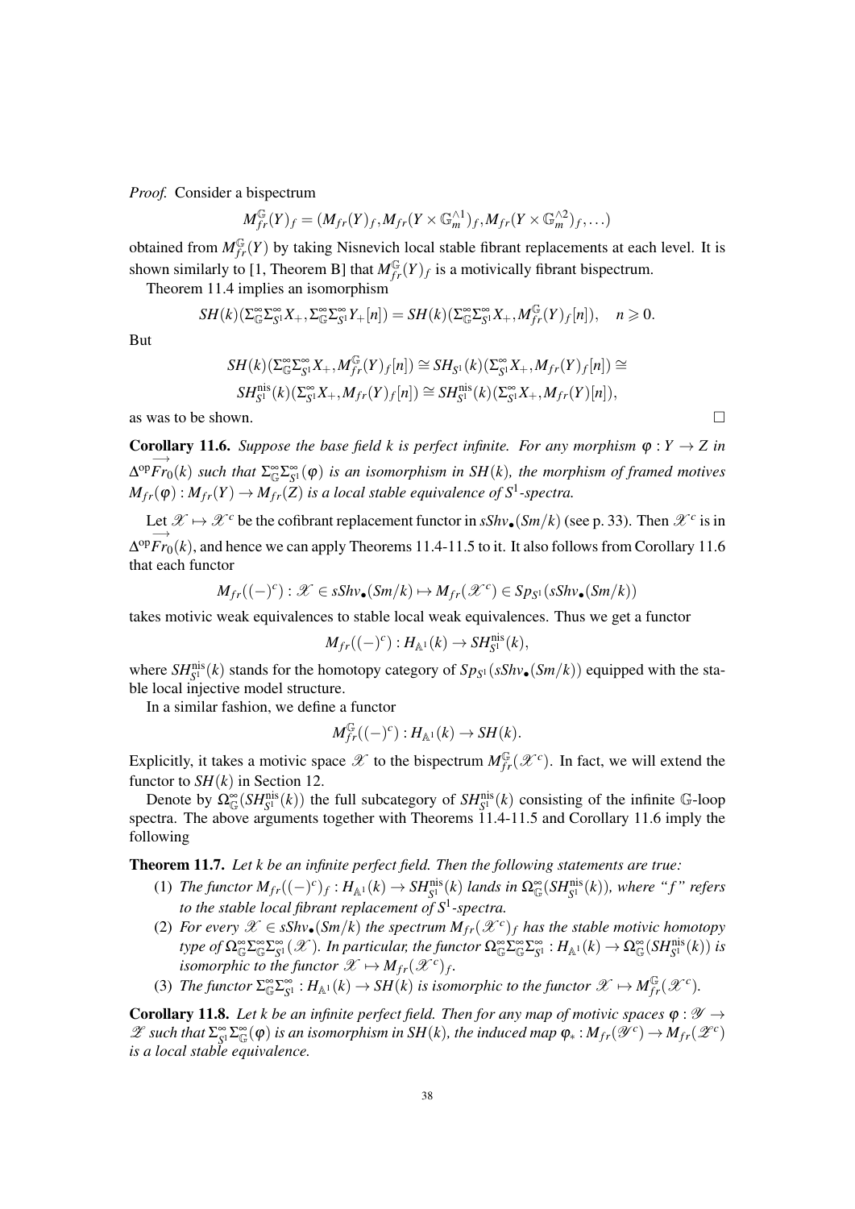*Proof.* Consider a bispectrum

$$M_{fr}^{\mathbb{G}}(Y)_f = (M_{fr}(Y)_f, M_{fr}(Y \times \mathbb{G}_m^{\wedge 1})_f, M_{fr}(Y \times \mathbb{G}_m^{\wedge 2})_f, \ldots)$$

obtained from $M_{fr}^{\mathbb{G}}(Y)$ by taking Nisnevich local stable fibrant replacements at each level. It is shown similarly to [1, Theorem B] that $M_{fr}^{\mathbb{G}}(Y)_f$ is a motivically fibrant bispectrum.

Theorem 11.4 implies an isomorphism

$$SH(k)(\Sigma_{\mathbb{G}}^\infty \Sigma_{S^1}^\infty X_+, \Sigma_{\mathbb{G}}^\infty \Sigma_{S^1}^\infty Y_+[n]) = SH(k)(\Sigma_{\mathbb{G}}^\infty \Sigma_{S^1}^\infty X_+, M_{fr}^{\mathbb{G}}(Y)_f[n]), \quad n \geqslant 0.$$

But

$$SH(k)(\Sigma_{\mathbb{G}}^\infty \Sigma_{S^1}^\infty X_+, M_{fr}^{\mathbb{G}}(Y)_f[n]) \cong SH_{S^1}(k)(\Sigma_{S^1}^\infty X_+, M_{fr}(Y)_f[n]) \cong$$
$$SH_{S^1}^{\mathrm{nis}}(k)(\Sigma_{S^1}^\infty X_+, M_{fr}(Y)_f[n]) \cong SH_{S^1}^{\mathrm{nis}}(k)(\Sigma_{S^1}^\infty X_+, M_{fr}(Y)[n]),$$

as was to be shown. □

**Corollary 11.6.** *Suppose the base field $k$ is perfect infinite. For any morphism $\varphi : Y \to Z$ in $\Delta^{\mathrm{op}}\overrightarrow{Fr}_0(k)$ such that $\Sigma_{\mathbb{G}}^\infty \Sigma_{S^1}^\infty(\varphi)$ is an isomorphism in $SH(k)$, the morphism of framed motives $M_{fr}(\varphi) : M_{fr}(Y) \to M_{fr}(Z)$ is a local stable equivalence of $S^1$-spectra.*

Let $\mathscr{X} \mapsto \mathscr{X}^c$ be the cofibrant replacement functor in $sShv_\bullet(Sm/k)$ (see p. 33). Then $\mathscr{X}^c$ is in $\Delta^{\mathrm{op}}\overrightarrow{Fr}_0(k)$, and hence we can apply Theorems 11.4-11.5 to it. It also follows from Corollary 11.6 that each functor

$$M_{fr}((-)^c) : \mathscr{X} \in sShv_\bullet(Sm/k) \mapsto M_{fr}(\mathscr{X}^c) \in Sp_{S^1}(sShv_\bullet(Sm/k))$$

takes motivic weak equivalences to stable local weak equivalences. Thus we get a functor

$$M_{fr}((-)^c) : H_{\mathbb{A}^1}(k) \to SH_{S^1}^{\mathrm{nis}}(k),$$

where $SH_{S^1}^{\mathrm{nis}}(k)$ stands for the homotopy category of $Sp_{S^1}(sShv_\bullet(Sm/k))$ equipped with the stable local injective model structure.

In a similar fashion, we define a functor

$$M_{fr}^{\mathbb{G}}((-)^c) : H_{\mathbb{A}^1}(k) \to SH(k).$$

Explicitly, it takes a motivic space $\mathscr{X}$ to the bispectrum $M_{fr}^{\mathbb{G}}(\mathscr{X}^c)$. In fact, we will extend the functor to $SH(k)$ in Section 12.

Denote by $\Omega_{\mathbb{G}}^\infty(SH_{S^1}^{\mathrm{nis}}(k))$ the full subcategory of $SH_{S^1}^{\mathrm{nis}}(k)$ consisting of the infinite $\mathbb{G}$-loop spectra. The above arguments together with Theorems 11.4-11.5 and Corollary 11.6 imply the following

**Theorem 11.7.** *Let $k$ be an infinite perfect field. Then the following statements are true:*

1. *The functor $M_{fr}((-)^c)_f : H_{\mathbb{A}^1}(k) \to SH_{S^1}^{\mathrm{nis}}(k)$ lands in $\Omega_{\mathbb{G}}^\infty(SH_{S^1}^{\mathrm{nis}}(k))$, where "$f$" refers to the stable local fibrant replacement of $S^1$-spectra.*
2. *For every $\mathscr{X} \in sShv_\bullet(Sm/k)$ the spectrum $M_{fr}(\mathscr{X}^c)_f$ has the stable motivic homotopy type of $\Omega_{\mathbb{G}}^\infty \Sigma_{\mathbb{G}}^\infty \Sigma_{S^1}^\infty(\mathscr{X})$. In particular, the functor $\Omega_{\mathbb{G}}^\infty \Sigma_{\mathbb{G}}^\infty \Sigma_{S^1}^\infty : H_{\mathbb{A}^1}(k) \to \Omega_{\mathbb{G}}^\infty(SH_{S^1}^{\mathrm{nis}}(k))$ is isomorphic to the functor $\mathscr{X} \mapsto M_{fr}(\mathscr{X}^c)_f$.*
3. *The functor $\Sigma_{\mathbb{G}}^\infty \Sigma_{S^1}^\infty : H_{\mathbb{A}^1}(k) \to SH(k)$ is isomorphic to the functor $\mathscr{X} \mapsto M_{fr}^{\mathbb{G}}(\mathscr{X}^c)$.*

**Corollary 11.8.** *Let $k$ be an infinite perfect field. Then for any map of motivic spaces $\varphi : \mathscr{Y} \to \mathscr{Z}$ such that $\Sigma_{S^1}^\infty \Sigma_{\mathbb{G}}^\infty(\varphi)$ is an isomorphism in $SH(k)$, the induced map $\varphi_* : M_{fr}(\mathscr{Y}^c) \to M_{fr}(\mathscr{Z}^c)$ is a local stable equivalence.*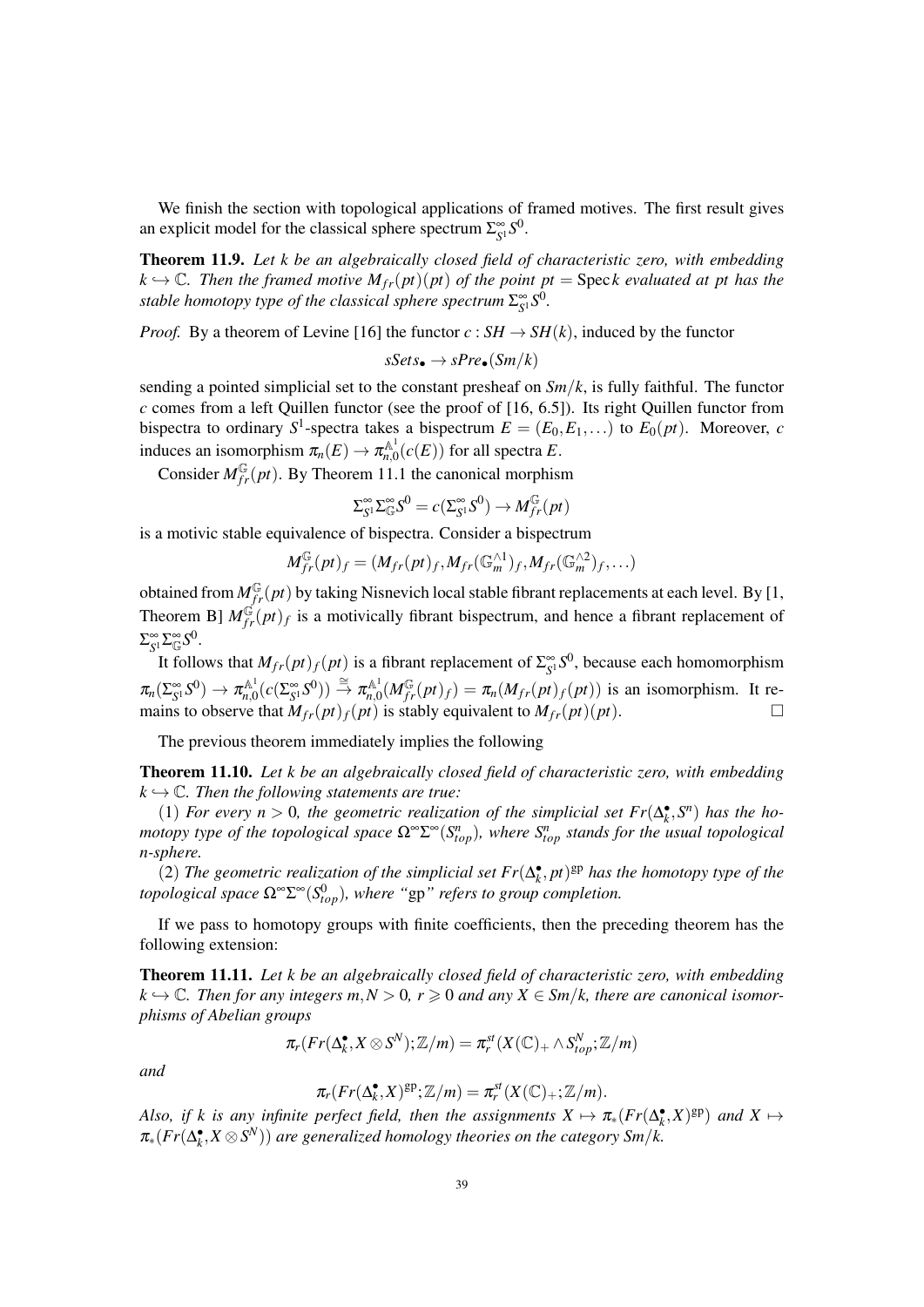We finish the section with topological applications of framed motives. The first result gives an explicit model for the classical sphere spectrum $\Sigma^\infty_{S^1} S^0$.

**Theorem 11.9.** *Let $k$ be an algebraically closed field of characteristic zero, with embedding $k \hookrightarrow \mathbb{C}$. Then the framed motive $M_{fr}(pt)(pt)$ of the point $pt = \operatorname{Spec} k$ evaluated at $pt$ has the stable homotopy type of the classical sphere spectrum $\Sigma^\infty_{S^1} S^0$.*

*Proof.* By a theorem of Levine [16] the functor $c : SH \to SH(k)$, induced by the functor

$$sSets_\bullet \to sPre_\bullet(Sm/k)$$

sending a pointed simplicial set to the constant presheaf on $Sm/k$, is fully faithful. The functor $c$ comes from a left Quillen functor (see the proof of [16, 6.5]). Its right Quillen functor from bispectra to ordinary $S^1$-spectra takes a bispectrum $E = (E_0, E_1, \dots)$ to $E_0(pt)$. Moreover, $c$ induces an isomorphism $\pi_n(E) \to \pi^{\mathbb{A}^1}_{n,0}(c(E))$ for all spectra $E$.

Consider $M^{\mathbb{G}}_{fr}(pt)$. By Theorem 11.1 the canonical morphism

$$\Sigma^\infty_{S^1} \Sigma^\infty_{\mathbb{G}} S^0 = c(\Sigma^\infty_{S^1} S^0) \to M^{\mathbb{G}}_{fr}(pt)$$

is a motivic stable equivalence of bispectra. Consider a bispectrum

$$M^{\mathbb{G}}_{fr}(pt)_f = (M_{fr}(pt)_f, M_{fr}(\mathbb{G}_m^{\wedge 1})_f, M_{fr}(\mathbb{G}_m^{\wedge 2})_f, \dots)$$

obtained from $M^{\mathbb{G}}_{fr}(pt)$ by taking Nisnevich local stable fibrant replacements at each level. By [1, Theorem B] $M^{\mathbb{G}}_{fr}(pt)_f$ is a motivically fibrant bispectrum, and hence a fibrant replacement of $\Sigma^\infty_{S^1} \Sigma^\infty_{\mathbb{G}} S^0$.

It follows that $M_{fr}(pt)_f(pt)$ is a fibrant replacement of $\Sigma^\infty_{S^1} S^0$, because each homomorphism $\pi_n(\Sigma^\infty_{S^1} S^0) \to \pi^{\mathbb{A}^1}_{n,0}(c(\Sigma^\infty_{S^1} S^0)) \xrightarrow{\cong} \pi^{\mathbb{A}^1}_{n,0}(M^{\mathbb{G}}_{fr}(pt)_f) = \pi_n(M_{fr}(pt)_f(pt))$ is an isomorphism. It remains to observe that $M_{fr}(pt)_f(pt)$ is stably equivalent to $M_{fr}(pt)(pt)$. $\square$

The previous theorem immediately implies the following

**Theorem 11.10.** *Let $k$ be an algebraically closed field of characteristic zero, with embedding $k \hookrightarrow \mathbb{C}$. Then the following statements are true:*

(1) *For every $n > 0$, the geometric realization of the simplicial set $Fr(\Delta^\bullet_k, S^n)$ has the homotopy type of the topological space $\Omega^\infty \Sigma^\infty(S^n_{top})$, where $S^n_{top}$ stands for the usual topological $n$-sphere.*

(2) *The geometric realization of the simplicial set $Fr(\Delta^\bullet_k, pt)^{\mathrm{gp}}$ has the homotopy type of the topological space $\Omega^\infty \Sigma^\infty(S^0_{top})$, where "gp" refers to group completion.*

If we pass to homotopy groups with finite coefficients, then the preceding theorem has the following extension:

**Theorem 11.11.** *Let $k$ be an algebraically closed field of characteristic zero, with embedding $k \hookrightarrow \mathbb{C}$. Then for any integers $m, N > 0$, $r \geqslant 0$ and any $X \in Sm/k$, there are canonical isomorphisms of Abelian groups*

$$\pi_r(Fr(\Delta^\bullet_k, X \otimes S^N); \mathbb{Z}/m) = \pi^{st}_r(X(\mathbb{C})_+ \wedge S^N_{top}; \mathbb{Z}/m)$$

*and*

$$\pi_r(Fr(\Delta^\bullet_k, X)^{\mathrm{gp}}; \mathbb{Z}/m) = \pi^{st}_r(X(\mathbb{C})_+; \mathbb{Z}/m).$$

*Also, if $k$ is any infinite perfect field, then the assignments $X \mapsto \pi_*(Fr(\Delta^\bullet_k, X)^{\mathrm{gp}})$ and $X \mapsto \pi_*(Fr(\Delta^\bullet_k, X \otimes S^N))$ are generalized homology theories on the category $Sm/k$.*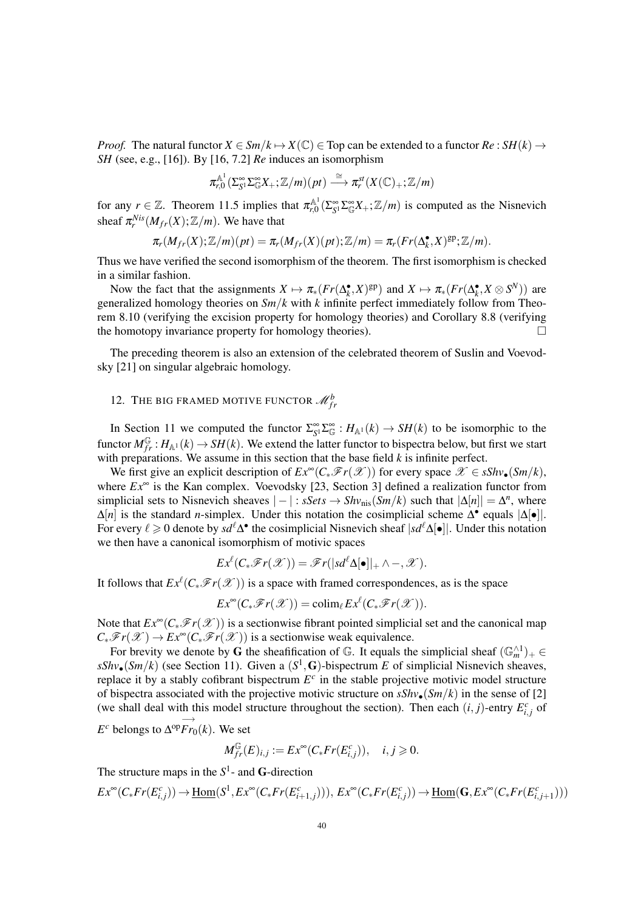*Proof.* The natural functor $X \in Sm/k \mapsto X(\mathbb{C}) \in \mathrm{Top}$ can be extended to a functor $Re : SH(k) \to SH$ (see, e.g., [16]). By [16, 7.2] $Re$ induces an isomorphism

$$\pi^{\mathbb{A}^1}_{r,0}(\Sigma^\infty_{S^1}\Sigma^\infty_{\mathbb{G}}X_+;\mathbb{Z}/m)(pt) \xrightarrow{\cong} \pi^{st}_r(X(\mathbb{C})_+;\mathbb{Z}/m)$$

for any $r \in \mathbb{Z}$. Theorem 11.5 implies that $\pi^{\mathbb{A}^1}_{r,0}(\Sigma^\infty_{S^1}\Sigma^\infty_{\mathbb{G}}X_+;\mathbb{Z}/m)$ is computed as the Nisnevich sheaf $\pi^{Nis}_r(M_{fr}(X);\mathbb{Z}/m)$. We have that

$$\pi_r(M_{fr}(X);\mathbb{Z}/m)(pt) = \pi_r(M_{fr}(X)(pt);\mathbb{Z}/m) = \pi_r(Fr(\Delta^\bullet_k, X)^{\mathrm{gp}};\mathbb{Z}/m).$$

Thus we have verified the second isomorphism of the theorem. The first isomorphism is checked in a similar fashion.

Now the fact that the assignments $X \mapsto \pi_*(Fr(\Delta^\bullet_k, X)^{\mathrm{gp}})$ and $X \mapsto \pi_*(Fr(\Delta^\bullet_k, X \otimes S^N))$ are generalized homology theories on $Sm/k$ with $k$ infinite perfect immediately follow from Theorem 8.10 (verifying the excision property for homology theories) and Corollary 8.8 (verifying the homotopy invariance property for homology theories). $\square$

The preceding theorem is also an extension of the celebrated theorem of Suslin and Voevodsky [21] on singular algebraic homology.

## 12. The big framed motive functor $\mathscr{M}^b_{fr}$

In Section 11 we computed the functor $\Sigma^\infty_{S^1}\Sigma^\infty_{\mathbb{G}} : H_{\mathbb{A}^1}(k) \to SH(k)$ to be isomorphic to the functor $M^{\mathbb{G}}_{fr} : H_{\mathbb{A}^1}(k) \to SH(k)$. We extend the latter functor to bispectra below, but first we start with preparations. We assume in this section that the base field $k$ is infinite perfect.

We first give an explicit description of $Ex^\infty(C_*\mathscr{F}r(\mathscr{X}))$ for every space $\mathscr{X} \in sShv_\bullet(Sm/k)$, where $Ex^\infty$ is the Kan complex. Voevodsky [23, Section 3] defined a realization functor from simplicial sets to Nisnevich sheaves $|-| : sSets \to Shv_{\mathrm{nis}}(Sm/k)$ such that $|\Delta[n]| = \Delta^n$, where $\Delta[n]$ is the standard $n$-simplex. Under this notation the cosimplicial scheme $\Delta^\bullet$ equals $|\Delta[\bullet]|$. For every $\ell \geqslant 0$ denote by $sd^\ell\Delta^\bullet$ the cosimplicial Nisnevich sheaf $|sd^\ell\Delta[\bullet]|$. Under this notation we then have a canonical isomorphism of motivic spaces

$$Ex^\ell(C_*\mathscr{F}r(\mathscr{X})) = \mathscr{F}r(|sd^\ell\Delta[\bullet]|_+ \wedge -, \mathscr{X}).$$

It follows that $Ex^\ell(C_*\mathscr{F}r(\mathscr{X}))$ is a space with framed correspondences, as is the space

$$Ex^\infty(C_*\mathscr{F}r(\mathscr{X})) = \mathrm{colim}_\ell Ex^\ell(C_*\mathscr{F}r(\mathscr{X})).$$

Note that $Ex^\infty(C_*\mathscr{F}r(\mathscr{X}))$ is a sectionwise fibrant pointed simplicial set and the canonical map $C_*\mathscr{F}r(\mathscr{X}) \to Ex^\infty(C_*\mathscr{F}r(\mathscr{X}))$ is a sectionwise weak equivalence.

For brevity we denote by $\mathbf{G}$ the sheafification of $\mathbb{G}$. It equals the simplicial sheaf $(\mathbb{G}_m^{\wedge 1})_+ \in sShv_\bullet(Sm/k)$ (see Section 11). Given a $(S^1, \mathbf{G})$-bispectrum $E$ of simplicial Nisnevich sheaves, replace it by a stably cofibrant bispectrum $E^c$ in the stable projective motivic model structure of bispectra associated with the projective motivic structure on $sShv_\bullet(Sm/k)$ in the sense of [2] (we shall deal with this model structure throughout the section). Then each $(i,j)$-entry $E^c_{i,j}$ of $E^c$ belongs to $\Delta^{\mathrm{op}}\overrightarrow{Fr}_0(k)$. We set

$$M^{\mathbb{G}}_{fr}(E)_{i,j} := Ex^\infty(C_*Fr(E^c_{i,j})), \quad i,j \geqslant 0.$$

The structure maps in the $S^1$- and $\mathbf{G}$-direction

$Ex^\infty(C_*Fr(E^c_{i,j})) \to \underline{\mathrm{Hom}}(S^1, Ex^\infty(C_*Fr(E^c_{i+1,j})))$, $Ex^\infty(C_*Fr(E^c_{i,j})) \to \underline{\mathrm{Hom}}(\mathbf{G}, Ex^\infty(C_*Fr(E^c_{i,j+1})))$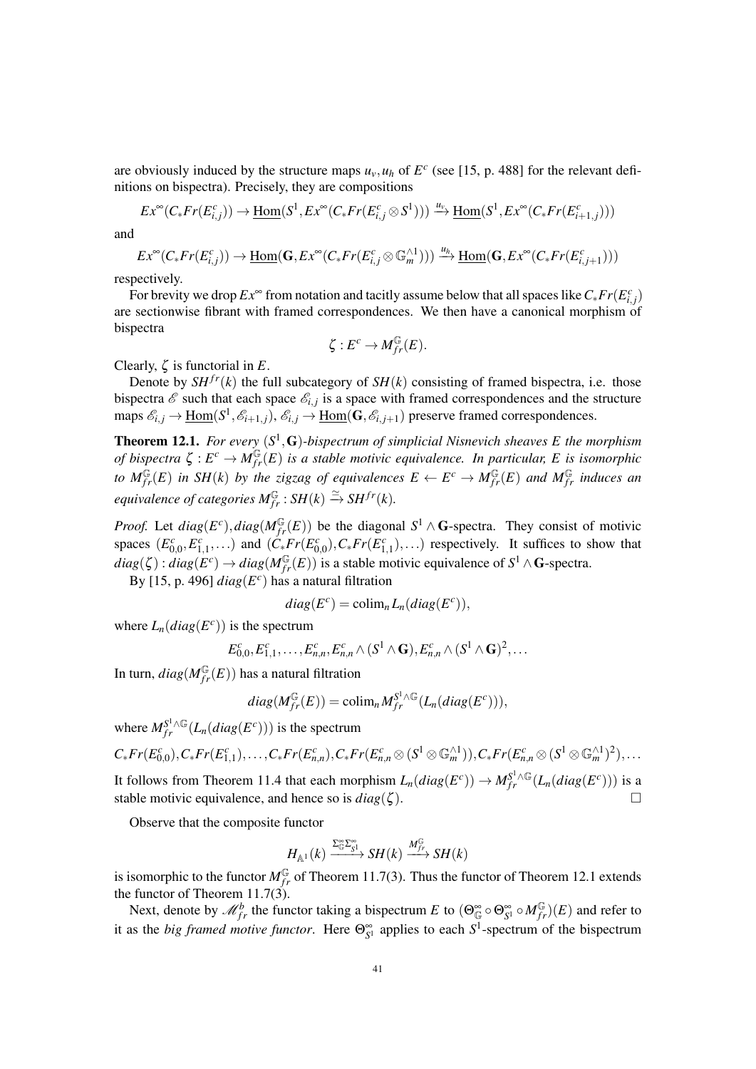are obviously induced by the structure maps $u_v, u_h$ of $E^c$ (see [15, p. 488] for the relevant definitions on bispectra). Precisely, they are compositions

$$Ex^\infty(C_*Fr(E^c_{i,j})) \to \underline{\mathrm{Hom}}(S^1, Ex^\infty(C_*Fr(E^c_{i,j} \otimes S^1))) \xrightarrow{u_v} \underline{\mathrm{Hom}}(S^1, Ex^\infty(C_*Fr(E^c_{i+1,j})))$$

and

$$Ex^\infty(C_*Fr(E^c_{i,j})) \to \underline{\mathrm{Hom}}(\mathbf{G}, Ex^\infty(C_*Fr(E^c_{i,j} \otimes \mathbb{G}_m^{\wedge 1}))) \xrightarrow{u_h} \underline{\mathrm{Hom}}(\mathbf{G}, Ex^\infty(C_*Fr(E^c_{i,j+1})))$$

respectively.

For brevity we drop $Ex^\infty$ from notation and tacitly assume below that all spaces like $C_*Fr(E^c_{i,j})$ are sectionwise fibrant with framed correspondences. We then have a canonical morphism of bispectra

$$\zeta : E^c \to M^{\mathbb{G}}_{fr}(E).$$

Clearly, $\zeta$ is functorial in $E$.

Denote by $SH^{fr}(k)$ the full subcategory of $SH(k)$ consisting of framed bispectra, i.e. those bispectra $\mathscr{E}$ such that each space $\mathscr{E}_{i,j}$ is a space with framed correspondences and the structure maps $\mathscr{E}_{i,j} \to \underline{\mathrm{Hom}}(S^1, \mathscr{E}_{i+1,j})$, $\mathscr{E}_{i,j} \to \underline{\mathrm{Hom}}(\mathbf{G}, \mathscr{E}_{i,j+1})$ preserve framed correspondences.

**Theorem 12.1.** *For every $(S^1, \mathbf{G})$-bispectrum of simplicial Nisnevich sheaves $E$ the morphism of bispectra $\zeta : E^c \to M^{\mathbb{G}}_{fr}(E)$ is a stable motivic equivalence. In particular, $E$ is isomorphic to $M^{\mathbb{G}}_{fr}(E)$ in $SH(k)$ by the zigzag of equivalences $E \leftarrow E^c \to M^{\mathbb{G}}_{fr}(E)$ and $M^{\mathbb{G}}_{fr}$ induces an equivalence of categories $M^{\mathbb{G}}_{fr} : SH(k) \xrightarrow{\simeq} SH^{fr}(k)$.*

*Proof.* Let $diag(E^c), diag(M^{\mathbb{G}}_{fr}(E))$ be the diagonal $S^1 \wedge \mathbf{G}$-spectra. They consist of motivic spaces $(E^c_{0,0}, E^c_{1,1}, \ldots)$ and $(C_*Fr(E^c_{0,0}), C_*Fr(E^c_{1,1}), \ldots)$ respectively. It suffices to show that $diag(\zeta) : diag(E^c) \to diag(M^{\mathbb{G}}_{fr}(E))$ is a stable motivic equivalence of $S^1 \wedge \mathbf{G}$-spectra.

By [15, p. 496] $diag(E^c)$ has a natural filtration

$$diag(E^c) = \mathrm{colim}_n L_n(diag(E^c)),$$

where $L_n(diag(E^c))$ is the spectrum

$$E^c_{0,0}, E^c_{1,1}, \ldots, E^c_{n,n}, E^c_{n,n} \wedge (S^1 \wedge \mathbf{G}), E^c_{n,n} \wedge (S^1 \wedge \mathbf{G})^2, \ldots$$

In turn, $diag(M^{\mathbb{G}}_{fr}(E))$ has a natural filtration

$$diag(M^{\mathbb{G}}_{fr}(E)) = \mathrm{colim}_n M^{S^1 \wedge \mathbb{G}}_{fr}(L_n(diag(E^c))),$$

where $M^{S^1 \wedge \mathbb{G}}_{fr}(L_n(diag(E^c)))$ is the spectrum

$$C_*Fr(E^c_{0,0}), C_*Fr(E^c_{1,1}), \ldots, C_*Fr(E^c_{n,n}), C_*Fr(E^c_{n,n} \otimes (S^1 \otimes \mathbb{G}_m^{\wedge 1})), C_*Fr(E^c_{n,n} \otimes (S^1 \otimes \mathbb{G}_m^{\wedge 1})^2), \ldots$$

It follows from Theorem 11.4 that each morphism $L_n(diag(E^c)) \to M^{S^1 \wedge \mathbb{G}}_{fr}(L_n(diag(E^c)))$ is a stable motivic equivalence, and hence so is $diag(\zeta)$. $\square$

Observe that the composite functor

$$H_{\mathbb{A}^1}(k) \xrightarrow{\Sigma^\infty_{\mathbb{G}} \Sigma^\infty_{S^1}} SH(k) \xrightarrow{M^{\mathbb{G}}_{fr}} SH(k)$$

is isomorphic to the functor $M^{\mathbb{G}}_{fr}$ of Theorem 11.7(3). Thus the functor of Theorem 12.1 extends the functor of Theorem 11.7(3).

Next, denote by $\mathscr{M}^b_{fr}$ the functor taking a bispectrum $E$ to $(\Theta^\infty_{\mathbb{G}} \circ \Theta^\infty_{S^1} \circ M^{\mathbb{G}}_{fr})(E)$ and refer to it as the *big framed motive functor*. Here $\Theta^\infty_{S^1}$ applies to each $S^1$-spectrum of the bispectrum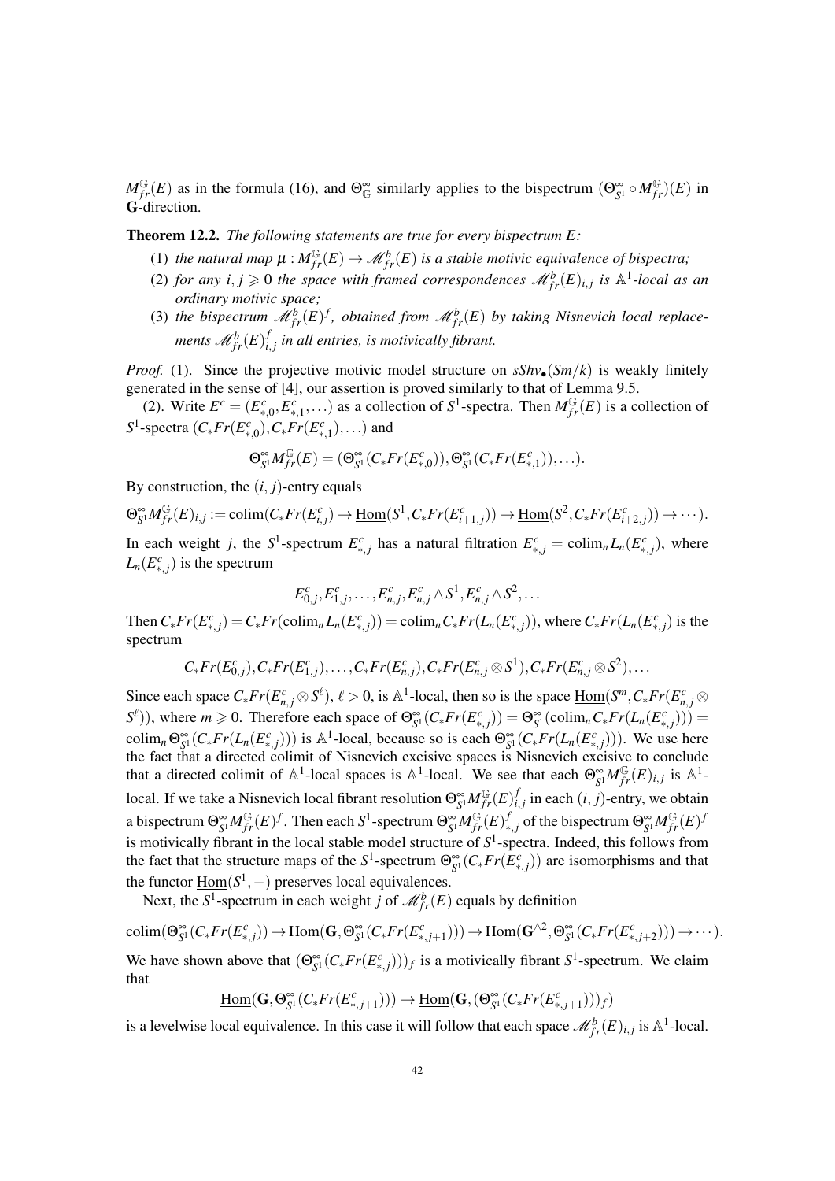$M_{fr}^{\mathbb{G}}(E)$ as in the formula (16), and $\Theta_{\mathbb{G}}^{\infty}$ similarly applies to the bispectrum $(\Theta_{S^1}^{\infty} \circ M_{fr}^{\mathbb{G}})(E)$ in $\mathbf{G}$-direction.

**Theorem 12.2.** *The following statements are true for every bispectrum $E$:*

(1) *the natural map $\mu : M_{fr}^{\mathbb{G}}(E) \to \mathscr{M}_{fr}^{b}(E)$ is a stable motivic equivalence of bispectra;*

(2) *for any $i, j \geqslant 0$ the space with framed correspondences $\mathscr{M}_{fr}^{b}(E)_{i,j}$ is $\mathbb{A}^1$-local as an ordinary motivic space;*

(3) *the bispectrum $\mathscr{M}_{fr}^{b}(E)^f$, obtained from $\mathscr{M}_{fr}^{b}(E)$ by taking Nisnevich local replacements $\mathscr{M}_{fr}^{b}(E)_{i,j}^f$ in all entries, is motivically fibrant.*

*Proof.* (1). Since the projective motivic model structure on $sShv_{\bullet}(Sm/k)$ is weakly finitely generated in the sense of [4], our assertion is proved similarly to that of Lemma 9.5.

(2). Write $E^c = (E_{*,0}^c, E_{*,1}^c, \ldots)$ as a collection of $S^1$-spectra. Then $M_{fr}^{\mathbb{G}}(E)$ is a collection of $S^1$-spectra $(C_*Fr(E_{*,0}^c), C_*Fr(E_{*,1}^c), \ldots)$ and

$$\Theta_{S^1}^{\infty} M_{fr}^{\mathbb{G}}(E) = (\Theta_{S^1}^{\infty}(C_*Fr(E_{*,0}^c)), \Theta_{S^1}^{\infty}(C_*Fr(E_{*,1}^c)), \ldots).$$

By construction, the $(i, j)$-entry equals

$$\Theta_{S^1}^{\infty} M_{fr}^{\mathbb{G}}(E)_{i,j} := \operatorname{colim}(C_*Fr(E_{i,j}^c) \to \underline{\operatorname{Hom}}(S^1, C_*Fr(E_{i+1,j}^c)) \to \underline{\operatorname{Hom}}(S^2, C_*Fr(E_{i+2,j}^c)) \to \cdots).$$

In each weight $j$, the $S^1$-spectrum $E_{*,j}^c$ has a natural filtration $E_{*,j}^c = \operatorname{colim}_n L_n(E_{*,j}^c)$, where $L_n(E_{*,j}^c)$ is the spectrum

$$E_{0,j}^c, E_{1,j}^c, \ldots, E_{n,j}^c, E_{n,j}^c \wedge S^1, E_{n,j}^c \wedge S^2, \ldots$$

Then $C_*Fr(E_{*,j}^c) = C_*Fr(\operatorname{colim}_n L_n(E_{*,j}^c)) = \operatorname{colim}_n C_*Fr(L_n(E_{*,j}^c))$, where $C_*Fr(L_n(E_{*,j}^c)$ is the spectrum

$$C_*Fr(E_{0,j}^c), C_*Fr(E_{1,j}^c), \ldots, C_*Fr(E_{n,j}^c), C_*Fr(E_{n,j}^c \otimes S^1), C_*Fr(E_{n,j}^c \otimes S^2), \ldots$$

Since each space $C_*Fr(E_{n,j}^c \otimes S^{\ell})$, $\ell > 0$, is $\mathbb{A}^1$-local, then so is the space $\underline{\operatorname{Hom}}(S^m, C_*Fr(E_{n,j}^c \otimes S^{\ell}))$, where $m \geqslant 0$. Therefore each space of $\Theta_{S^1}^{\infty}(C_*Fr(E_{*,j}^c)) = \Theta_{S^1}^{\infty}(\operatorname{colim}_n C_*Fr(L_n(E_{*,j}^c))) = \operatorname{colim}_n \Theta_{S^1}^{\infty}(C_*Fr(L_n(E_{*,j}^c)))$ is $\mathbb{A}^1$-local, because so is each $\Theta_{S^1}^{\infty}(C_*Fr(L_n(E_{*,j}^c)))$. We use here the fact that a directed colimit of Nisnevich excisive spaces is Nisnevich excisive to conclude that a directed colimit of $\mathbb{A}^1$-local spaces is $\mathbb{A}^1$-local. We see that each $\Theta_{S^1}^{\infty} M_{fr}^{\mathbb{G}}(E)_{i,j}$ is $\mathbb{A}^1$-local. If we take a Nisnevich local fibrant resolution $\Theta_{S^1}^{\infty} M_{fr}^{\mathbb{G}}(E)_{i,j}^f$ in each $(i, j)$-entry, we obtain a bispectrum $\Theta_{S^1}^{\infty} M_{fr}^{\mathbb{G}}(E)^f$. Then each $S^1$-spectrum $\Theta_{S^1}^{\infty} M_{fr}^{\mathbb{G}}(E)_{*,j}^f$ of the bispectrum $\Theta_{S^1}^{\infty} M_{fr}^{\mathbb{G}}(E)^f$ is motivically fibrant in the local stable model structure of $S^1$-spectra. Indeed, this follows from the fact that the structure maps of the $S^1$-spectrum $\Theta_{S^1}^{\infty}(C_*Fr(E_{*,j}^c))$ are isomorphisms and that the functor $\underline{\operatorname{Hom}}(S^1, -)$ preserves local equivalences.

Next, the $S^1$-spectrum in each weight $j$ of $\mathscr{M}_{fr}^{b}(E)$ equals by definition

$$\operatorname{colim}(\Theta_{S^1}^{\infty}(C_*Fr(E_{*,j}^c)) \to \underline{\operatorname{Hom}}(\mathbf{G}, \Theta_{S^1}^{\infty}(C_*Fr(E_{*,j+1}^c))) \to \underline{\operatorname{Hom}}(\mathbf{G}^{\wedge 2}, \Theta_{S^1}^{\infty}(C_*Fr(E_{*,j+2}^c))) \to \cdots).$$

We have shown above that $(\Theta_{S^1}^{\infty}(C_*Fr(E_{*,j}^c)))_f$ is a motivically fibrant $S^1$-spectrum. We claim that

$$\underline{\operatorname{Hom}}(\mathbf{G}, \Theta_{S^1}^{\infty}(C_*Fr(E_{*,j+1}^c))) \to \underline{\operatorname{Hom}}(\mathbf{G}, (\Theta_{S^1}^{\infty}(C_*Fr(E_{*,j+1}^c)))_f)$$

is a levelwise local equivalence. In this case it will follow that each space $\mathscr{M}_{fr}^{b}(E)_{i,j}$ is $\mathbb{A}^1$-local.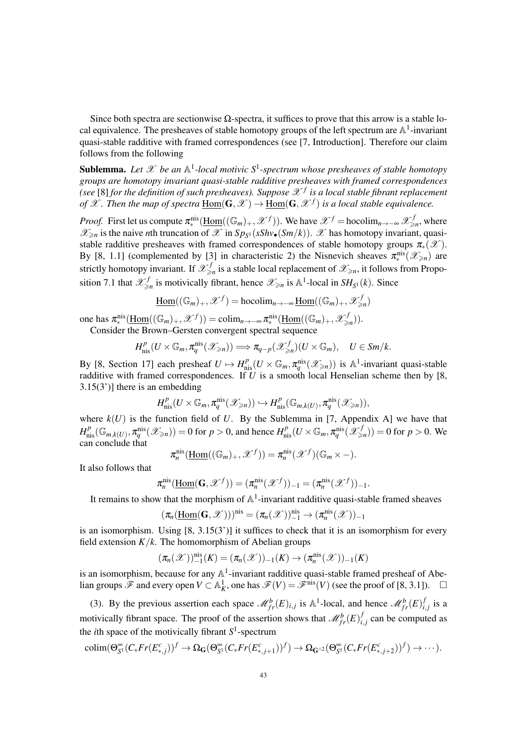Since both spectra are sectionwise $\Omega$-spectra, it suffices to prove that this arrow is a stable local equivalence. The presheaves of stable homotopy groups of the left spectrum are $\mathbb{A}^1$-invariant quasi-stable radditive with framed correspondences (see [7, Introduction]. Therefore our claim follows from the following

**Sublemma.** *Let $\mathscr{X}$ be an $\mathbb{A}^1$-local motivic $S^1$-spectrum whose presheaves of stable homotopy groups are homotopy invariant quasi-stable radditive presheaves with framed correspondences (see* [8] *for the definition of such presheaves). Suppose $\mathscr{X}^f$ is a local stable fibrant replacement of $\mathscr{X}$. Then the map of spectra $\underline{\mathrm{Hom}}(\mathbf{G},\mathscr{X}) \to \underline{\mathrm{Hom}}(\mathbf{G},\mathscr{X}^f)$ is a local stable equivalence.*

*Proof.* First let us compute $\pi_*^{\mathrm{nis}}(\underline{\mathrm{Hom}}((\mathbb{G}_m)_+,\mathscr{X}^f))$. We have $\mathscr{X}^f = \mathrm{hocolim}_{n\to-\infty}\mathscr{X}^f_{\geqslant n}$, where $\mathscr{X}_{\geqslant n}$ is the naive $n$th truncation of $\mathscr{X}$ in $Sp_{S^1}(sShv_\bullet(Sm/k))$. $\mathscr{X}$ has homotopy invariant, quasi-stable radditive presheaves with framed correspondences of stable homotopy groups $\pi_*(\mathscr{X})$. By [8, 1.1] (complemented by [3] in characteristic 2) the Nisnevich sheaves $\pi_*^{\mathrm{nis}}(\mathscr{X}_{\geqslant n})$ are strictly homotopy invariant. If $\mathscr{X}^f_{\geqslant n}$ is a stable local replacement of $\mathscr{X}_{\geqslant n}$, it follows from Proposition 7.1 that $\mathscr{X}^f_{\geqslant n}$ is motivically fibrant, hence $\mathscr{X}_{\geqslant n}$ is $\mathbb{A}^1$-local in $SH_{S^1}(k)$. Since

$$\underline{\mathrm{Hom}}((\mathbb{G}_m)_+,\mathscr{X}^f) = \mathrm{hocolim}_{n\to-\infty}\underline{\mathrm{Hom}}((\mathbb{G}_m)_+,\mathscr{X}^f_{\geqslant n})$$

one has $\pi_*^{\mathrm{nis}}(\underline{\mathrm{Hom}}((\mathbb{G}_m)_+,\mathscr{X}^f)) = \mathrm{colim}_{n\to-\infty}\pi_*^{\mathrm{nis}}(\underline{\mathrm{Hom}}((\mathbb{G}_m)_+,\mathscr{X}^f_{\geqslant n}))$.

Consider the Brown–Gersten convergent spectral sequence

$$H^p_{\mathrm{nis}}(U\times\mathbb{G}_m,\pi_q^{\mathrm{nis}}(\mathscr{X}_{\geqslant n})) \Longrightarrow \pi_{q-p}(\mathscr{X}^f_{\geqslant n})(U\times\mathbb{G}_m), \quad U\in Sm/k.$$

By [8, Section 17] each presheaf $U\mapsto H^p_{\mathrm{nis}}(U\times\mathbb{G}_m,\pi_q^{\mathrm{nis}}(\mathscr{X}_{\geqslant n}))$ is $\mathbb{A}^1$-invariant quasi-stable radditive with framed correspondences. If $U$ is a smooth local Henselian scheme then by [8, 3.15(3')] there is an embedding

$$H^p_{\mathrm{nis}}(U\times\mathbb{G}_m,\pi_q^{\mathrm{nis}}(\mathscr{X}_{\geqslant n})) \hookrightarrow H^p_{\mathrm{nis}}(\mathbb{G}_{m,k(U)},\pi_q^{\mathrm{nis}}(\mathscr{X}_{\geqslant n})),$$

where $k(U)$ is the function field of $U$. By the Sublemma in [7, Appendix A] we have that $H^p_{\mathrm{nis}}(\mathbb{G}_{m,k(U)},\pi_q^{\mathrm{nis}}(\mathscr{X}_{\geqslant n}))=0$ for $p>0$, and hence $H^p_{\mathrm{nis}}(U\times\mathbb{G}_m,\pi_q^{\mathrm{nis}}(\mathscr{X}^f_{\geqslant n}))=0$ for $p>0$. We can conclude that

$$\pi_n^{\mathrm{nis}}(\underline{\mathrm{Hom}}((\mathbb{G}_m)_+,\mathscr{X}^f)) = \pi_n^{\mathrm{nis}}(\mathscr{X}^f)(\mathbb{G}_m\times -).$$

It also follows that

$$\pi_n^{\mathrm{nis}}(\underline{\mathrm{Hom}}(\mathbf{G},\mathscr{X}^f)) = (\pi_n^{\mathrm{nis}}(\mathscr{X}^f))_{-1} = (\pi_n^{\mathrm{nis}}(\mathscr{X}^f))_{-1}.$$

It remains to show that the morphism of $\mathbb{A}^1$-invariant radditive quasi-stable framed sheaves

$$(\pi_n(\underline{\mathrm{Hom}}(\mathbf{G},\mathscr{X})))^{\mathrm{nis}} = (\pi_n(\mathscr{X}))^{\mathrm{nis}}_{-1} \to (\pi_n^{\mathrm{nis}}(\mathscr{X}))_{-1}$$

is an isomorphism. Using [8, 3.15(3')] it suffices to check that it is an isomorphism for every field extension $K/k$. The homomorphism of Abelian groups

$$(\pi_n(\mathscr{X}))^{\mathrm{nis}}_{-1}(K) = (\pi_n(\mathscr{X}))_{-1}(K) \to (\pi_n^{\mathrm{nis}}(\mathscr{X}))_{-1}(K)$$

is an isomorphism, because for any $\mathbb{A}^1$-invariant radditive quasi-stable framed presheaf of Abelian groups $\mathscr{F}$ and every open $V\subset\mathbb{A}^1_K$, one has $\mathscr{F}(V)=\mathscr{F}^{\mathrm{nis}}(V)$ (see the proof of [8, 3.1]). $\square$

(3). By the previous assertion each space $\mathscr{M}^b_{fr}(E)_{i,j}$ is $\mathbb{A}^1$-local, and hence $\mathscr{M}^b_{fr}(E)^f_{i,j}$ is a motivically fibrant space. The proof of the assertion shows that $\mathscr{M}^b_{fr}(E)^f_{i,j}$ can be computed as the $i$th space of the motivically fibrant $S^1$-spectrum

$$\mathrm{colim}(\Theta^\infty_{S^1}(C_*Fr(E^c_{*,j}))^f \to \Omega_{\mathbf{G}}(\Theta^\infty_{S^1}(C_*Fr(E^c_{*,j+1}))^f) \to \Omega_{\mathbf{G}^{\wedge 2}}(\Theta^\infty_{S^1}(C_*Fr(E^c_{*,j+2}))^f) \to \cdots).$$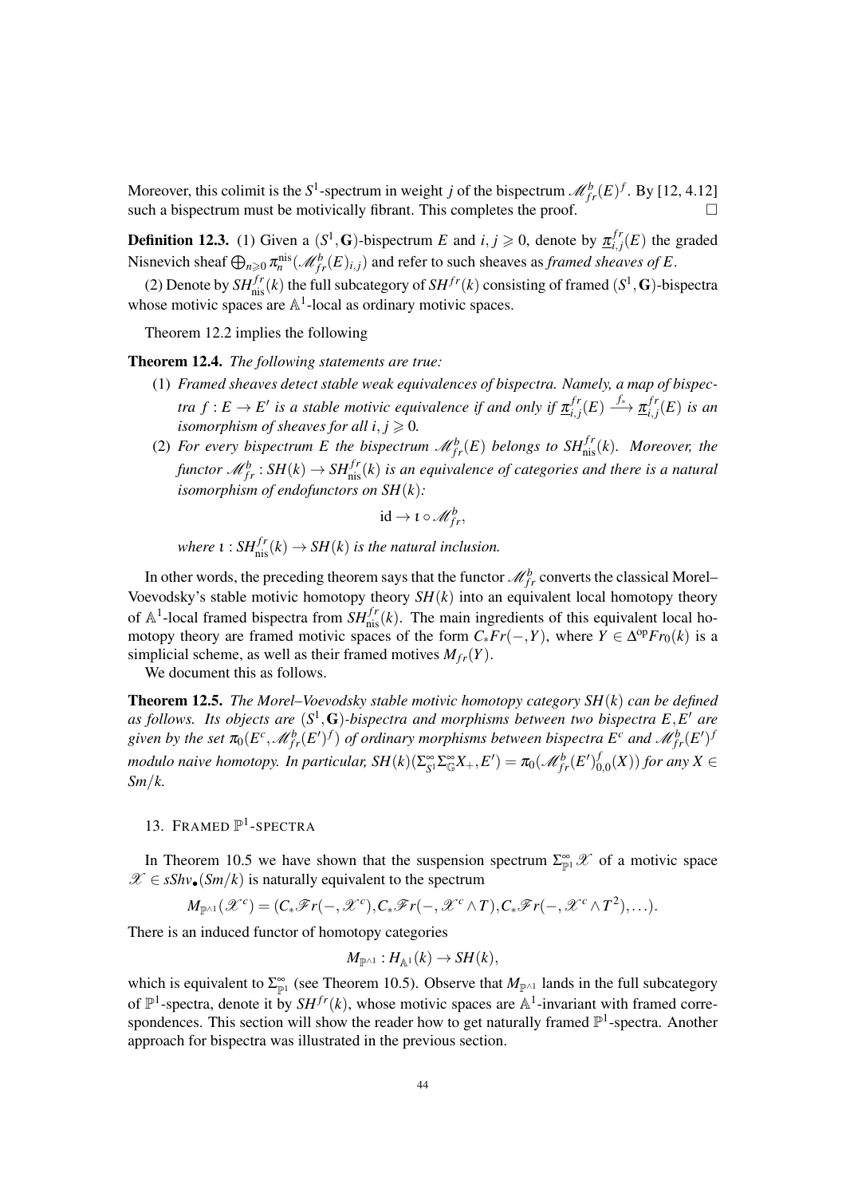Moreover, this colimit is the $S^1$-spectrum in weight $j$ of the bispectrum $\mathscr{M}^b_{fr}(E)^f$. By [12, 4.12] such a bispectrum must be motivically fibrant. This completes the proof. $\square$

**Definition 12.3.** (1) Given a $(S^1,\mathbf{G})$-bispectrum $E$ and $i,j\geqslant 0$, denote by $\underline{\pi}^{fr}_{i,j}(E)$ the graded Nisnevich sheaf $\bigoplus_{n\geqslant 0}\pi^{\mathrm{nis}}_n(\mathscr{M}^b_{fr}(E)_{i,j})$ and refer to such sheaves as *framed sheaves of $E$*.

(2) Denote by $SH^{fr}_{\mathrm{nis}}(k)$ the full subcategory of $SH^{fr}(k)$ consisting of framed $(S^1,\mathbf{G})$-bispectra whose motivic spaces are $\mathbb{A}^1$-local as ordinary motivic spaces.

Theorem 12.2 implies the following

**Theorem 12.4.** *The following statements are true:*

1. *Framed sheaves detect stable weak equivalences of bispectra. Namely, a map of bispectra $f:E\to E'$ is a stable motivic equivalence if and only if $\underline{\pi}^{fr}_{i,j}(E)\xrightarrow{f_*}\underline{\pi}^{fr}_{i,j}(E)$ is an isomorphism of sheaves for all $i,j\geqslant 0$.*
2. *For every bispectrum $E$ the bispectrum $\mathscr{M}^b_{fr}(E)$ belongs to $SH^{fr}_{\mathrm{nis}}(k)$. Moreover, the functor $\mathscr{M}^b_{fr}:SH(k)\to SH^{fr}_{\mathrm{nis}}(k)$ is an equivalence of categories and there is a natural isomorphism of endofunctors on $SH(k)$:*

$$\mathrm{id}\to\iota\circ\mathscr{M}^b_{fr},$$

*where $\iota:SH^{fr}_{\mathrm{nis}}(k)\to SH(k)$ is the natural inclusion.*

In other words, the preceding theorem says that the functor $\mathscr{M}^b_{fr}$ converts the classical Morel–Voevodsky's stable motivic homotopy theory $SH(k)$ into an equivalent local homotopy theory of $\mathbb{A}^1$-local framed bispectra from $SH^{fr}_{\mathrm{nis}}(k)$. The main ingredients of this equivalent local homotopy theory are framed motivic spaces of the form $C_*Fr(-,Y)$, where $Y\in\Delta^{\mathrm{op}}Fr_0(k)$ is a simplicial scheme, as well as their framed motives $M_{fr}(Y)$.

We document this as follows.

**Theorem 12.5.** *The Morel–Voevodsky stable motivic homotopy category $SH(k)$ can be defined as follows. Its objects are $(S^1,\mathbf{G})$-bispectra and morphisms between two bispectra $E,E'$ are given by the set $\pi_0(E^c,\mathscr{M}^b_{fr}(E')^f)$ of ordinary morphisms between bispectra $E^c$ and $\mathscr{M}^b_{fr}(E')^f$ modulo naive homotopy. In particular, $SH(k)(\Sigma^\infty_{S^1}\Sigma^\infty_{\mathbb{G}}X_+,E')=\pi_0(\mathscr{M}^b_{fr}(E')^f_{0,0}(X))$ for any $X\in Sm/k$.*

## 13. Framed $\mathbb{P}^1$-spectra

In Theorem 10.5 we have shown that the suspension spectrum $\Sigma^\infty_{\mathbb{P}^1}\mathscr{X}$ of a motivic space $\mathscr{X}\in sShv_\bullet(Sm/k)$ is naturally equivalent to the spectrum

$$M_{\mathbb{P}^{\wedge 1}}(\mathscr{X}^c)=(C_*\mathscr{F}r(-,\mathscr{X}^c),C_*\mathscr{F}r(-,\mathscr{X}^c\wedge T),C_*\mathscr{F}r(-,\mathscr{X}^c\wedge T^2),\ldots).$$

There is an induced functor of homotopy categories

$$M_{\mathbb{P}^{\wedge 1}}:H_{\mathbb{A}^1}(k)\to SH(k),$$

which is equivalent to $\Sigma^\infty_{\mathbb{P}^1}$ (see Theorem 10.5). Observe that $M_{\mathbb{P}^{\wedge 1}}$ lands in the full subcategory of $\mathbb{P}^1$-spectra, denote it by $SH^{fr}(k)$, whose motivic spaces are $\mathbb{A}^1$-invariant with framed correspondences. This section will show the reader how to get naturally framed $\mathbb{P}^1$-spectra. Another approach for bispectra was illustrated in the previous section.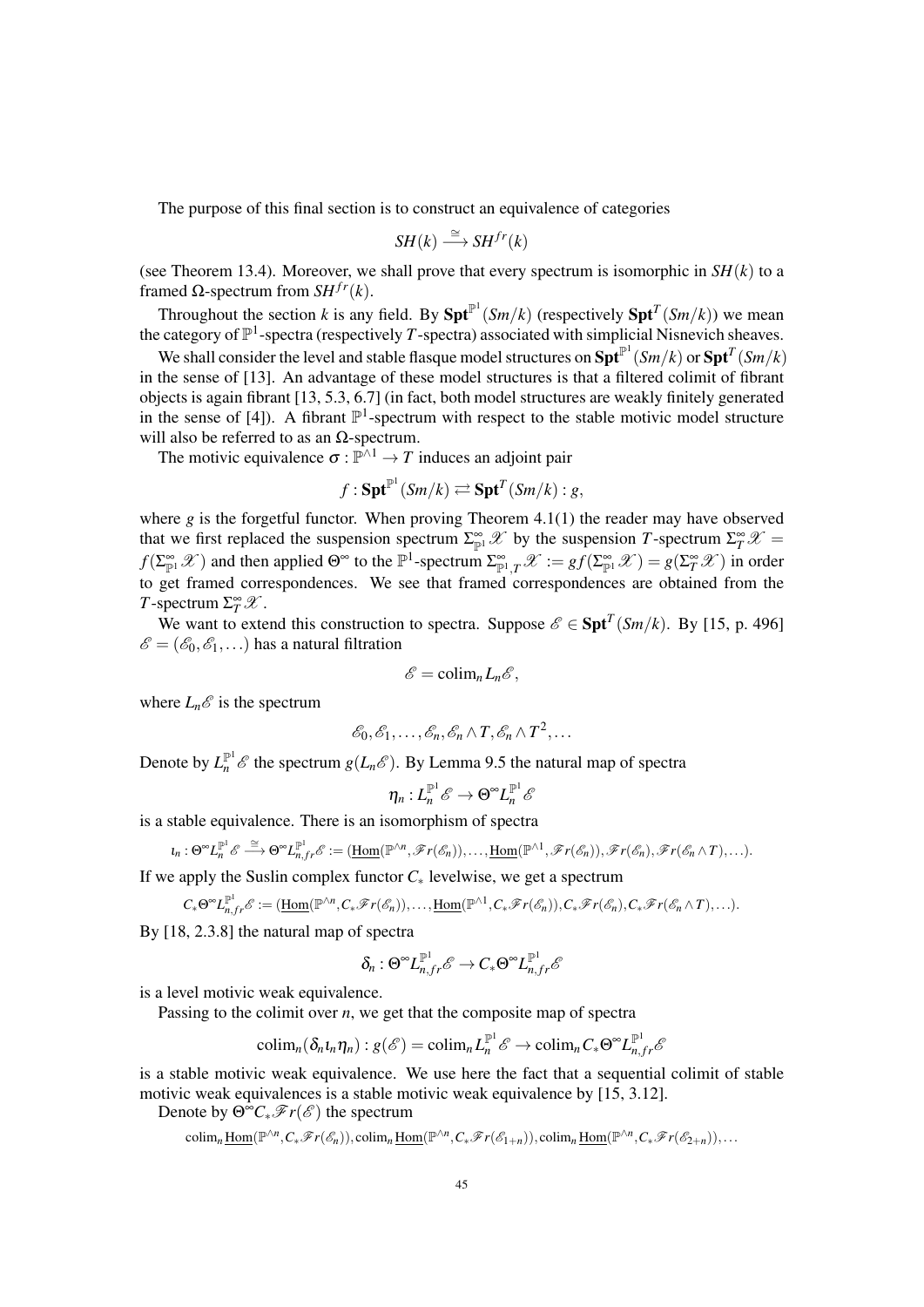The purpose of this final section is to construct an equivalence of categories

$$SH(k) \xrightarrow{\cong} SH^{fr}(k)$$

(see Theorem 13.4). Moreover, we shall prove that every spectrum is isomorphic in $SH(k)$ to a framed $\Omega$-spectrum from $SH^{fr}(k)$.

Throughout the section $k$ is any field. By $\mathbf{Spt}^{\mathbb{P}^1}(Sm/k)$ (respectively $\mathbf{Spt}^{T}(Sm/k)$) we mean the category of $\mathbb{P}^1$-spectra (respectively $T$-spectra) associated with simplicial Nisnevich sheaves.

We shall consider the level and stable flasque model structures on $\mathbf{Spt}^{\mathbb{P}^1}(Sm/k)$ or $\mathbf{Spt}^{T}(Sm/k)$ in the sense of [13]. An advantage of these model structures is that a filtered colimit of fibrant objects is again fibrant [13, 5.3, 6.7] (in fact, both model structures are weakly finitely generated in the sense of [4]). A fibrant $\mathbb{P}^1$-spectrum with respect to the stable motivic model structure will also be referred to as an $\Omega$-spectrum.

The motivic equivalence $\sigma : \mathbb{P}^{\wedge 1} \to T$ induces an adjoint pair

$$f : \mathbf{Spt}^{\mathbb{P}^1}(Sm/k) \rightleftarrows \mathbf{Spt}^{T}(Sm/k) : g,$$

where $g$ is the forgetful functor. When proving Theorem 4.1(1) the reader may have observed that we first replaced the suspension spectrum $\Sigma^\infty_{\mathbb{P}^1}\mathscr{X}$ by the suspension $T$-spectrum $\Sigma^\infty_T\mathscr{X} = f(\Sigma^\infty_{\mathbb{P}^1}\mathscr{X})$ and then applied $\Theta^\infty$ to the $\mathbb{P}^1$-spectrum $\Sigma^\infty_{\mathbb{P}^1,T}\mathscr{X} := gf(\Sigma^\infty_{\mathbb{P}^1}\mathscr{X}) = g(\Sigma^\infty_T\mathscr{X})$ in order to get framed correspondences. We see that framed correspondences are obtained from the $T$-spectrum $\Sigma^\infty_T\mathscr{X}$.

We want to extend this construction to spectra. Suppose $\mathscr{E} \in \mathbf{Spt}^{T}(Sm/k)$. By [15, p. 496] $\mathscr{E} = (\mathscr{E}_0, \mathscr{E}_1, \ldots)$ has a natural filtration

$$\mathscr{E} = \operatorname{colim}_n L_n\mathscr{E},$$

where $L_n\mathscr{E}$ is the spectrum

$$\mathscr{E}_0, \mathscr{E}_1, \ldots, \mathscr{E}_n, \mathscr{E}_n \wedge T, \mathscr{E}_n \wedge T^2, \ldots$$

Denote by $L_n^{\mathbb{P}^1}\mathscr{E}$ the spectrum $g(L_n\mathscr{E})$. By Lemma 9.5 the natural map of spectra

$$\eta_n : L_n^{\mathbb{P}^1}\mathscr{E} \to \Theta^\infty L_n^{\mathbb{P}^1}\mathscr{E}$$

is a stable equivalence. There is an isomorphism of spectra

$$\iota_n : \Theta^\infty L_n^{\mathbb{P}^1}\mathscr{E} \xrightarrow{\cong} \Theta^\infty L_{n,fr}^{\mathbb{P}^1}\mathscr{E} := (\underline{\mathrm{Hom}}(\mathbb{P}^{\wedge n}, \mathscr{F}r(\mathscr{E}_n)), \ldots, \underline{\mathrm{Hom}}(\mathbb{P}^{\wedge 1}, \mathscr{F}r(\mathscr{E}_n)), \mathscr{F}r(\mathscr{E}_n), \mathscr{F}r(\mathscr{E}_n \wedge T), \ldots).$$

If we apply the Suslin complex functor $C_*$ levelwise, we get a spectrum

$$C_*\Theta^\infty L_{n,fr}^{\mathbb{P}^1}\mathscr{E} := (\underline{\mathrm{Hom}}(\mathbb{P}^{\wedge n}, C_*\mathscr{F}r(\mathscr{E}_n)), \ldots, \underline{\mathrm{Hom}}(\mathbb{P}^{\wedge 1}, C_*\mathscr{F}r(\mathscr{E}_n)), C_*\mathscr{F}r(\mathscr{E}_n), C_*\mathscr{F}r(\mathscr{E}_n \wedge T), \ldots).$$

By [18, 2.3.8] the natural map of spectra

$$\delta_n : \Theta^\infty L_{n,fr}^{\mathbb{P}^1}\mathscr{E} \to C_*\Theta^\infty L_{n,fr}^{\mathbb{P}^1}\mathscr{E}$$

is a level motivic weak equivalence.

Passing to the colimit over $n$, we get that the composite map of spectra

$$\operatorname{colim}_n(\delta_n\iota_n\eta_n) : g(\mathscr{E}) = \operatorname{colim}_n L_n^{\mathbb{P}^1}\mathscr{E} \to \operatorname{colim}_n C_*\Theta^\infty L_{n,fr}^{\mathbb{P}^1}\mathscr{E}$$

is a stable motivic weak equivalence. We use here the fact that a sequential colimit of stable motivic weak equivalences is a stable motivic weak equivalence by [15, 3.12].

Denote by $\Theta^\infty C_*\mathscr{F}r(\mathscr{E})$ the spectrum

$$\operatorname{colim}_n \underline{\mathrm{Hom}}(\mathbb{P}^{\wedge n}, C_*\mathscr{F}r(\mathscr{E}_n)), \operatorname{colim}_n \underline{\mathrm{Hom}}(\mathbb{P}^{\wedge n}, C_*\mathscr{F}r(\mathscr{E}_{1+n})), \operatorname{colim}_n \underline{\mathrm{Hom}}(\mathbb{P}^{\wedge n}, C_*\mathscr{F}r(\mathscr{E}_{2+n})), \ldots$$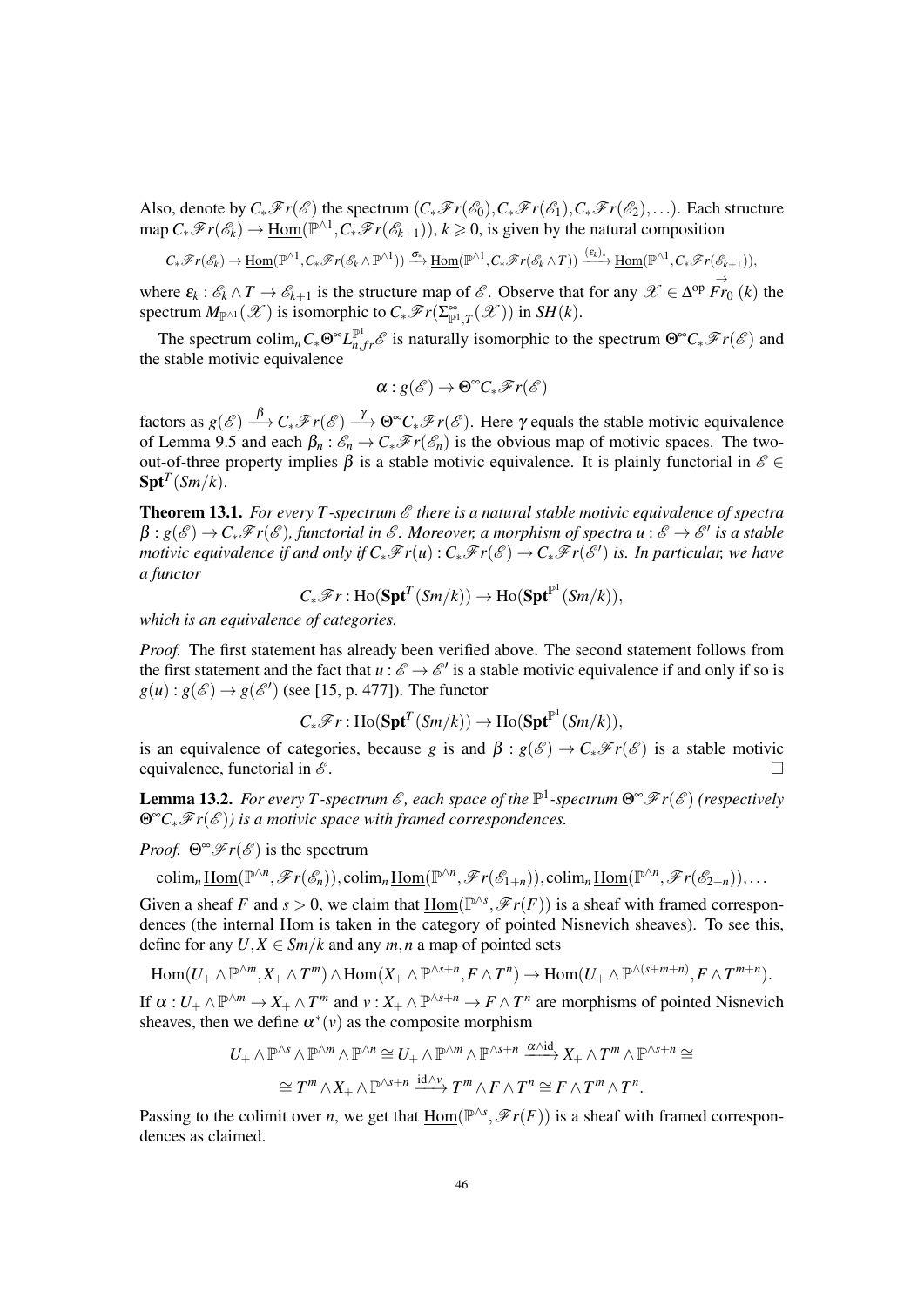Also, denote by $C_*\mathscr{F}r(\mathscr{E})$ the spectrum $(C_*\mathscr{F}r(\mathscr{E}_0), C_*\mathscr{F}r(\mathscr{E}_1), C_*\mathscr{F}r(\mathscr{E}_2), \ldots)$. Each structure map $C_*\mathscr{F}r(\mathscr{E}_k) \to \underline{\mathrm{Hom}}(\mathbb{P}^{\wedge 1}, C_*\mathscr{F}r(\mathscr{E}_{k+1}))$, $k \geqslant 0$, is given by the natural composition

$$C_*\mathscr{F}r(\mathscr{E}_k) \to \underline{\mathrm{Hom}}(\mathbb{P}^{\wedge 1}, C_*\mathscr{F}r(\mathscr{E}_k \wedge \mathbb{P}^{\wedge 1})) \xrightarrow{\sigma_*} \underline{\mathrm{Hom}}(\mathbb{P}^{\wedge 1}, C_*\mathscr{F}r(\mathscr{E}_k \wedge T)) \xrightarrow{(\varepsilon_k)_*} \underline{\mathrm{Hom}}(\mathbb{P}^{\wedge 1}, C_*\mathscr{F}r(\mathscr{E}_{k+1})),$$

where $\varepsilon_k : \mathscr{E}_k \wedge T \to \mathscr{E}_{k+1}$ is the structure map of $\mathscr{E}$. Observe that for any $\mathscr{X} \in \Delta^{\mathrm{op}} \overrightarrow{Fr}_0(k)$ the spectrum $M_{\mathbb{P}^{\wedge 1}}(\mathscr{X})$ is isomorphic to $C_*\mathscr{F}r(\Sigma^\infty_{\mathbb{P}^1,T}(\mathscr{X}))$ in $SH(k)$.

The spectrum $\mathrm{colim}_n C_*\Theta^\infty L^{\mathbb{P}^1}_{n,fr}\mathscr{E}$ is naturally isomorphic to the spectrum $\Theta^\infty C_*\mathscr{F}r(\mathscr{E})$ and the stable motivic equivalence

$$\alpha : g(\mathscr{E}) \to \Theta^\infty C_*\mathscr{F}r(\mathscr{E})$$

factors as $g(\mathscr{E}) \xrightarrow{\beta} C_*\mathscr{F}r(\mathscr{E}) \xrightarrow{\gamma} \Theta^\infty C_*\mathscr{F}r(\mathscr{E})$. Here $\gamma$ equals the stable motivic equivalence of Lemma 9.5 and each $\beta_n : \mathscr{E}_n \to C_*\mathscr{F}r(\mathscr{E}_n)$ is the obvious map of motivic spaces. The two-out-of-three property implies $\beta$ is a stable motivic equivalence. It is plainly functorial in $\mathscr{E} \in \mathbf{Spt}^T(Sm/k)$.

**Theorem 13.1.** *For every $T$-spectrum $\mathscr{E}$ there is a natural stable motivic equivalence of spectra $\beta : g(\mathscr{E}) \to C_*\mathscr{F}r(\mathscr{E})$, functorial in $\mathscr{E}$. Moreover, a morphism of spectra $u : \mathscr{E} \to \mathscr{E}'$ is a stable motivic equivalence if and only if $C_*\mathscr{F}r(u) : C_*\mathscr{F}r(\mathscr{E}) \to C_*\mathscr{F}r(\mathscr{E}')$ is. In particular, we have a functor*

$$C_*\mathscr{F}r : \mathrm{Ho}(\mathbf{Spt}^T(Sm/k)) \to \mathrm{Ho}(\mathbf{Spt}^{\mathbb{P}^1}(Sm/k)),$$

*which is an equivalence of categories.*

*Proof.* The first statement has already been verified above. The second statement follows from the first statement and the fact that $u : \mathscr{E} \to \mathscr{E}'$ is a stable motivic equivalence if and only if so is $g(u) : g(\mathscr{E}) \to g(\mathscr{E}')$ (see [15, p. 477]). The functor

$$C_*\mathscr{F}r : \mathrm{Ho}(\mathbf{Spt}^T(Sm/k)) \to \mathrm{Ho}(\mathbf{Spt}^{\mathbb{P}^1}(Sm/k)),$$

is an equivalence of categories, because $g$ is and $\beta : g(\mathscr{E}) \to C_*\mathscr{F}r(\mathscr{E})$ is a stable motivic equivalence, functorial in $\mathscr{E}$. $\square$

**Lemma 13.2.** *For every $T$-spectrum $\mathscr{E}$, each space of the $\mathbb{P}^1$-spectrum $\Theta^\infty\mathscr{F}r(\mathscr{E})$ (respectively $\Theta^\infty C_*\mathscr{F}r(\mathscr{E})$) is a motivic space with framed correspondences.*

*Proof.* $\Theta^\infty\mathscr{F}r(\mathscr{E})$ is the spectrum

$$\mathrm{colim}_n \underline{\mathrm{Hom}}(\mathbb{P}^{\wedge n}, \mathscr{F}r(\mathscr{E}_n)), \mathrm{colim}_n \underline{\mathrm{Hom}}(\mathbb{P}^{\wedge n}, \mathscr{F}r(\mathscr{E}_{1+n})), \mathrm{colim}_n \underline{\mathrm{Hom}}(\mathbb{P}^{\wedge n}, \mathscr{F}r(\mathscr{E}_{2+n})), \ldots$$

Given a sheaf $F$ and $s > 0$, we claim that $\underline{\mathrm{Hom}}(\mathbb{P}^{\wedge s}, \mathscr{F}r(F))$ is a sheaf with framed correspondences (the internal Hom is taken in the category of pointed Nisnevich sheaves). To see this, define for any $U, X \in Sm/k$ and any $m, n$ a map of pointed sets

$$\mathrm{Hom}(U_+ \wedge \mathbb{P}^{\wedge m}, X_+ \wedge T^m) \wedge \mathrm{Hom}(X_+ \wedge \mathbb{P}^{\wedge s+n}, F \wedge T^n) \to \mathrm{Hom}(U_+ \wedge \mathbb{P}^{\wedge(s+m+n)}, F \wedge T^{m+n}).$$

If $\alpha : U_+ \wedge \mathbb{P}^{\wedge m} \to X_+ \wedge T^m$ and $v : X_+ \wedge \mathbb{P}^{\wedge s+n} \to F \wedge T^n$ are morphisms of pointed Nisnevich sheaves, then we define $\alpha^*(v)$ as the composite morphism

$$U_+ \wedge \mathbb{P}^{\wedge s} \wedge \mathbb{P}^{\wedge m} \wedge \mathbb{P}^{\wedge n} \cong U_+ \wedge \mathbb{P}^{\wedge m} \wedge \mathbb{P}^{\wedge s+n} \xrightarrow{\alpha \wedge \mathrm{id}} X_+ \wedge T^m \wedge \mathbb{P}^{\wedge s+n} \cong$$

$$\cong T^m \wedge X_+ \wedge \mathbb{P}^{\wedge s+n} \xrightarrow{\mathrm{id} \wedge v} T^m \wedge F \wedge T^n \cong F \wedge T^m \wedge T^n.$$

Passing to the colimit over $n$, we get that $\underline{\mathrm{Hom}}(\mathbb{P}^{\wedge s}, \mathscr{F}r(F))$ is a sheaf with framed correspondences as claimed.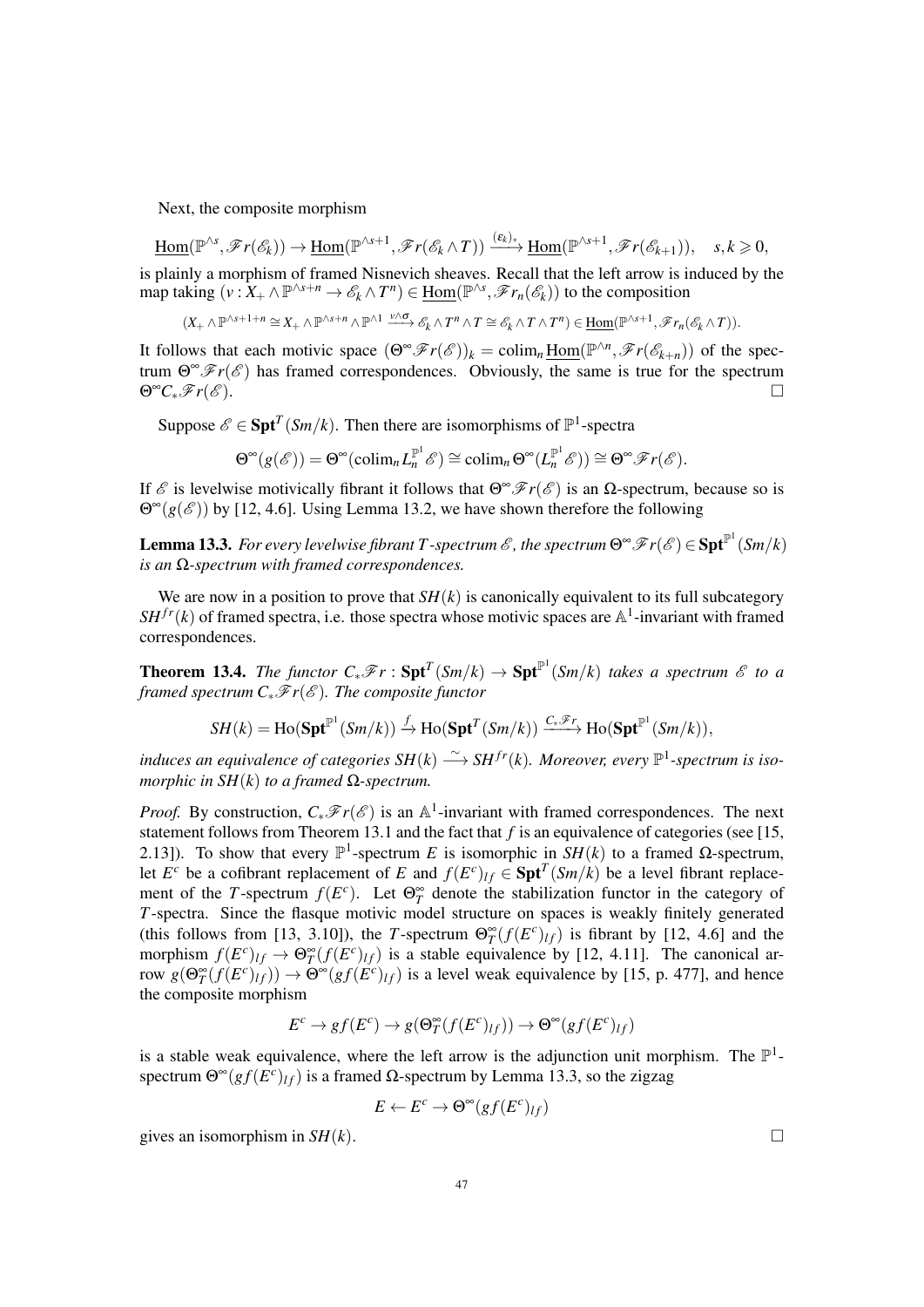Next, the composite morphism

$$\underline{\mathrm{Hom}}(\mathbb{P}^{\wedge s}, \mathscr{F}r(\mathscr{E}_k)) \to \underline{\mathrm{Hom}}(\mathbb{P}^{\wedge s+1}, \mathscr{F}r(\mathscr{E}_k \wedge T)) \xrightarrow{(\varepsilon_k)_*} \underline{\mathrm{Hom}}(\mathbb{P}^{\wedge s+1}, \mathscr{F}r(\mathscr{E}_{k+1})), \quad s,k \geqslant 0,$$

is plainly a morphism of framed Nisnevich sheaves. Recall that the left arrow is induced by the map taking $(v : X_+ \wedge \mathbb{P}^{\wedge s+n} \to \mathscr{E}_k \wedge T^n) \in \underline{\mathrm{Hom}}(\mathbb{P}^{\wedge s}, \mathscr{F}r_n(\mathscr{E}_k))$ to the composition

$$(X_+ \wedge \mathbb{P}^{\wedge s+1+n} \cong X_+ \wedge \mathbb{P}^{\wedge s+n} \wedge \mathbb{P}^{\wedge 1} \xrightarrow{v \wedge \sigma} \mathscr{E}_k \wedge T^n \wedge T \cong \mathscr{E}_k \wedge T \wedge T^n) \in \underline{\mathrm{Hom}}(\mathbb{P}^{\wedge s+1}, \mathscr{F}r_n(\mathscr{E}_k \wedge T)).$$

It follows that each motivic space $(\Theta^\infty \mathscr{F}r(\mathscr{E}))_k = \mathrm{colim}_n \underline{\mathrm{Hom}}(\mathbb{P}^{\wedge n}, \mathscr{F}r(\mathscr{E}_{k+n}))$ of the spectrum $\Theta^\infty \mathscr{F}r(\mathscr{E})$ has framed correspondences. Obviously, the same is true for the spectrum $\Theta^\infty C_* \mathscr{F}r(\mathscr{E})$. $\square$

Suppose $\mathscr{E} \in \mathbf{Spt}^T(Sm/k)$. Then there are isomorphisms of $\mathbb{P}^1$-spectra

$$\Theta^\infty(g(\mathscr{E})) = \Theta^\infty(\mathrm{colim}_n L_n^{\mathbb{P}^1} \mathscr{E}) \cong \mathrm{colim}_n \Theta^\infty(L_n^{\mathbb{P}^1} \mathscr{E})) \cong \Theta^\infty \mathscr{F}r(\mathscr{E}).$$

If $\mathscr{E}$ is levelwise motivically fibrant it follows that $\Theta^\infty \mathscr{F}r(\mathscr{E})$ is an $\Omega$-spectrum, because so is $\Theta^\infty(g(\mathscr{E}))$ by [12, 4.6]. Using Lemma 13.2, we have shown therefore the following

**Lemma 13.3.** *For every levelwise fibrant $T$-spectrum $\mathscr{E}$, the spectrum $\Theta^\infty \mathscr{F}r(\mathscr{E}) \in \mathbf{Spt}^{\mathbb{P}^1}(Sm/k)$ is an $\Omega$-spectrum with framed correspondences.*

We are now in a position to prove that $SH(k)$ is canonically equivalent to its full subcategory $SH^{fr}(k)$ of framed spectra, i.e. those spectra whose motivic spaces are $\mathbb{A}^1$-invariant with framed correspondences.

**Theorem 13.4.** *The functor $C_*\mathscr{F}r : \mathbf{Spt}^T(Sm/k) \to \mathbf{Spt}^{\mathbb{P}^1}(Sm/k)$ takes a spectrum $\mathscr{E}$ to a framed spectrum $C_*\mathscr{F}r(\mathscr{E})$. The composite functor*

$$SH(k) = \mathrm{Ho}(\mathbf{Spt}^{\mathbb{P}^1}(Sm/k)) \xrightarrow{f} \mathrm{Ho}(\mathbf{Spt}^T(Sm/k)) \xrightarrow{C_*\mathscr{F}r} \mathrm{Ho}(\mathbf{Spt}^{\mathbb{P}^1}(Sm/k)),$$

*induces an equivalence of categories $SH(k) \xrightarrow{\sim} SH^{fr}(k)$. Moreover, every $\mathbb{P}^1$-spectrum is isomorphic in $SH(k)$ to a framed $\Omega$-spectrum.*

*Proof.* By construction, $C_*\mathscr{F}r(\mathscr{E})$ is an $\mathbb{A}^1$-invariant with framed correspondences. The next statement follows from Theorem 13.1 and the fact that $f$ is an equivalence of categories (see [15, 2.13]). To show that every $\mathbb{P}^1$-spectrum $E$ is isomorphic in $SH(k)$ to a framed $\Omega$-spectrum, let $E^c$ be a cofibrant replacement of $E$ and $f(E^c)_{lf} \in \mathbf{Spt}^T(Sm/k)$ be a level fibrant replacement of the $T$-spectrum $f(E^c)$. Let $\Theta_T^\infty$ denote the stabilization functor in the category of $T$-spectra. Since the flasque motivic model structure on spaces is weakly finitely generated (this follows from [13, 3.10]), the $T$-spectrum $\Theta_T^\infty(f(E^c)_{lf})$ is fibrant by [12, 4.6] and the morphism $f(E^c)_{lf} \to \Theta_T^\infty(f(E^c)_{lf})$ is a stable equivalence by [12, 4.11]. The canonical arrow $g(\Theta_T^\infty(f(E^c)_{lf})) \to \Theta^\infty(gf(E^c)_{lf})$ is a level weak equivalence by [15, p. 477], and hence the composite morphism

$$E^c \to gf(E^c) \to g(\Theta_T^\infty(f(E^c)_{lf})) \to \Theta^\infty(gf(E^c)_{lf})$$

is a stable weak equivalence, where the left arrow is the adjunction unit morphism. The $\mathbb{P}^1$-spectrum $\Theta^\infty(gf(E^c)_{lf})$ is a framed $\Omega$-spectrum by Lemma 13.3, so the zigzag

$$E \leftarrow E^c \to \Theta^\infty(gf(E^c)_{lf})$$

gives an isomorphism in $SH(k)$. $\square$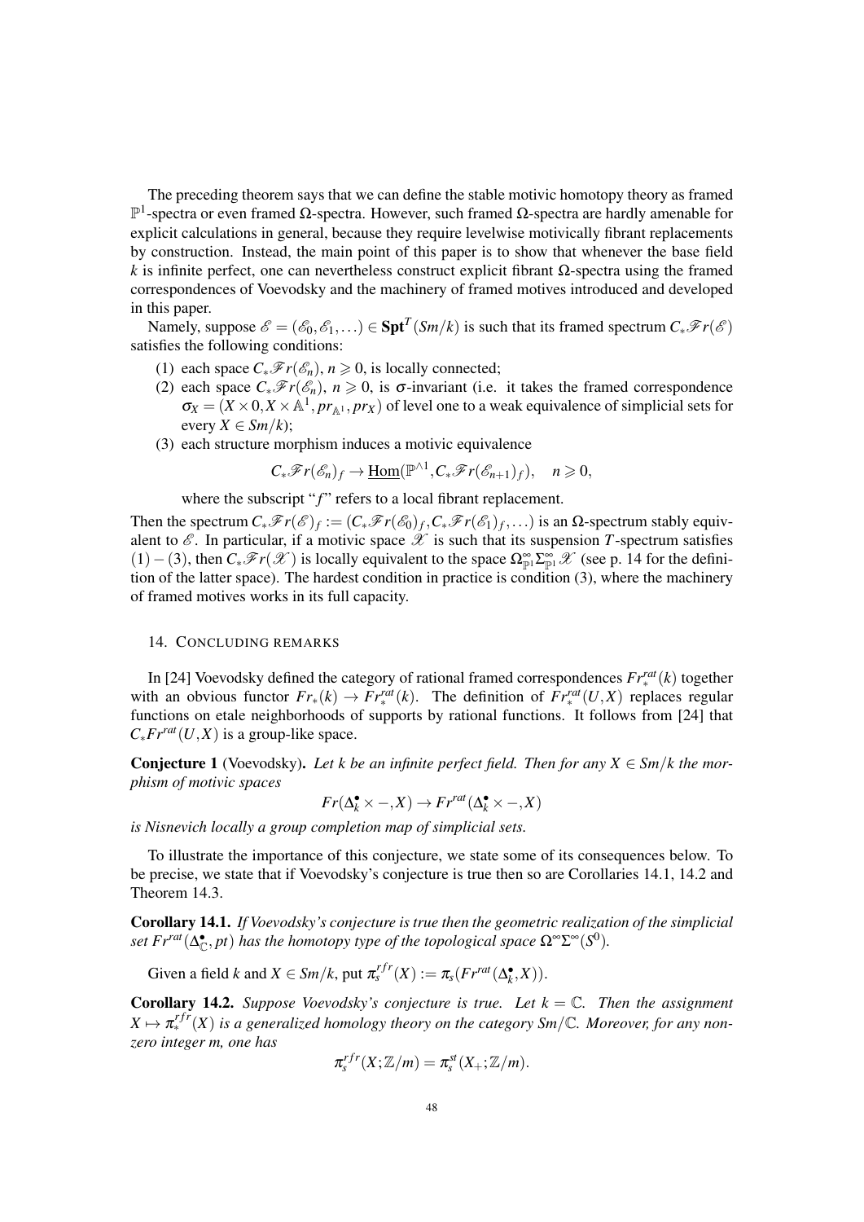The preceding theorem says that we can define the stable motivic homotopy theory as framed $\mathbb{P}^1$-spectra or even framed $\Omega$-spectra. However, such framed $\Omega$-spectra are hardly amenable for explicit calculations in general, because they require levelwise motivically fibrant replacements by construction. Instead, the main point of this paper is to show that whenever the base field $k$ is infinite perfect, one can nevertheless construct explicit fibrant $\Omega$-spectra using the framed correspondences of Voevodsky and the machinery of framed motives introduced and developed in this paper.

Namely, suppose $\mathscr{E} = (\mathscr{E}_0, \mathscr{E}_1, \ldots) \in \mathbf{Spt}^T(Sm/k)$ is such that its framed spectrum $C_*\mathscr{F}r(\mathscr{E})$ satisfies the following conditions:

(1) each space $C_*\mathscr{F}r(\mathscr{E}_n)$, $n \geqslant 0$, is locally connected;

(2) each space $C_*\mathscr{F}r(\mathscr{E}_n)$, $n \geqslant 0$, is $\sigma$-invariant (i.e. it takes the framed correspondence $\sigma_X = (X \times 0, X \times \mathbb{A}^1, pr_{\mathbb{A}^1}, pr_X)$ of level one to a weak equivalence of simplicial sets for every $X \in Sm/k$);

(3) each structure morphism induces a motivic equivalence

$$C_*\mathscr{F}r(\mathscr{E}_n)_f \to \underline{\mathrm{Hom}}(\mathbb{P}^{\wedge 1}, C_*\mathscr{F}r(\mathscr{E}_{n+1})_f), \quad n \geqslant 0,$$

where the subscript "$f$" refers to a local fibrant replacement.

Then the spectrum $C_*\mathscr{F}r(\mathscr{E})_f := (C_*\mathscr{F}r(\mathscr{E}_0)_f, C_*\mathscr{F}r(\mathscr{E}_1)_f, \ldots)$ is an $\Omega$-spectrum stably equivalent to $\mathscr{E}$. In particular, if a motivic space $\mathscr{X}$ is such that its suspension $T$-spectrum satisfies $(1)-(3)$, then $C_*\mathscr{F}r(\mathscr{X})$ is locally equivalent to the space $\Omega^\infty_{\mathbb{P}^1}\Sigma^\infty_{\mathbb{P}^1}\mathscr{X}$ (see p. 14 for the definition of the latter space). The hardest condition in practice is condition (3), where the machinery of framed motives works in its full capacity.

## 14. Concluding remarks

In [24] Voevodsky defined the category of rational framed correspondences $Fr^{rat}_*(k)$ together with an obvious functor $Fr_*(k) \to Fr^{rat}_*(k)$. The definition of $Fr^{rat}_*(U,X)$ replaces regular functions on etale neighborhoods of supports by rational functions. It follows from [24] that $C_*Fr^{rat}(U,X)$ is a group-like space.

**Conjecture 1** (Voevodsky). *Let $k$ be an infinite perfect field. Then for any $X \in Sm/k$ the morphism of motivic spaces*

$$Fr(\Delta^\bullet_k \times -, X) \to Fr^{rat}(\Delta^\bullet_k \times -, X)$$

*is Nisnevich locally a group completion map of simplicial sets.*

To illustrate the importance of this conjecture, we state some of its consequences below. To be precise, we state that if Voevodsky's conjecture is true then so are Corollaries 14.1, 14.2 and Theorem 14.3.

**Corollary 14.1.** *If Voevodsky's conjecture is true then the geometric realization of the simplicial set $Fr^{rat}(\Delta^\bullet_{\mathbb{C}}, pt)$ has the homotopy type of the topological space $\Omega^\infty\Sigma^\infty(S^0)$.*

Given a field $k$ and $X \in Sm/k$, put $\pi^{rfr}_s(X) := \pi_s(Fr^{rat}(\Delta^\bullet_k, X))$.

**Corollary 14.2.** *Suppose Voevodsky's conjecture is true. Let $k = \mathbb{C}$. Then the assignment $X \mapsto \pi^{rfr}_*(X)$ is a generalized homology theory on the category $Sm/\mathbb{C}$. Moreover, for any nonzero integer $m$, one has*

$$\pi^{rfr}_s(X; \mathbb{Z}/m) = \pi^{st}_s(X_+; \mathbb{Z}/m).$$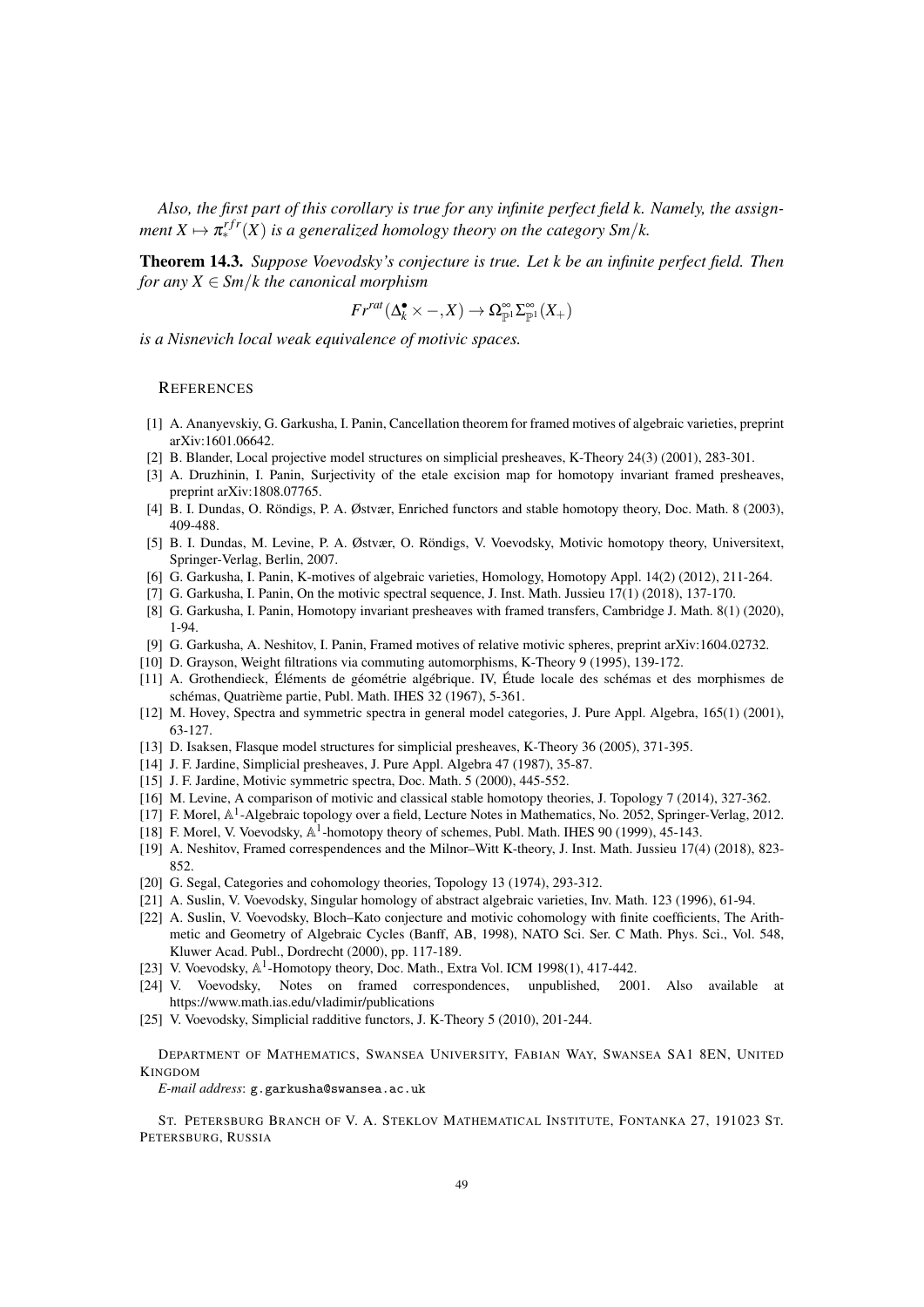*Also, the first part of this corollary is true for any infinite perfect field k. Namely, the assignment $X \mapsto \pi_*^{rfr}(X)$ is a generalized homology theory on the category Sm/k.*

**Theorem 14.3.** *Suppose Voevodsky's conjecture is true. Let k be an infinite perfect field. Then for any $X \in Sm/k$ the canonical morphism*

$$Fr^{rat}(\Delta_k^\bullet \times -, X) \to \Omega_{\mathbb{P}^1}^\infty \Sigma_{\mathbb{P}^1}^\infty(X_+)$$

*is a Nisnevich local weak equivalence of motivic spaces.*

## REFERENCES

[1] A. Ananyevskiy, G. Garkusha, I. Panin, Cancellation theorem for framed motives of algebraic varieties, preprint arXiv:1601.06642.

[2] B. Blander, Local projective model structures on simplicial presheaves, K-Theory 24(3) (2001), 283-301.

[3] A. Druzhinin, I. Panin, Surjectivity of the etale excision map for homotopy invariant framed presheaves, preprint arXiv:1808.07765.

[4] B. I. Dundas, O. Röndigs, P. A. Østvær, Enriched functors and stable homotopy theory, Doc. Math. 8 (2003), 409-488.

[5] B. I. Dundas, M. Levine, P. A. Østvær, O. Röndigs, V. Voevodsky, Motivic homotopy theory, Universitext, Springer-Verlag, Berlin, 2007.

[6] G. Garkusha, I. Panin, K-motives of algebraic varieties, Homology, Homotopy Appl. 14(2) (2012), 211-264.

[7] G. Garkusha, I. Panin, On the motivic spectral sequence, J. Inst. Math. Jussieu 17(1) (2018), 137-170.

[8] G. Garkusha, I. Panin, Homotopy invariant presheaves with framed transfers, Cambridge J. Math. 8(1) (2020), 1-94.

[9] G. Garkusha, A. Neshitov, I. Panin, Framed motives of relative motivic spheres, preprint arXiv:1604.02732.

[10] D. Grayson, Weight filtrations via commuting automorphisms, K-Theory 9 (1995), 139-172.

[11] A. Grothendieck, Éléments de géométrie algébrique. IV, Étude locale des schémas et des morphismes de schémas, Quatrième partie, Publ. Math. IHES 32 (1967), 5-361.

[12] M. Hovey, Spectra and symmetric spectra in general model categories, J. Pure Appl. Algebra, 165(1) (2001), 63-127.

[13] D. Isaksen, Flasque model structures for simplicial presheaves, K-Theory 36 (2005), 371-395.

[14] J. F. Jardine, Simplicial presheaves, J. Pure Appl. Algebra 47 (1987), 35-87.

[15] J. F. Jardine, Motivic symmetric spectra, Doc. Math. 5 (2000), 445-552.

[16] M. Levine, A comparison of motivic and classical stable homotopy theories, J. Topology 7 (2014), 327-362.

[17] F. Morel, $\mathbb{A}^1$-Algebraic topology over a field, Lecture Notes in Mathematics, No. 2052, Springer-Verlag, 2012.

[18] F. Morel, V. Voevodsky, $\mathbb{A}^1$-homotopy theory of schemes, Publ. Math. IHES 90 (1999), 45-143.

[19] A. Neshitov, Framed correspondences and the Milnor–Witt K-theory, J. Inst. Math. Jussieu 17(4) (2018), 823-852.

[20] G. Segal, Categories and cohomology theories, Topology 13 (1974), 293-312.

[21] A. Suslin, V. Voevodsky, Singular homology of abstract algebraic varieties, Inv. Math. 123 (1996), 61-94.

[22] A. Suslin, V. Voevodsky, Bloch–Kato conjecture and motivic cohomology with finite coefficients, The Arithmetic and Geometry of Algebraic Cycles (Banff, AB, 1998), NATO Sci. Ser. C Math. Phys. Sci., Vol. 548, Kluwer Acad. Publ., Dordrecht (2000), pp. 117-189.

[23] V. Voevodsky, $\mathbb{A}^1$-Homotopy theory, Doc. Math., Extra Vol. ICM 1998(1), 417-442.

[24] V. Voevodsky, Notes on framed correspondences, unpublished, 2001. Also available at https://www.math.ias.edu/vladimir/publications

[25] V. Voevodsky, Simplicial radditive functors, J. K-Theory 5 (2010), 201-244.

DEPARTMENT OF MATHEMATICS, SWANSEA UNIVERSITY, FABIAN WAY, SWANSEA SA1 8EN, UNITED KINGDOM

*E-mail address*: g.garkusha@swansea.ac.uk

ST. PETERSBURG BRANCH OF V. A. STEKLOV MATHEMATICAL INSTITUTE, FONTANKA 27, 191023 ST. PETERSBURG, RUSSIA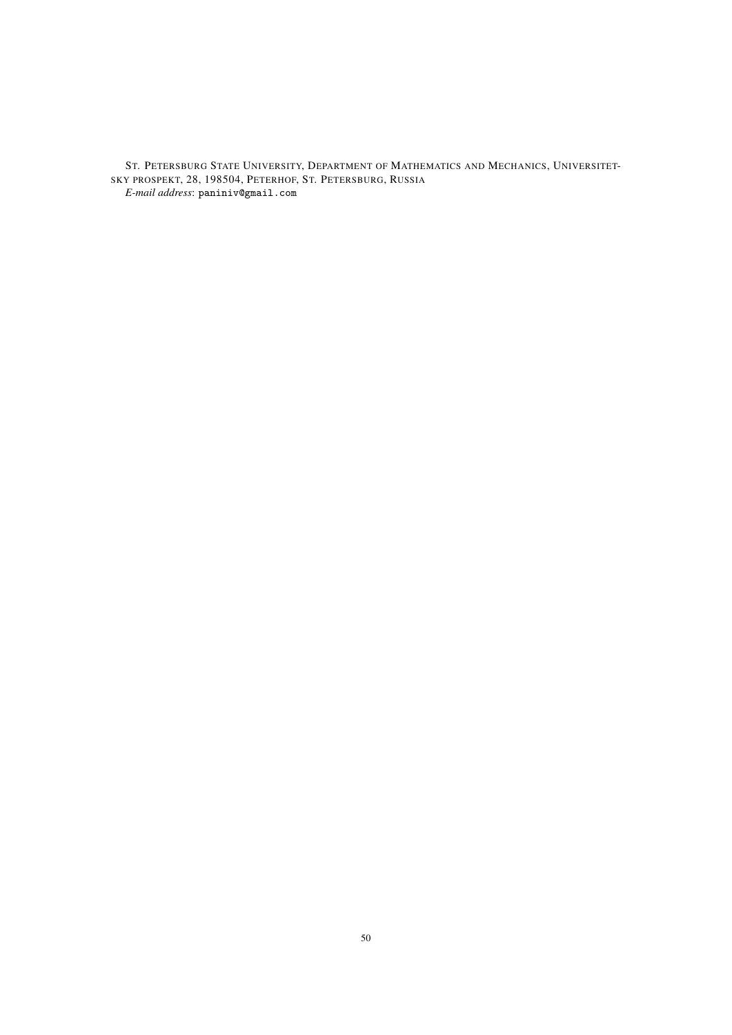ST. PETERSBURG STATE UNIVERSITY, DEPARTMENT OF MATHEMATICS AND MECHANICS, UNIVERSITETSKY PROSPEKT, 28, 198504, PETERHOF, ST. PETERSBURG, RUSSIA

*E-mail address*: paniniv@gmail.com